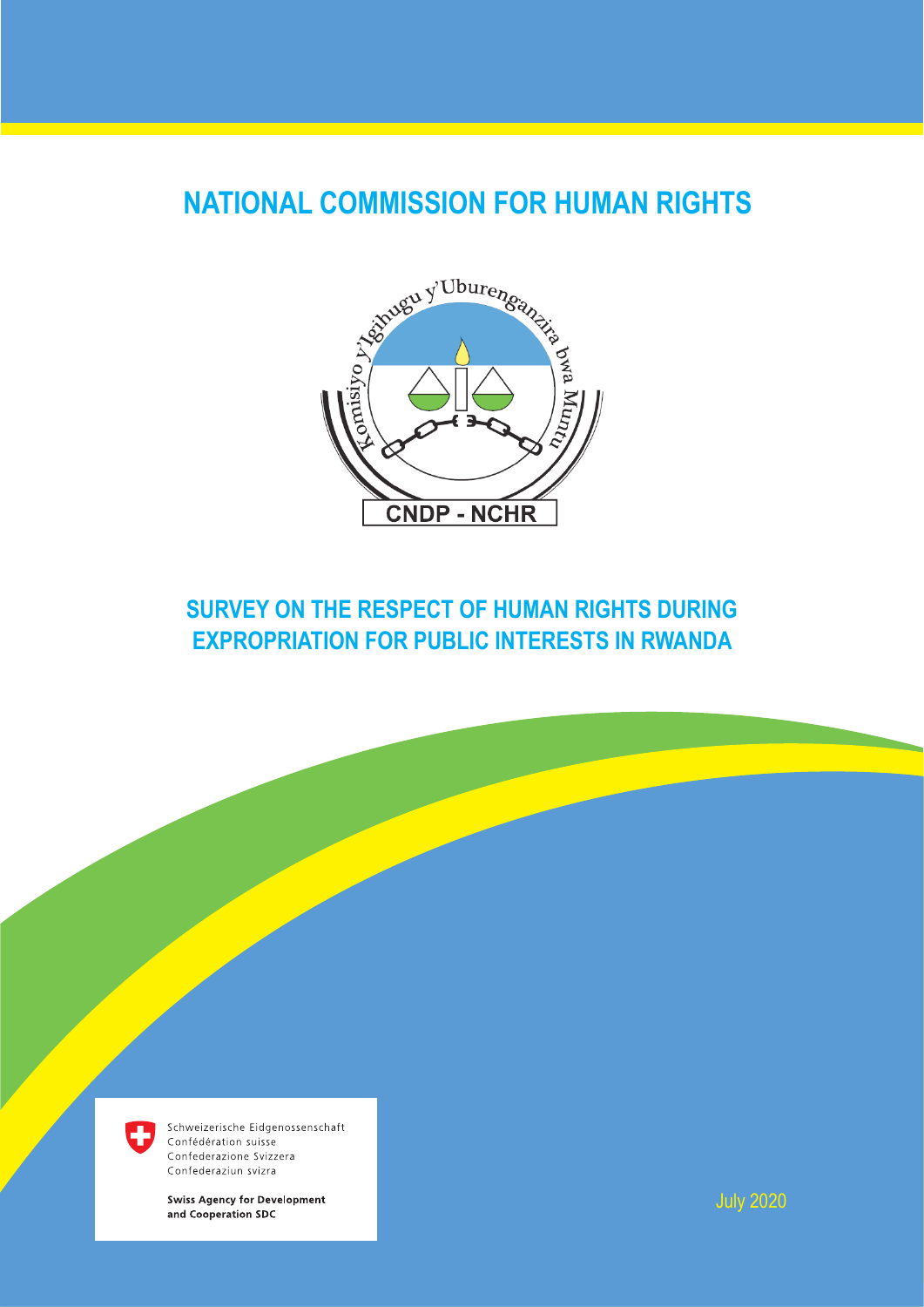# NATIONAL COMMISSION FOR HUMAN RIGHTS

Komisiyo y'Igihugu y'Uburenganzira bwa Muntu

CNDP - NCHR

## SURVEY ON THE RESPECT OF HUMAN RIGHTS DURING EXPROPRIATION FOR PUBLIC INTERESTS IN RWANDA

Schweizerische Eidgenossenschaft
Confédération suisse
Confederazione Svizzera
Confederaziun svizra

**Swiss Agency for Development and Cooperation SDC**

July 2020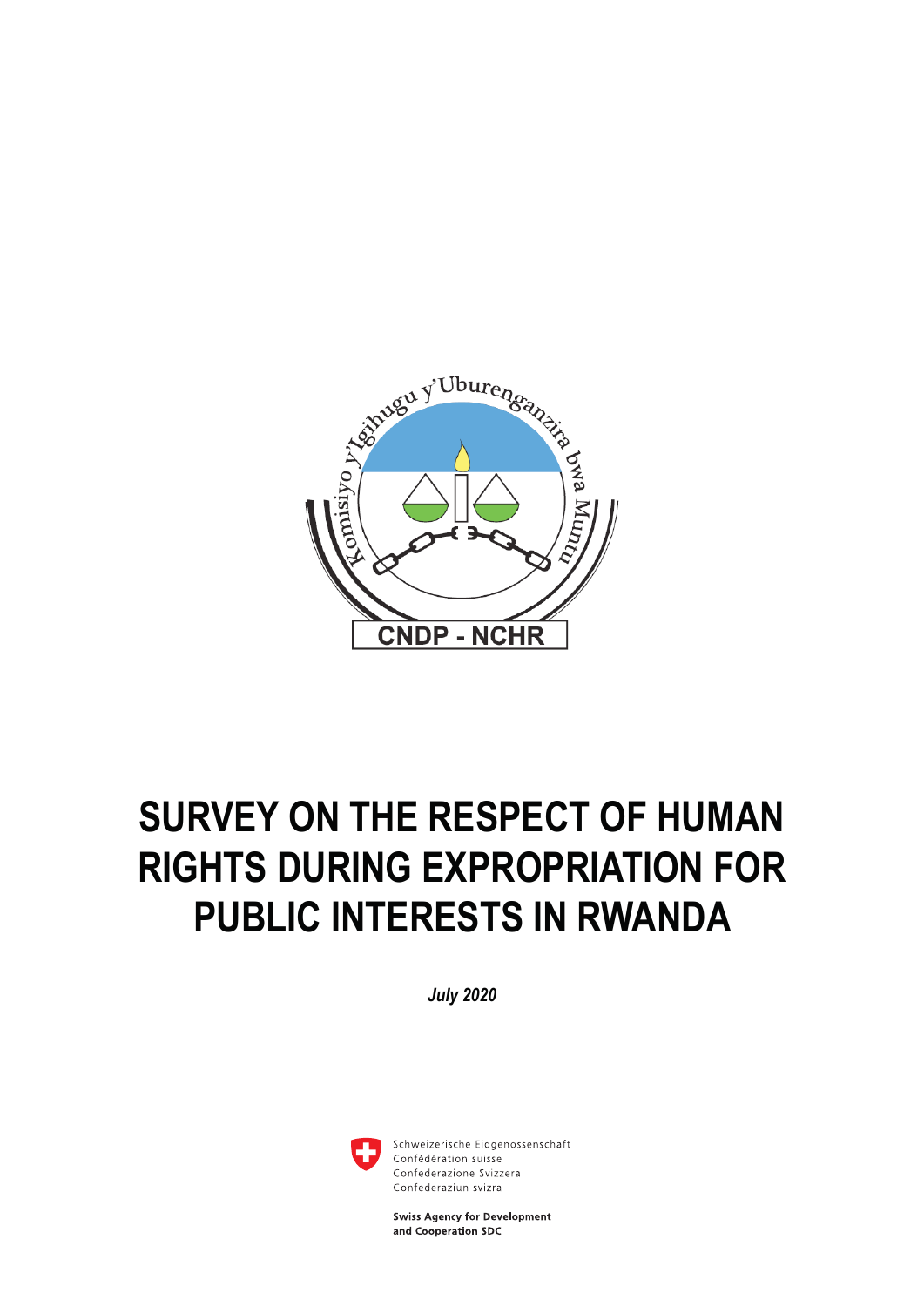Komisiyo y'Igihugu y'Uburenganzira bwa Muntu

CNDP - NCHR

# SURVEY ON THE RESPECT OF HUMAN RIGHTS DURING EXPROPRIATION FOR PUBLIC INTERESTS IN RWANDA

***July 2020***

Schweizerische Eidgenossenschaft
Confédération suisse
Confederazione Svizzera
Confederaziun svizra

**Swiss Agency for Development and Cooperation SDC**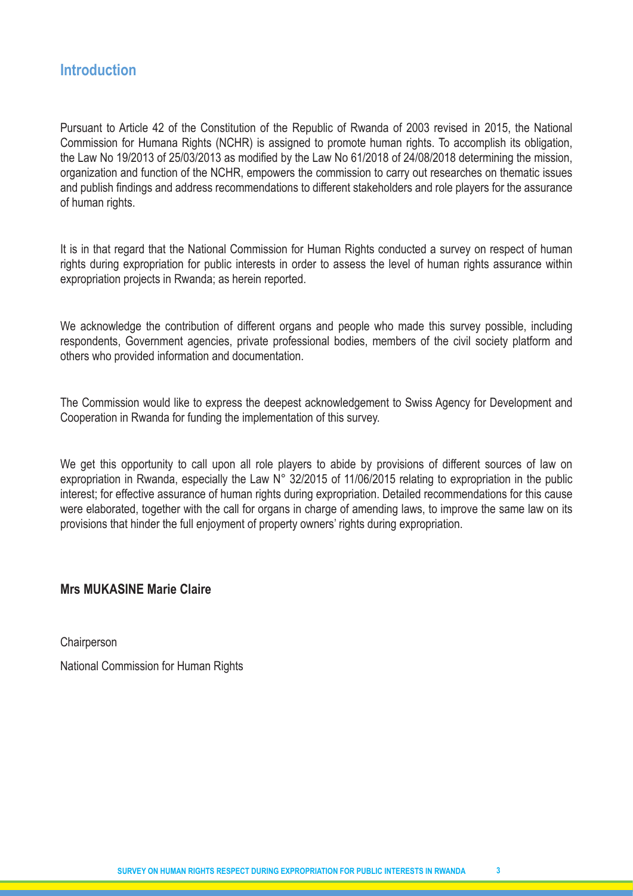## Introduction

Pursuant to Article 42 of the Constitution of the Republic of Rwanda of 2003 revised in 2015, the National Commission for Humana Rights (NCHR) is assigned to promote human rights. To accomplish its obligation, the Law No 19/2013 of 25/03/2013 as modified by the Law No 61/2018 of 24/08/2018 determining the mission, organization and function of the NCHR, empowers the commission to carry out researches on thematic issues and publish findings and address recommendations to different stakeholders and role players for the assurance of human rights.

It is in that regard that the National Commission for Human Rights conducted a survey on respect of human rights during expropriation for public interests in order to assess the level of human rights assurance within expropriation projects in Rwanda; as herein reported.

We acknowledge the contribution of different organs and people who made this survey possible, including respondents, Government agencies, private professional bodies, members of the civil society platform and others who provided information and documentation.

The Commission would like to express the deepest acknowledgement to Swiss Agency for Development and Cooperation in Rwanda for funding the implementation of this survey.

We get this opportunity to call upon all role players to abide by provisions of different sources of law on expropriation in Rwanda, especially the Law N° 32/2015 of 11/06/2015 relating to expropriation in the public interest; for effective assurance of human rights during expropriation. Detailed recommendations for this cause were elaborated, together with the call for organs in charge of amending laws, to improve the same law on its provisions that hinder the full enjoyment of property owners' rights during expropriation.

**Mrs MUKASINE Marie Claire**

Chairperson

National Commission for Human Rights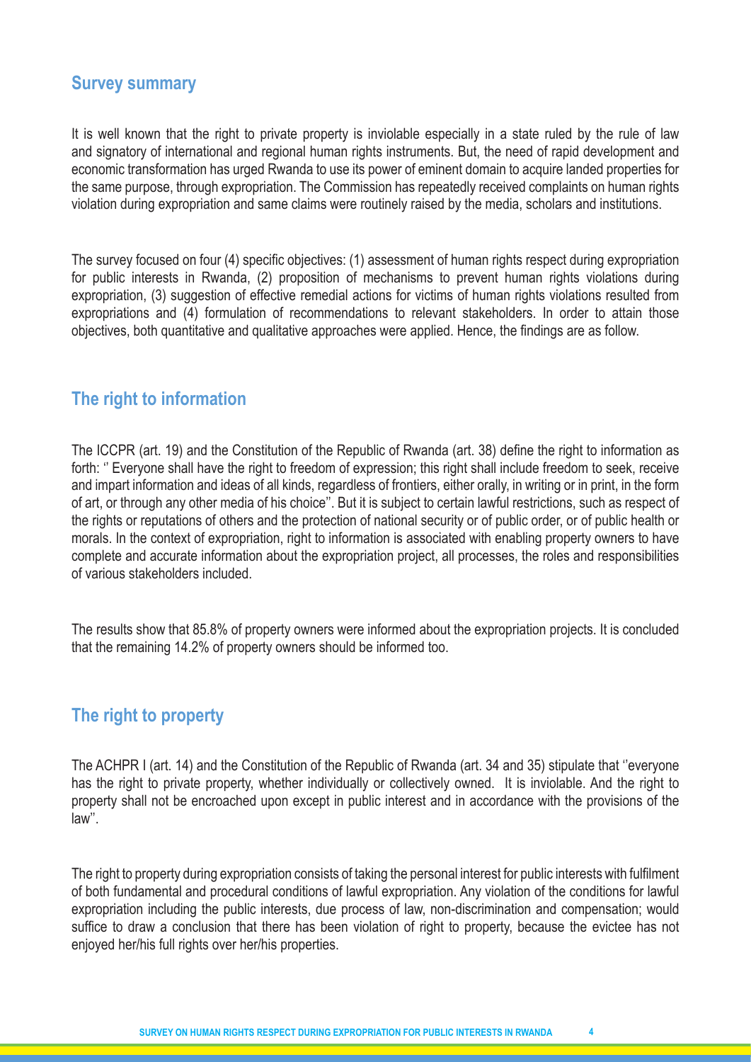## Survey summary

It is well known that the right to private property is inviolable especially in a state ruled by the rule of law and signatory of international and regional human rights instruments. But, the need of rapid development and economic transformation has urged Rwanda to use its power of eminent domain to acquire landed properties for the same purpose, through expropriation. The Commission has repeatedly received complaints on human rights violation during expropriation and same claims were routinely raised by the media, scholars and institutions.

The survey focused on four (4) specific objectives: (1) assessment of human rights respect during expropriation for public interests in Rwanda, (2) proposition of mechanisms to prevent human rights violations during expropriation, (3) suggestion of effective remedial actions for victims of human rights violations resulted from expropriations and (4) formulation of recommendations to relevant stakeholders. In order to attain those objectives, both quantitative and qualitative approaches were applied. Hence, the findings are as follow.

## The right to information

The ICCPR (art. 19) and the Constitution of the Republic of Rwanda (art. 38) define the right to information as forth: '' Everyone shall have the right to freedom of expression; this right shall include freedom to seek, receive and impart information and ideas of all kinds, regardless of frontiers, either orally, in writing or in print, in the form of art, or through any other media of his choice''. But it is subject to certain lawful restrictions, such as respect of the rights or reputations of others and the protection of national security or of public order, or of public health or morals. In the context of expropriation, right to information is associated with enabling property owners to have complete and accurate information about the expropriation project, all processes, the roles and responsibilities of various stakeholders included.

The results show that 85.8% of property owners were informed about the expropriation projects. It is concluded that the remaining 14.2% of property owners should be informed too.

## The right to property

The ACHPR I (art. 14) and the Constitution of the Republic of Rwanda (art. 34 and 35) stipulate that ''everyone has the right to private property, whether individually or collectively owned. It is inviolable. And the right to property shall not be encroached upon except in public interest and in accordance with the provisions of the law''.

The right to property during expropriation consists of taking the personal interest for public interests with fulfilment of both fundamental and procedural conditions of lawful expropriation. Any violation of the conditions for lawful expropriation including the public interests, due process of law, non-discrimination and compensation; would suffice to draw a conclusion that there has been violation of right to property, because the evictee has not enjoyed her/his full rights over her/his properties.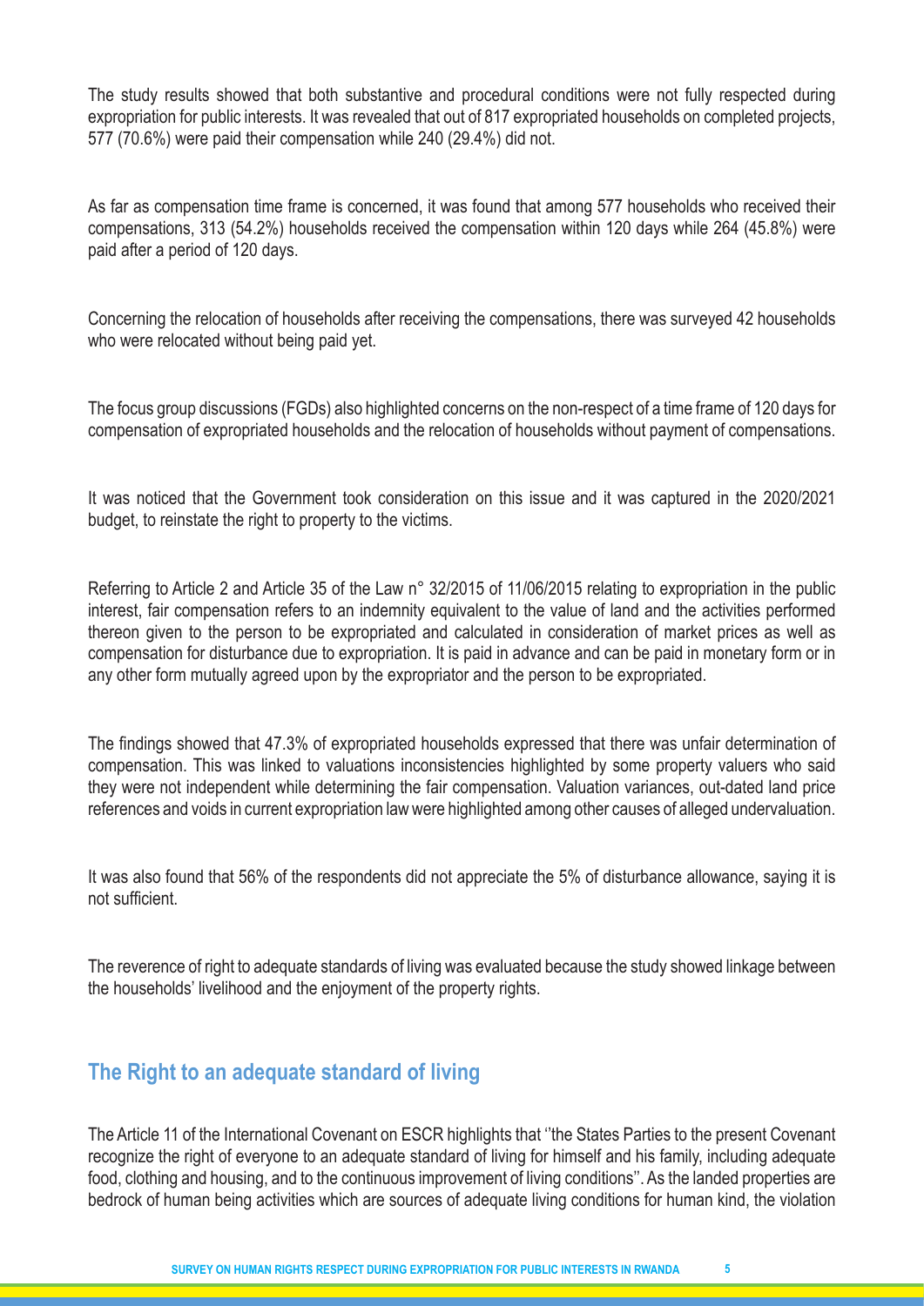The study results showed that both substantive and procedural conditions were not fully respected during expropriation for public interests. It was revealed that out of 817 expropriated households on completed projects, 577 (70.6%) were paid their compensation while 240 (29.4%) did not.

As far as compensation time frame is concerned, it was found that among 577 households who received their compensations, 313 (54.2%) households received the compensation within 120 days while 264 (45.8%) were paid after a period of 120 days.

Concerning the relocation of households after receiving the compensations, there was surveyed 42 households who were relocated without being paid yet.

The focus group discussions (FGDs) also highlighted concerns on the non-respect of a time frame of 120 days for compensation of expropriated households and the relocation of households without payment of compensations.

It was noticed that the Government took consideration on this issue and it was captured in the 2020/2021 budget, to reinstate the right to property to the victims.

Referring to Article 2 and Article 35 of the Law n° 32/2015 of 11/06/2015 relating to expropriation in the public interest, fair compensation refers to an indemnity equivalent to the value of land and the activities performed thereon given to the person to be expropriated and calculated in consideration of market prices as well as compensation for disturbance due to expropriation. It is paid in advance and can be paid in monetary form or in any other form mutually agreed upon by the expropriator and the person to be expropriated.

The findings showed that 47.3% of expropriated households expressed that there was unfair determination of compensation. This was linked to valuations inconsistencies highlighted by some property valuers who said they were not independent while determining the fair compensation. Valuation variances, out-dated land price references and voids in current expropriation law were highlighted among other causes of alleged undervaluation.

It was also found that 56% of the respondents did not appreciate the 5% of disturbance allowance, saying it is not sufficient.

The reverence of right to adequate standards of living was evaluated because the study showed linkage between the households' livelihood and the enjoyment of the property rights.

## The Right to an adequate standard of living

The Article 11 of the International Covenant on ESCR highlights that ''the States Parties to the present Covenant recognize the right of everyone to an adequate standard of living for himself and his family, including adequate food, clothing and housing, and to the continuous improvement of living conditions''. As the landed properties are bedrock of human being activities which are sources of adequate living conditions for human kind, the violation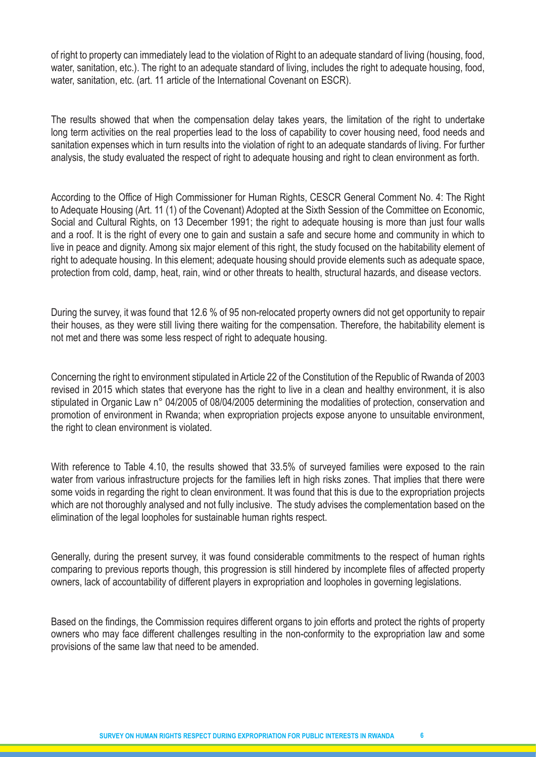of right to property can immediately lead to the violation of Right to an adequate standard of living (housing, food, water, sanitation, etc.). The right to an adequate standard of living, includes the right to adequate housing, food, water, sanitation, etc. (art. 11 article of the International Covenant on ESCR).

The results showed that when the compensation delay takes years, the limitation of the right to undertake long term activities on the real properties lead to the loss of capability to cover housing need, food needs and sanitation expenses which in turn results into the violation of right to an adequate standards of living. For further analysis, the study evaluated the respect of right to adequate housing and right to clean environment as forth.

According to the Office of High Commissioner for Human Rights, CESCR General Comment No. 4: The Right to Adequate Housing (Art. 11 (1) of the Covenant) Adopted at the Sixth Session of the Committee on Economic, Social and Cultural Rights, on 13 December 1991; the right to adequate housing is more than just four walls and a roof. It is the right of every one to gain and sustain a safe and secure home and community in which to live in peace and dignity. Among six major element of this right, the study focused on the habitability element of right to adequate housing. In this element; adequate housing should provide elements such as adequate space, protection from cold, damp, heat, rain, wind or other threats to health, structural hazards, and disease vectors.

During the survey, it was found that 12.6 % of 95 non-relocated property owners did not get opportunity to repair their houses, as they were still living there waiting for the compensation. Therefore, the habitability element is not met and there was some less respect of right to adequate housing.

Concerning the right to environment stipulated in Article 22 of the Constitution of the Republic of Rwanda of 2003 revised in 2015 which states that everyone has the right to live in a clean and healthy environment, it is also stipulated in Organic Law n° 04/2005 of 08/04/2005 determining the modalities of protection, conservation and promotion of environment in Rwanda; when expropriation projects expose anyone to unsuitable environment, the right to clean environment is violated.

With reference to Table 4.10, the results showed that 33.5% of surveyed families were exposed to the rain water from various infrastructure projects for the families left in high risks zones. That implies that there were some voids in regarding the right to clean environment. It was found that this is due to the expropriation projects which are not thoroughly analysed and not fully inclusive. The study advises the complementation based on the elimination of the legal loopholes for sustainable human rights respect.

Generally, during the present survey, it was found considerable commitments to the respect of human rights comparing to previous reports though, this progression is still hindered by incomplete files of affected property owners, lack of accountability of different players in expropriation and loopholes in governing legislations.

Based on the findings, the Commission requires different organs to join efforts and protect the rights of property owners who may face different challenges resulting in the non-conformity to the expropriation law and some provisions of the same law that need to be amended.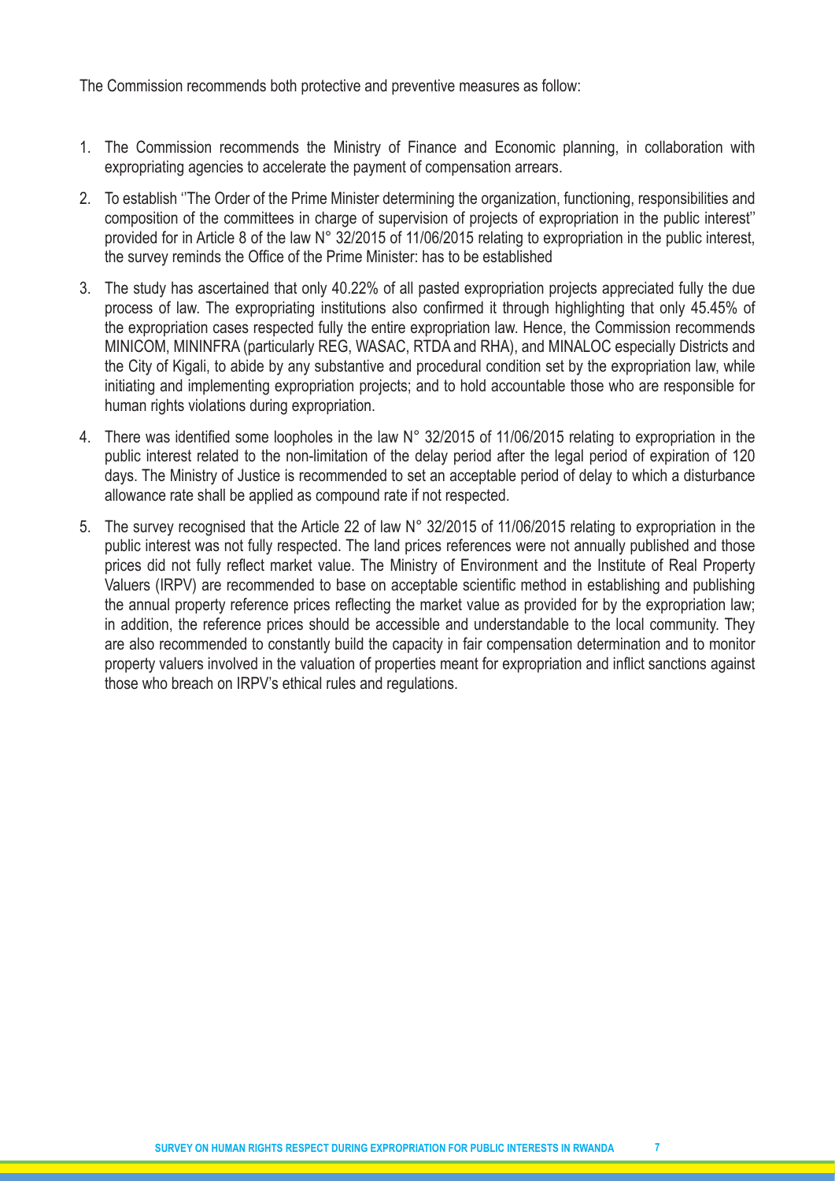The Commission recommends both protective and preventive measures as follow:

1. The Commission recommends the Ministry of Finance and Economic planning, in collaboration with expropriating agencies to accelerate the payment of compensation arrears.
2. To establish ''The Order of the Prime Minister determining the organization, functioning, responsibilities and composition of the committees in charge of supervision of projects of expropriation in the public interest'' provided for in Article 8 of the law N° 32/2015 of 11/06/2015 relating to expropriation in the public interest, the survey reminds the Office of the Prime Minister: has to be established
3. The study has ascertained that only 40.22% of all pasted expropriation projects appreciated fully the due process of law. The expropriating institutions also confirmed it through highlighting that only 45.45% of the expropriation cases respected fully the entire expropriation law. Hence, the Commission recommends MINICOM, MININFRA (particularly REG, WASAC, RTDA and RHA), and MINALOC especially Districts and the City of Kigali, to abide by any substantive and procedural condition set by the expropriation law, while initiating and implementing expropriation projects; and to hold accountable those who are responsible for human rights violations during expropriation.
4. There was identified some loopholes in the law N° 32/2015 of 11/06/2015 relating to expropriation in the public interest related to the non-limitation of the delay period after the legal period of expiration of 120 days. The Ministry of Justice is recommended to set an acceptable period of delay to which a disturbance allowance rate shall be applied as compound rate if not respected.
5. The survey recognised that the Article 22 of law N° 32/2015 of 11/06/2015 relating to expropriation in the public interest was not fully respected. The land prices references were not annually published and those prices did not fully reflect market value. The Ministry of Environment and the Institute of Real Property Valuers (IRPV) are recommended to base on acceptable scientific method in establishing and publishing the annual property reference prices reflecting the market value as provided for by the expropriation law; in addition, the reference prices should be accessible and understandable to the local community. They are also recommended to constantly build the capacity in fair compensation determination and to monitor property valuers involved in the valuation of properties meant for expropriation and inflict sanctions against those who breach on IRPV's ethical rules and regulations.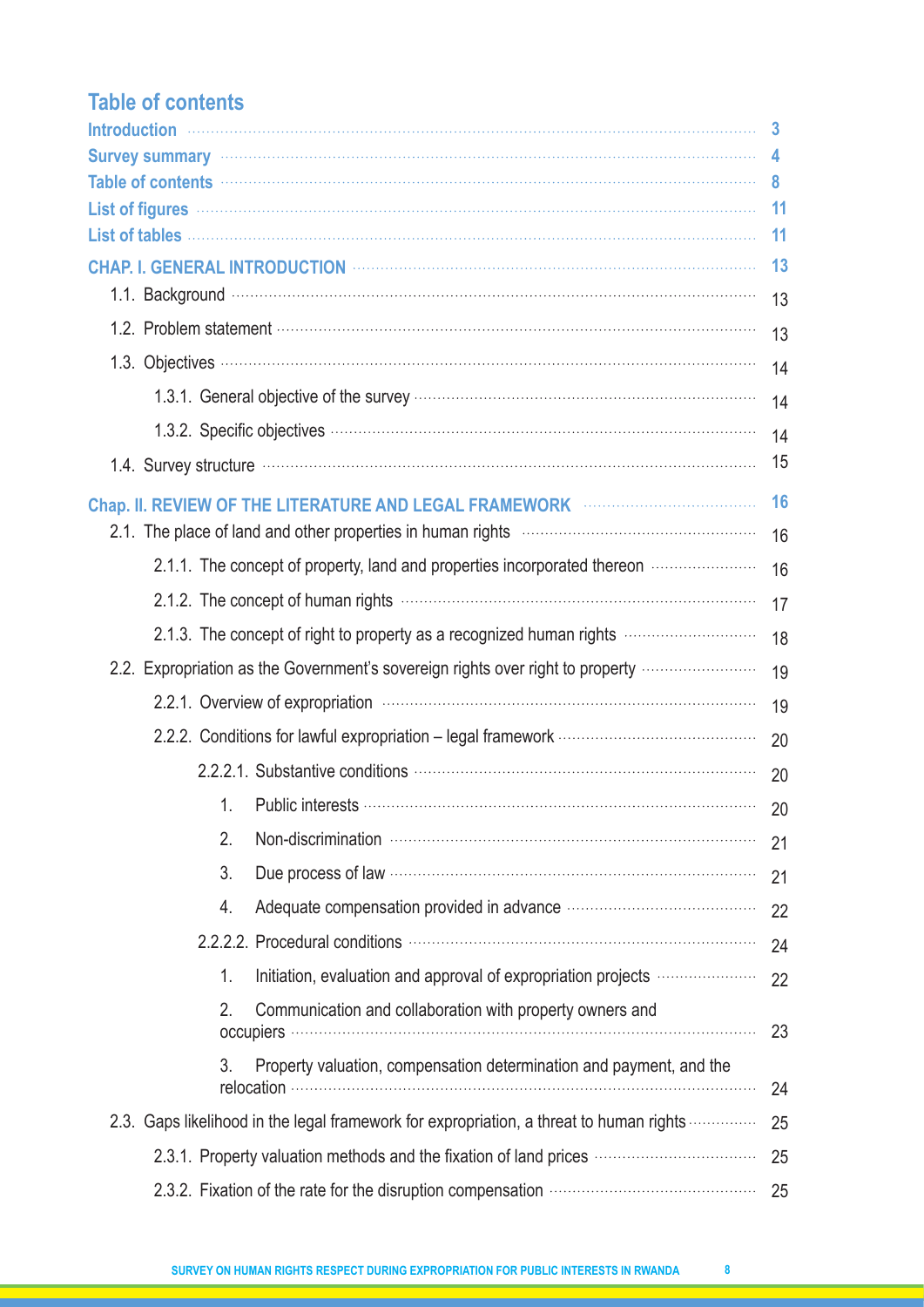## Table of contents

| | |
|---|---|
| **Introduction** | **3** |
| **Survey summary** | **4** |
| **Table of contents** | **8** |
| **List of figures** | **11** |
| **List of tables** | **11** |
| **CHAP. I. GENERAL INTRODUCTION** | **13** |
| 1.1. Background | 13 |
| 1.2. Problem statement | 13 |
| 1.3. Objectives | 14 |
| 1.3.1. General objective of the survey | 14 |
| 1.3.2. Specific objectives | 14 |
| 1.4. Survey structure | 15 |
| **Chap. II. REVIEW OF THE LITERATURE AND LEGAL FRAMEWORK** | **16** |
| 2.1. The place of land and other properties in human rights | 16 |
| 2.1.1. The concept of property, land and properties incorporated thereon | 16 |
| 2.1.2. The concept of human rights | 17 |
| 2.1.3. The concept of right to property as a recognized human rights | 18 |
| 2.2. Expropriation as the Government's sovereign rights over right to property | 19 |
| 2.2.1. Overview of expropriation | 19 |
| 2.2.2. Conditions for lawful expropriation – legal framework | 20 |
| 2.2.2.1. Substantive conditions | 20 |
| 1. Public interests | 20 |
| 2. Non-discrimination | 21 |
| 3. Due process of law | 21 |
| 4. Adequate compensation provided in advance | 22 |
| 2.2.2.2. Procedural conditions | 24 |
| 1. Initiation, evaluation and approval of expropriation projects | 22 |
| 2. Communication and collaboration with property owners and occupiers | 23 |
| 3. Property valuation, compensation determination and payment, and the relocation | 24 |
| 2.3. Gaps likelihood in the legal framework for expropriation, a threat to human rights | 25 |
| 2.3.1. Property valuation methods and the fixation of land prices | 25 |
| 2.3.2. Fixation of the rate for the disruption compensation | 25 |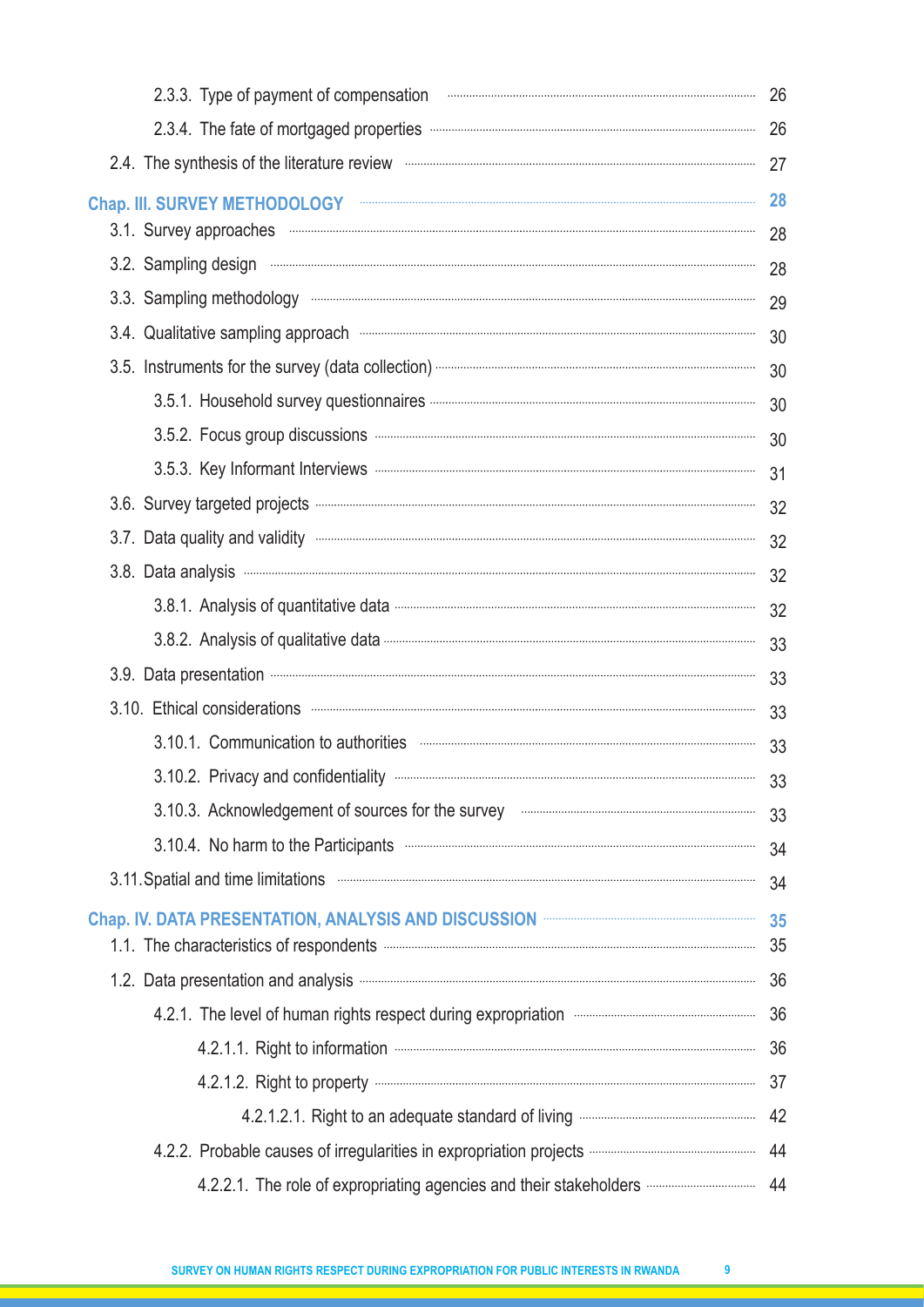- 2.3.3. Type of payment of compensation ..... 26
- 2.3.4. The fate of mortgaged properties ..... 26
- 2.4. The synthesis of the literature review ..... 27

**Chap. III. SURVEY METHODOLOGY ..... 28**

- 3.1. Survey approaches ..... 28
- 3.2. Sampling design ..... 28
- 3.3. Sampling methodology ..... 29
- 3.4. Qualitative sampling approach ..... 30
- 3.5. Instruments for the survey (data collection) ..... 30
  - 3.5.1. Household survey questionnaires ..... 30
  - 3.5.2. Focus group discussions ..... 30
  - 3.5.3. Key Informant Interviews ..... 31
- 3.6. Survey targeted projects ..... 32
- 3.7. Data quality and validity ..... 32
- 3.8. Data analysis ..... 32
  - 3.8.1. Analysis of quantitative data ..... 32
  - 3.8.2. Analysis of qualitative data ..... 33
- 3.9. Data presentation ..... 33
- 3.10. Ethical considerations ..... 33
  - 3.10.1. Communication to authorities ..... 33
  - 3.10.2. Privacy and confidentiality ..... 33
  - 3.10.3. Acknowledgement of sources for the survey ..... 33
  - 3.10.4. No harm to the Participants ..... 34
- 3.11. Spatial and time limitations ..... 34

**Chap. IV. DATA PRESENTATION, ANALYSIS AND DISCUSSION ..... 35**

- 1.1. The characteristics of respondents ..... 35
- 1.2. Data presentation and analysis ..... 36
  - 4.2.1. The level of human rights respect during expropriation ..... 36
    - 4.2.1.1. Right to information ..... 36
    - 4.2.1.2. Right to property ..... 37
      - 4.2.1.2.1. Right to an adequate standard of living ..... 42
  - 4.2.2. Probable causes of irregularities in expropriation projects ..... 44
    - 4.2.2.1. The role of expropriating agencies and their stakeholders ..... 44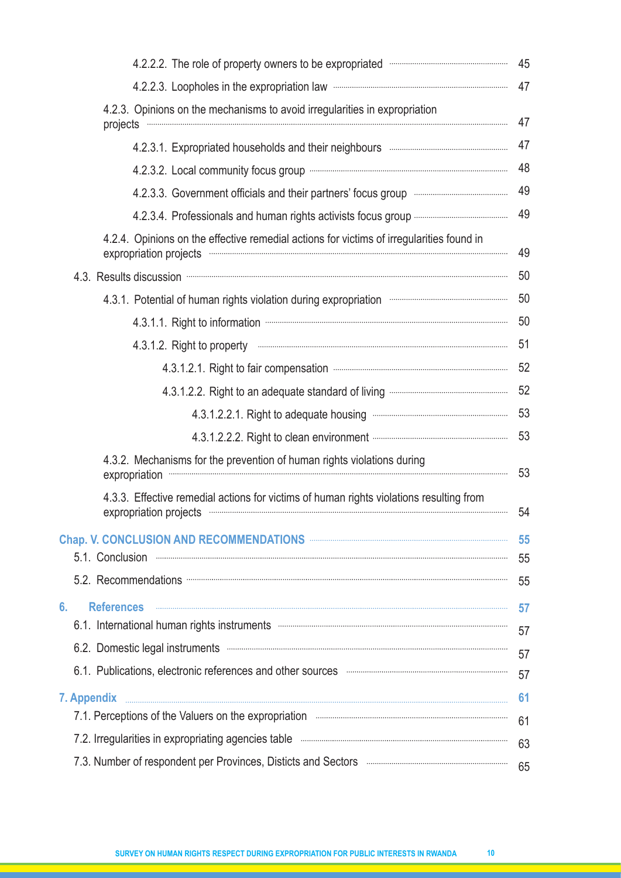4.2.2.2. The role of property owners to be expropriated ........ 45

4.2.2.3. Loopholes in the expropriation law ........ 47

4.2.3. Opinions on the mechanisms to avoid irregularities in expropriation projects ........ 47

4.2.3.1. Expropriated households and their neighbours ........ 47

4.2.3.2. Local community focus group ........ 48

4.2.3.3. Government officials and their partners' focus group ........ 49

4.2.3.4. Professionals and human rights activists focus group ........ 49

4.2.4. Opinions on the effective remedial actions for victims of irregularities found in expropriation projects ........ 49

4.3. Results discussion ........ 50

4.3.1. Potential of human rights violation during expropriation ........ 50

4.3.1.1. Right to information ........ 50

4.3.1.2. Right to property ........ 51

4.3.1.2.1. Right to fair compensation ........ 52

4.3.1.2.2. Right to an adequate standard of living ........ 52

4.3.1.2.2.1. Right to adequate housing ........ 53

4.3.1.2.2.2. Right to clean environment ........ 53

4.3.2. Mechanisms for the prevention of human rights violations during expropriation ........ 53

4.3.3. Effective remedial actions for victims of human rights violations resulting from expropriation projects ........ 54

**Chap. V. CONCLUSION AND RECOMMENDATIONS ........ 55**

5.1. Conclusion ........ 55

5.2. Recommendations ........ 55

**6. References ........ 57**

6.1. International human rights instruments ........ 57

6.2. Domestic legal instruments ........ 57

6.1. Publications, electronic references and other sources ........ 57

**7. Appendix ........ 61**

7.1. Perceptions of the Valuers on the expropriation ........ 61

7.2. Irregularities in expropriating agencies table ........ 63

7.3. Number of respondent per Provinces, Disticts and Sectors ........ 65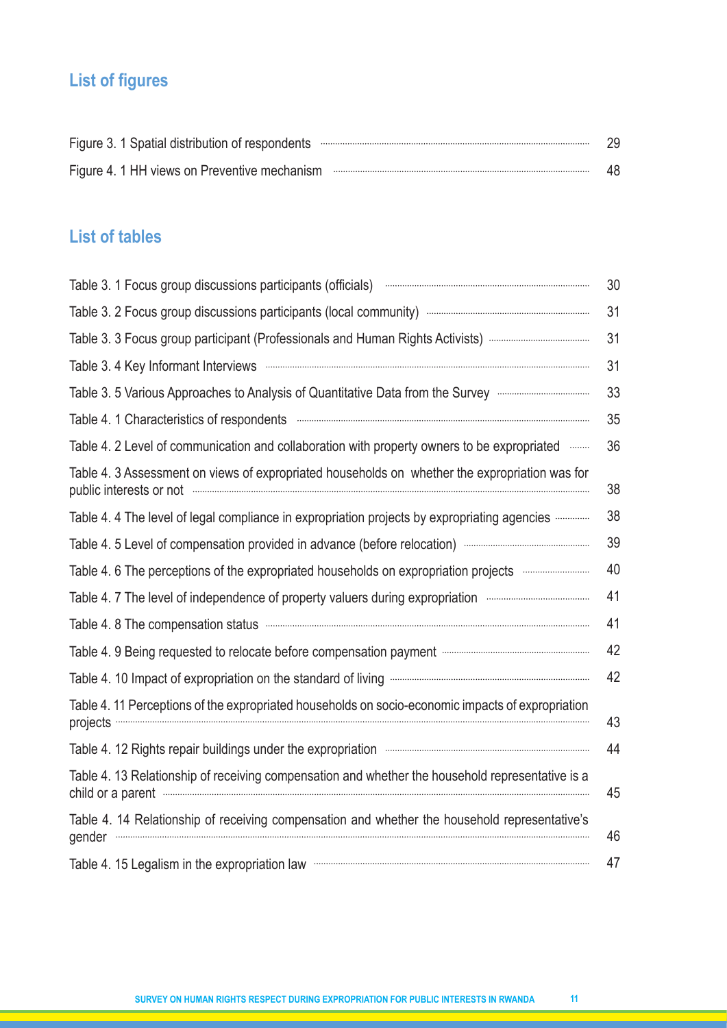## List of figures

Figure 3. 1 Spatial distribution of respondents ........ 29

Figure 4. 1 HH views on Preventive mechanism ........ 48

## List of tables

Table 3. 1 Focus group discussions participants (officials) ........ 30

Table 3. 2 Focus group discussions participants (local community) ........ 31

Table 3. 3 Focus group participant (Professionals and Human Rights Activists) ........ 31

Table 3. 4 Key Informant Interviews ........ 31

Table 3. 5 Various Approaches to Analysis of Quantitative Data from the Survey ........ 33

Table 4. 1 Characteristics of respondents ........ 35

Table 4. 2 Level of communication and collaboration with property owners to be expropriated ........ 36

Table 4. 3 Assessment on views of expropriated households on whether the expropriation was for public interests or not ........ 38

Table 4. 4 The level of legal compliance in expropriation projects by expropriating agencies ........ 38

Table 4. 5 Level of compensation provided in advance (before relocation) ........ 39

Table 4. 6 The perceptions of the expropriated households on expropriation projects ........ 40

Table 4. 7 The level of independence of property valuers during expropriation ........ 41

Table 4. 8 The compensation status ........ 41

Table 4. 9 Being requested to relocate before compensation payment ........ 42

Table 4. 10 Impact of expropriation on the standard of living ........ 42

Table 4. 11 Perceptions of the expropriated households on socio-economic impacts of expropriation projects ........ 43

Table 4. 12 Rights repair buildings under the expropriation ........ 44

Table 4. 13 Relationship of receiving compensation and whether the household representative is a child or a parent ........ 45

Table 4. 14 Relationship of receiving compensation and whether the household representative's gender ........ 46

Table 4. 15 Legalism in the expropriation law ........ 47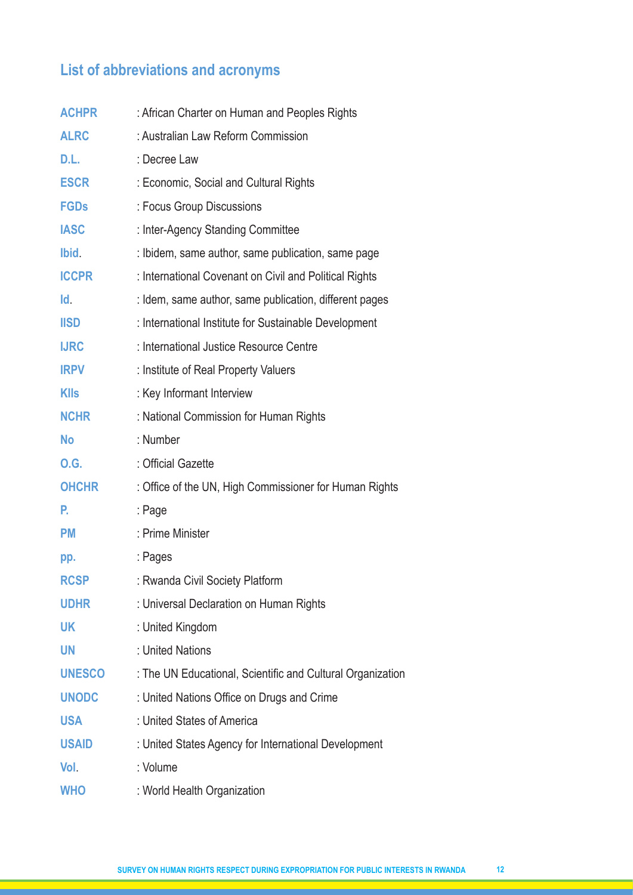## List of abbreviations and acronyms

| | |
|---|---|
| **ACHPR** | : African Charter on Human and Peoples Rights |
| **ALRC** | : Australian Law Reform Commission |
| **D.L.** | : Decree Law |
| **ESCR** | : Economic, Social and Cultural Rights |
| **FGDs** | : Focus Group Discussions |
| **IASC** | : Inter-Agency Standing Committee |
| **Ibid**. | : Ibidem, same author, same publication, same page |
| **ICCPR** | : International Covenant on Civil and Political Rights |
| **Id**. | : Idem, same author, same publication, different pages |
| **IISD** | : International Institute for Sustainable Development |
| **IJRC** | : International Justice Resource Centre |
| **IRPV** | : Institute of Real Property Valuers |
| **KIIs** | : Key Informant Interview |
| **NCHR** | : National Commission for Human Rights |
| **No** | : Number |
| **O.G.** | : Official Gazette |
| **OHCHR** | : Office of the UN, High Commissioner for Human Rights |
| **P.** | : Page |
| **PM** | : Prime Minister |
| **pp.** | : Pages |
| **RCSP** | : Rwanda Civil Society Platform |
| **UDHR** | : Universal Declaration on Human Rights |
| **UK** | : United Kingdom |
| **UN** | : United Nations |
| **UNESCO** | : The UN Educational, Scientific and Cultural Organization |
| **UNODC** | : United Nations Office on Drugs and Crime |
| **USA** | : United States of America |
| **USAID** | : United States Agency for International Development |
| **Vol**. | : Volume |
| **WHO** | : World Health Organization |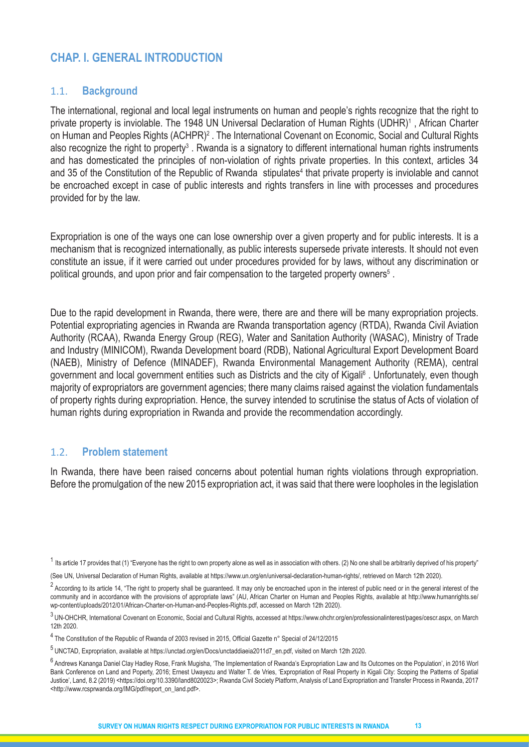## CHAP. I. GENERAL INTRODUCTION

### 1.1. Background

The international, regional and local legal instruments on human and people's rights recognize that the right to private property is inviolable. The 1948 UN Universal Declaration of Human Rights (UDHR)[1] , African Charter on Human and Peoples Rights (ACHPR)[2] . The International Covenant on Economic, Social and Cultural Rights also recognize the right to property[3] . Rwanda is a signatory to different international human rights instruments and has domesticated the principles of non-violation of rights private properties. In this context, articles 34 and 35 of the Constitution of the Republic of Rwanda stipulates[4] that private property is inviolable and cannot be encroached except in case of public interests and rights transfers in line with processes and procedures provided for by the law.

Expropriation is one of the ways one can lose ownership over a given property and for public interests. It is a mechanism that is recognized internationally, as public interests supersede private interests. It should not even constitute an issue, if it were carried out under procedures provided for by laws, without any discrimination or political grounds, and upon prior and fair compensation to the targeted property owners[5] .

Due to the rapid development in Rwanda, there were, there are and there will be many expropriation projects. Potential expropriating agencies in Rwanda are Rwanda transportation agency (RTDA), Rwanda Civil Aviation Authority (RCAA), Rwanda Energy Group (REG), Water and Sanitation Authority (WASAC), Ministry of Trade and Industry (MINICOM), Rwanda Development board (RDB), National Agricultural Export Development Board (NAEB), Ministry of Defence (MINADEF), Rwanda Environmental Management Authority (REMA), central government and local government entities such as Districts and the city of Kigali[6] . Unfortunately, even though majority of expropriators are government agencies; there many claims raised against the violation fundamentals of property rights during expropriation. Hence, the survey intended to scrutinise the status of Acts of violation of human rights during expropriation in Rwanda and provide the recommendation accordingly.

### 1.2. Problem statement

In Rwanda, there have been raised concerns about potential human rights violations through expropriation. Before the promulgation of the new 2015 expropriation act, it was said that there were loopholes in the legislation

---

[1] Its article 17 provides that (1) "Everyone has the right to own property alone as well as in association with others. (2) No one shall be arbitrarily deprived of his property" (See UN, Universal Declaration of Human Rights, available at https://www.un.org/en/universal-declaration-human-rights/, retrieved on March 12th 2020).

[2] According to its article 14, "The right to property shall be guaranteed. It may only be encroached upon in the interest of public need or in the general interest of the community and in accordance with the provisions of appropriate laws" (AU, African Charter on Human and Peoples Rights, available at http://www.humanrights.se/wp-content/uploads/2012/01/African-Charter-on-Human-and-Peoples-Rights.pdf, accessed on March 12th 2020).

[3] UN-OHCHR, International Covenant on Economic, Social and Cultural Rights, accessed at https://www.ohchr.org/en/professionalinterest/pages/cescr.aspx, on March 12th 2020.

[4] The Constitution of the Republic of Rwanda of 2003 revised in 2015, Official Gazette n° Special of 24/12/2015

[5] UNCTAD, Expropriation, available at https://unctad.org/en/Docs/unctaddiaeia2011d7_en.pdf, visited on March 12th 2020.

[6] Andrews Kananga Daniel Clay Hadley Rose, Frank Mugisha, 'The Implementation of Rwanda's Expropriation Law and Its Outcomes on the Population', in 2016 Worl Bank Conference on Land and Poperty, 2016; Ernest Uwayezu and Walter T. de Vries, 'Expropriation of Real Property in Kigali City: Scoping the Patterns of Spatial Justice', Land, 8.2 (2019) <https://doi.org/10.3390/land8020023>; Rwanda Civil Society Platform, Analysis of Land Expropriation and Transfer Process in Rwanda, 2017 <http://www.rcsprwanda.org/IMG/pdf/report_on_land.pdf>.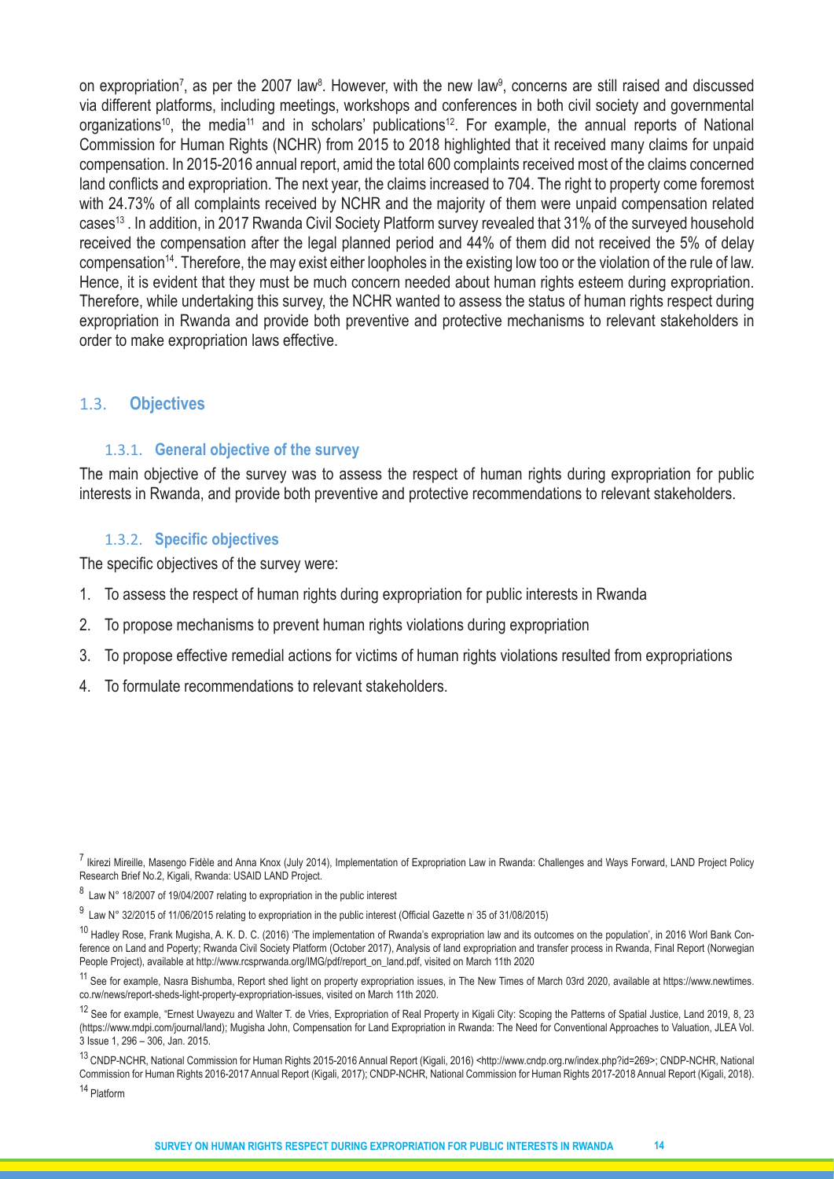on expropriation[7], as per the 2007 law[8]. However, with the new law[9], concerns are still raised and discussed via different platforms, including meetings, workshops and conferences in both civil society and governmental organizations[10], the media[11] and in scholars' publications[12]. For example, the annual reports of National Commission for Human Rights (NCHR) from 2015 to 2018 highlighted that it received many claims for unpaid compensation. In 2015-2016 annual report, amid the total 600 complaints received most of the claims concerned land conflicts and expropriation. The next year, the claims increased to 704. The right to property come foremost with 24.73% of all complaints received by NCHR and the majority of them were unpaid compensation related cases[13] . In addition, in 2017 Rwanda Civil Society Platform survey revealed that 31% of the surveyed household received the compensation after the legal planned period and 44% of them did not received the 5% of delay compensation[14]. Therefore, the may exist either loopholes in the existing low too or the violation of the rule of law. Hence, it is evident that they must be much concern needed about human rights esteem during expropriation. Therefore, while undertaking this survey, the NCHR wanted to assess the status of human rights respect during expropriation in Rwanda and provide both preventive and protective mechanisms to relevant stakeholders in order to make expropriation laws effective.

## 1.3. Objectives

### 1.3.1. General objective of the survey

The main objective of the survey was to assess the respect of human rights during expropriation for public interests in Rwanda, and provide both preventive and protective recommendations to relevant stakeholders.

### 1.3.2. Specific objectives

The specific objectives of the survey were:

1. To assess the respect of human rights during expropriation for public interests in Rwanda
2. To propose mechanisms to prevent human rights violations during expropriation
3. To propose effective remedial actions for victims of human rights violations resulted from expropriations
4. To formulate recommendations to relevant stakeholders.

---

[7] Ikirezi Mireille, Masengo Fidèle and Anna Knox (July 2014), Implementation of Expropriation Law in Rwanda: Challenges and Ways Forward, LAND Project Policy Research Brief No.2, Kigali, Rwanda: USAID LAND Project.

[8] Law N° 18/2007 of 19/04/2007 relating to expropriation in the public interest

[9] Law N° 32/2015 of 11/06/2015 relating to expropriation in the public interest (Official Gazette n° 35 of 31/08/2015)

[10] Hadley Rose, Frank Mugisha, A. K. D. C. (2016) 'The implementation of Rwanda's expropriation law and its outcomes on the population', in 2016 Worl Bank Conference on Land and Poperty; Rwanda Civil Society Platform (October 2017), Analysis of land expropriation and transfer process in Rwanda, Final Report (Norwegian People Project), available at http://www.rcsprwanda.org/IMG/pdf/report_on_land.pdf, visited on March 11th 2020

[11] See for example, Nasra Bishumba, Report shed light on property expropriation issues, in The New Times of March 03rd 2020, available at https://www.newtimes.co.rw/news/report-sheds-light-property-expropriation-issues, visited on March 11th 2020.

[12] See for example, "Ernest Uwayezu and Walter T. de Vries, Expropriation of Real Property in Kigali City: Scoping the Patterns of Spatial Justice, Land 2019, 8, 23 (https://www.mdpi.com/journal/land); Mugisha John, Compensation for Land Expropriation in Rwanda: The Need for Conventional Approaches to Valuation, JLEA Vol. 3 Issue 1, 296 – 306, Jan. 2015.

[13] CNDP-NCHR, National Commission for Human Rights 2015-2016 Annual Report (Kigali, 2016) <http://www.cndp.org.rw/index.php?id=269>; CNDP-NCHR, National Commission for Human Rights 2016-2017 Annual Report (Kigali, 2017); CNDP-NCHR, National Commission for Human Rights 2017-2018 Annual Report (Kigali, 2018).

[14] Platform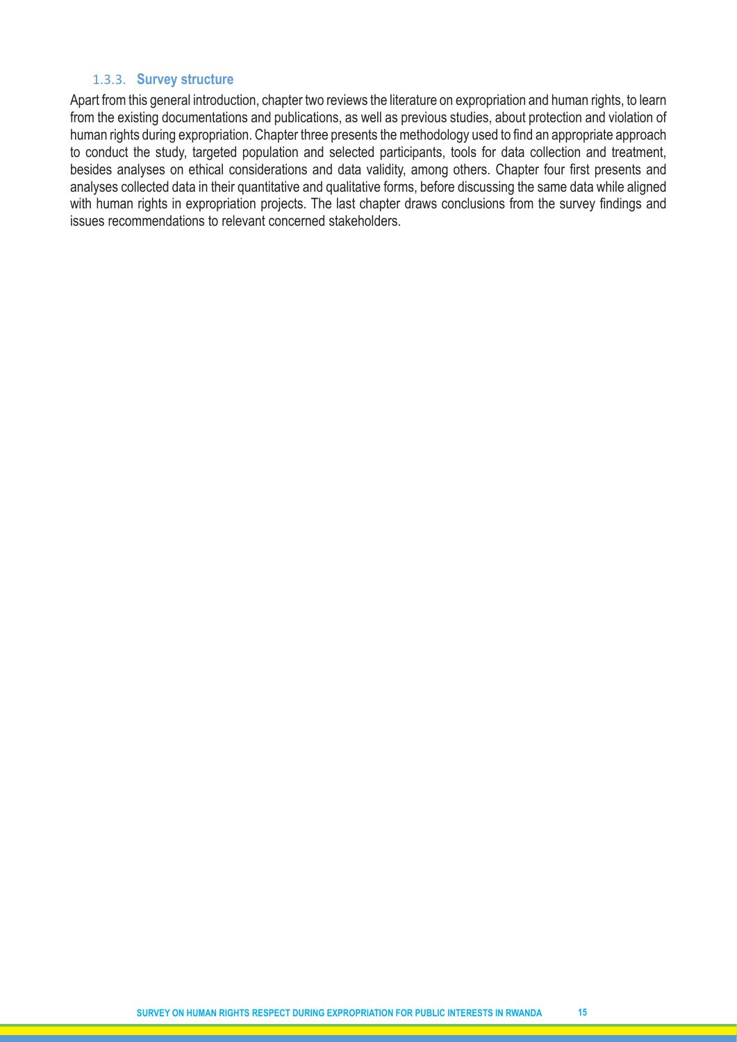### 1.3.3. Survey structure

Apart from this general introduction, chapter two reviews the literature on expropriation and human rights, to learn from the existing documentations and publications, as well as previous studies, about protection and violation of human rights during expropriation. Chapter three presents the methodology used to find an appropriate approach to conduct the study, targeted population and selected participants, tools for data collection and treatment, besides analyses on ethical considerations and data validity, among others. Chapter four first presents and analyses collected data in their quantitative and qualitative forms, before discussing the same data while aligned with human rights in expropriation projects. The last chapter draws conclusions from the survey findings and issues recommendations to relevant concerned stakeholders.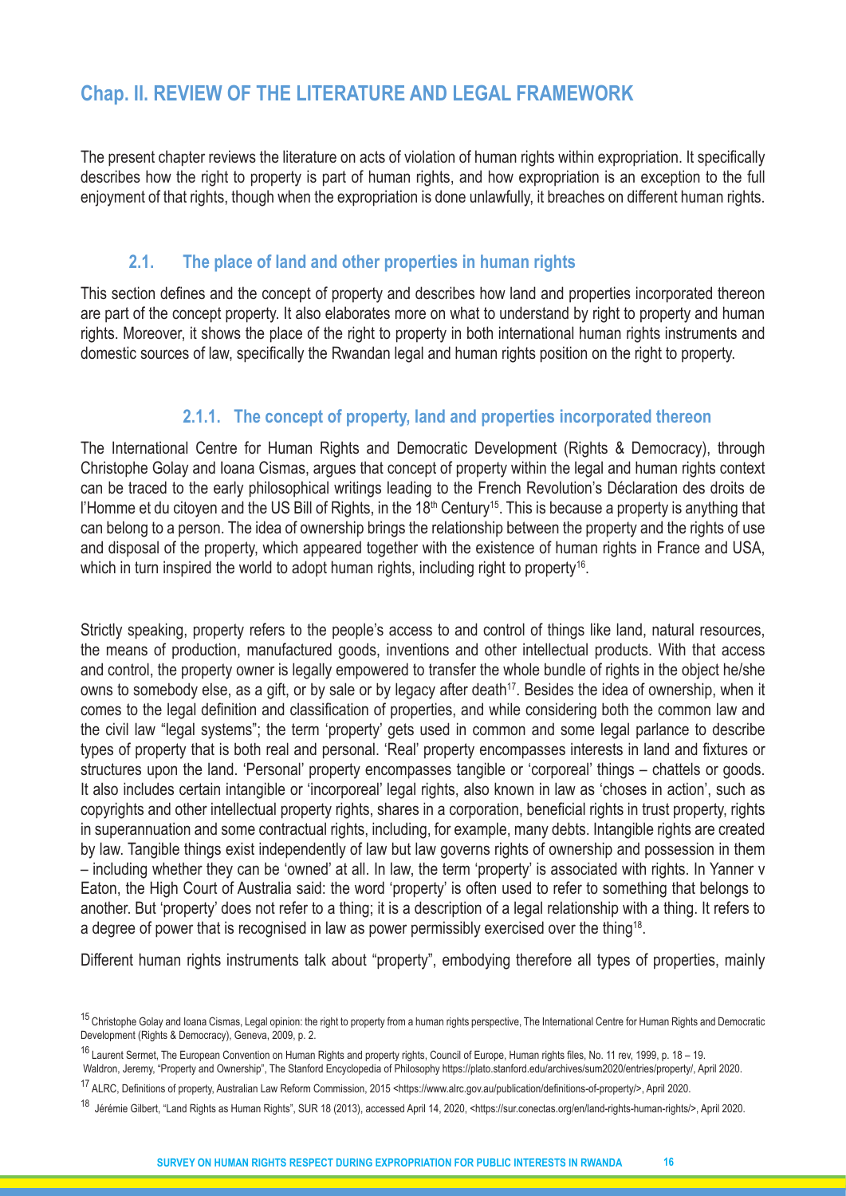# Chap. II. REVIEW OF THE LITERATURE AND LEGAL FRAMEWORK

The present chapter reviews the literature on acts of violation of human rights within expropriation. It specifically describes how the right to property is part of human rights, and how expropriation is an exception to the full enjoyment of that rights, though when the expropriation is done unlawfully, it breaches on different human rights.

## 2.1. The place of land and other properties in human rights

This section defines and the concept of property and describes how land and properties incorporated thereon are part of the concept property. It also elaborates more on what to understand by right to property and human rights. Moreover, it shows the place of the right to property in both international human rights instruments and domestic sources of law, specifically the Rwandan legal and human rights position on the right to property.

### 2.1.1. The concept of property, land and properties incorporated thereon

The International Centre for Human Rights and Democratic Development (Rights & Democracy), through Christophe Golay and Ioana Cismas, argues that concept of property within the legal and human rights context can be traced to the early philosophical writings leading to the French Revolution's Déclaration des droits de l'Homme et du citoyen and the US Bill of Rights, in the 18th Century[15]. This is because a property is anything that can belong to a person. The idea of ownership brings the relationship between the property and the rights of use and disposal of the property, which appeared together with the existence of human rights in France and USA, which in turn inspired the world to adopt human rights, including right to property[16].

Strictly speaking, property refers to the people's access to and control of things like land, natural resources, the means of production, manufactured goods, inventions and other intellectual products. With that access and control, the property owner is legally empowered to transfer the whole bundle of rights in the object he/she owns to somebody else, as a gift, or by sale or by legacy after death[17]. Besides the idea of ownership, when it comes to the legal definition and classification of properties, and while considering both the common law and the civil law "legal systems"; the term 'property' gets used in common and some legal parlance to describe types of property that is both real and personal. 'Real' property encompasses interests in land and fixtures or structures upon the land. 'Personal' property encompasses tangible or 'corporeal' things – chattels or goods. It also includes certain intangible or 'incorporeal' legal rights, also known in law as 'choses in action', such as copyrights and other intellectual property rights, shares in a corporation, beneficial rights in trust property, rights in superannuation and some contractual rights, including, for example, many debts. Intangible rights are created by law. Tangible things exist independently of law but law governs rights of ownership and possession in them – including whether they can be 'owned' at all. In law, the term 'property' is associated with rights. In Yanner v Eaton, the High Court of Australia said: the word 'property' is often used to refer to something that belongs to another. But 'property' does not refer to a thing; it is a description of a legal relationship with a thing. It refers to a degree of power that is recognised in law as power permissibly exercised over the thing[18].

Different human rights instruments talk about "property", embodying therefore all types of properties, mainly

[15] Christophe Golay and Ioana Cismas, Legal opinion: the right to property from a human rights perspective, The International Centre for Human Rights and Democratic Development (Rights & Democracy), Geneva, 2009, p. 2.

[16] Laurent Sermet, The European Convention on Human Rights and property rights, Council of Europe, Human rights files, No. 11 rev, 1999, p. 18 – 19. Waldron, Jeremy, "Property and Ownership", The Stanford Encyclopedia of Philosophy https://plato.stanford.edu/archives/sum2020/entries/property/, April 2020.

[17] ALRC, Definitions of property, Australian Law Reform Commission, 2015 <https://www.alrc.gov.au/publication/definitions-of-property/>, April 2020.

[18] Jérémie Gilbert, "Land Rights as Human Rights", SUR 18 (2013), accessed April 14, 2020, <https://sur.conectas.org/en/land-rights-human-rights/>, April 2020.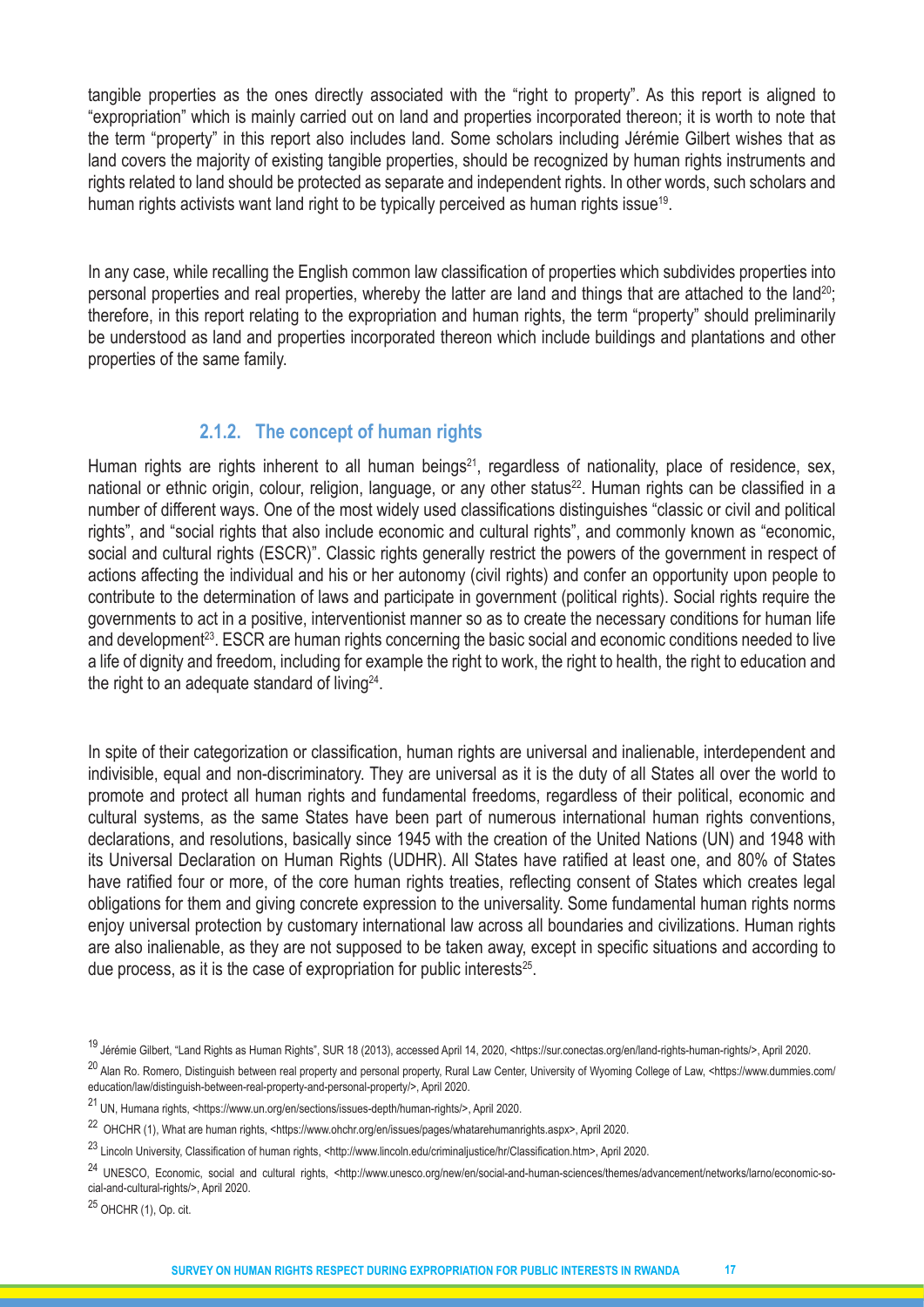tangible properties as the ones directly associated with the "right to property". As this report is aligned to "expropriation" which is mainly carried out on land and properties incorporated thereon; it is worth to note that the term "property" in this report also includes land. Some scholars including Jérémie Gilbert wishes that as land covers the majority of existing tangible properties, should be recognized by human rights instruments and rights related to land should be protected as separate and independent rights. In other words, such scholars and human rights activists want land right to be typically perceived as human rights issue[19].

In any case, while recalling the English common law classification of properties which subdivides properties into personal properties and real properties, whereby the latter are land and things that are attached to the land[20]; therefore, in this report relating to the expropriation and human rights, the term "property" should preliminarily be understood as land and properties incorporated thereon which include buildings and plantations and other properties of the same family.

### 2.1.2. The concept of human rights

Human rights are rights inherent to all human beings[21], regardless of nationality, place of residence, sex, national or ethnic origin, colour, religion, language, or any other status[22]. Human rights can be classified in a number of different ways. One of the most widely used classifications distinguishes "classic or civil and political rights", and "social rights that also include economic and cultural rights", and commonly known as "economic, social and cultural rights (ESCR)". Classic rights generally restrict the powers of the government in respect of actions affecting the individual and his or her autonomy (civil rights) and confer an opportunity upon people to contribute to the determination of laws and participate in government (political rights). Social rights require the governments to act in a positive, interventionist manner so as to create the necessary conditions for human life and development[23]. ESCR are human rights concerning the basic social and economic conditions needed to live a life of dignity and freedom, including for example the right to work, the right to health, the right to education and the right to an adequate standard of living[24].

In spite of their categorization or classification, human rights are universal and inalienable, interdependent and indivisible, equal and non-discriminatory. They are universal as it is the duty of all States all over the world to promote and protect all human rights and fundamental freedoms, regardless of their political, economic and cultural systems, as the same States have been part of numerous international human rights conventions, declarations, and resolutions, basically since 1945 with the creation of the United Nations (UN) and 1948 with its Universal Declaration on Human Rights (UDHR). All States have ratified at least one, and 80% of States have ratified four or more, of the core human rights treaties, reflecting consent of States which creates legal obligations for them and giving concrete expression to the universality. Some fundamental human rights norms enjoy universal protection by customary international law across all boundaries and civilizations. Human rights are also inalienable, as they are not supposed to be taken away, except in specific situations and according to due process, as it is the case of expropriation for public interests[25].

---

[19] Jérémie Gilbert, "Land Rights as Human Rights", SUR 18 (2013), accessed April 14, 2020, <https://sur.conectas.org/en/land-rights-human-rights/>, April 2020.

[20] Alan Ro. Romero, Distinguish between real property and personal property, Rural Law Center, University of Wyoming College of Law, <https://www.dummies.com/education/law/distinguish-between-real-property-and-personal-property/>, April 2020.

[21] UN, Humana rights, <https://www.un.org/en/sections/issues-depth/human-rights/>, April 2020.

[22] OHCHR (1), What are human rights, <https://www.ohchr.org/en/issues/pages/whatarehumanrights.aspx>, April 2020.

[23] Lincoln University, Classification of human rights, <http://www.lincoln.edu/criminaljustice/hr/Classification.htm>, April 2020.

[24] UNESCO, Economic, social and cultural rights, <http://www.unesco.org/new/en/social-and-human-sciences/themes/advancement/networks/larno/economic-social-and-cultural-rights/>, April 2020.

[25] OHCHR (1), Op. cit.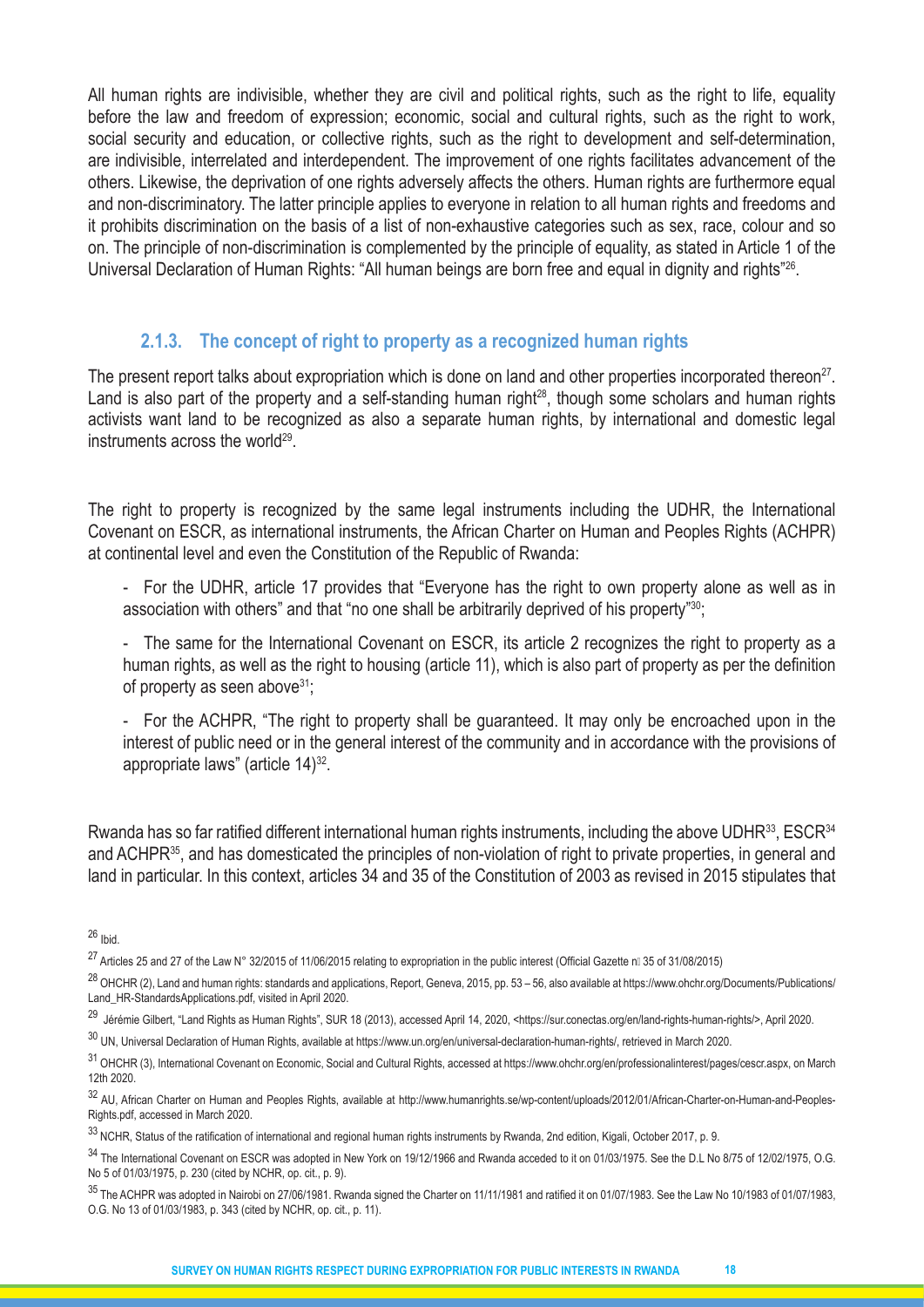All human rights are indivisible, whether they are civil and political rights, such as the right to life, equality before the law and freedom of expression; economic, social and cultural rights, such as the right to work, social security and education, or collective rights, such as the right to development and self-determination, are indivisible, interrelated and interdependent. The improvement of one rights facilitates advancement of the others. Likewise, the deprivation of one rights adversely affects the others. Human rights are furthermore equal and non-discriminatory. The latter principle applies to everyone in relation to all human rights and freedoms and it prohibits discrimination on the basis of a list of non-exhaustive categories such as sex, race, colour and so on. The principle of non-discrimination is complemented by the principle of equality, as stated in Article 1 of the Universal Declaration of Human Rights: "All human beings are born free and equal in dignity and rights"[26].

### 2.1.3. The concept of right to property as a recognized human rights

The present report talks about expropriation which is done on land and other properties incorporated thereon[27]. Land is also part of the property and a self-standing human right[28], though some scholars and human rights activists want land to be recognized as also a separate human rights, by international and domestic legal instruments across the world[29].

The right to property is recognized by the same legal instruments including the UDHR, the International Covenant on ESCR, as international instruments, the African Charter on Human and Peoples Rights (ACHPR) at continental level and even the Constitution of the Republic of Rwanda:

- For the UDHR, article 17 provides that "Everyone has the right to own property alone as well as in association with others" and that "no one shall be arbitrarily deprived of his property"[30];
- The same for the International Covenant on ESCR, its article 2 recognizes the right to property as a human rights, as well as the right to housing (article 11), which is also part of property as per the definition of property as seen above[31];
- For the ACHPR, "The right to property shall be guaranteed. It may only be encroached upon in the interest of public need or in the general interest of the community and in accordance with the provisions of appropriate laws" (article 14)[32].

Rwanda has so far ratified different international human rights instruments, including the above UDHR[33], ESCR[34] and ACHPR[35], and has domesticated the principles of non-violation of right to private properties, in general and land in particular. In this context, articles 34 and 35 of the Constitution of 2003 as revised in 2015 stipulates that

---

[26] Ibid.

[27] Articles 25 and 27 of the Law N° 32/2015 of 11/06/2015 relating to expropriation in the public interest (Official Gazette n° 35 of 31/08/2015)

[28] OHCHR (2), Land and human rights: standards and applications, Report, Geneva, 2015, pp. 53 – 56, also available at https://www.ohchr.org/Documents/Publications/Land_HR-StandardsApplications.pdf, visited in April 2020.

[29] Jérémie Gilbert, "Land Rights as Human Rights", SUR 18 (2013), accessed April 14, 2020, <https://sur.conectas.org/en/land-rights-human-rights/>, April 2020.

[30] UN, Universal Declaration of Human Rights, available at https://www.un.org/en/universal-declaration-human-rights/, retrieved in March 2020.

[31] OHCHR (3), International Covenant on Economic, Social and Cultural Rights, accessed at https://www.ohchr.org/en/professionalinterest/pages/cescr.aspx, on March 12th 2020.

[32] AU, African Charter on Human and Peoples Rights, available at http://www.humanrights.se/wp-content/uploads/2012/01/African-Charter-on-Human-and-Peoples-Rights.pdf, accessed in March 2020.

[33] NCHR, Status of the ratification of international and regional human rights instruments by Rwanda, 2nd edition, Kigali, October 2017, p. 9.

[34] The International Covenant on ESCR was adopted in New York on 19/12/1966 and Rwanda acceded to it on 01/03/1975. See the D.L No 8/75 of 12/02/1975, O.G. No 5 of 01/03/1975, p. 230 (cited by NCHR, op. cit., p. 9).

[35] The ACHPR was adopted in Nairobi on 27/06/1981. Rwanda signed the Charter on 11/11/1981 and ratified it on 01/07/1983. See the Law No 10/1983 of 01/07/1983, O.G. No 13 of 01/03/1983, p. 343 (cited by NCHR, op. cit., p. 11).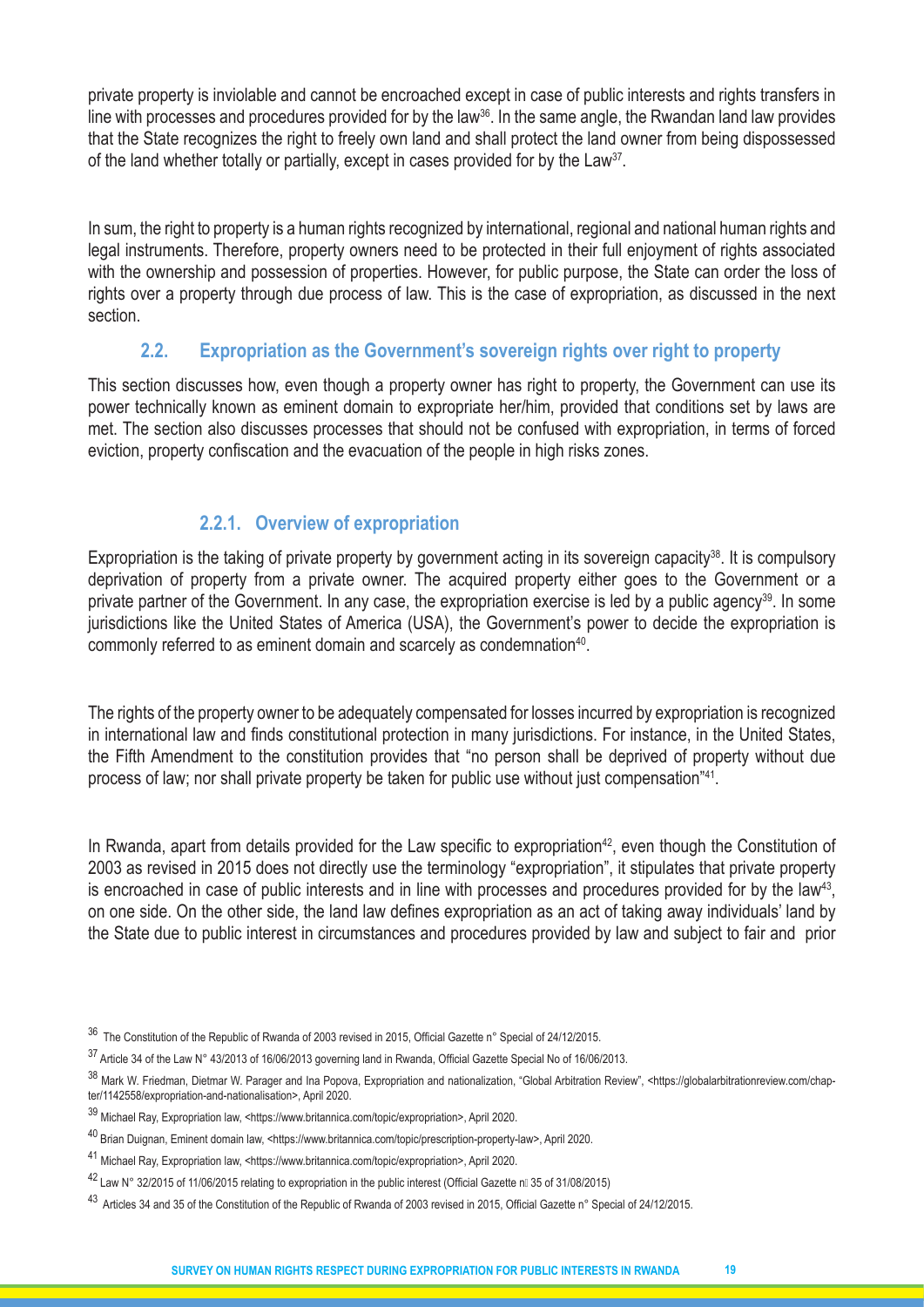private property is inviolable and cannot be encroached except in case of public interests and rights transfers in line with processes and procedures provided for by the law[36]. In the same angle, the Rwandan land law provides that the State recognizes the right to freely own land and shall protect the land owner from being dispossessed of the land whether totally or partially, except in cases provided for by the Law[37].

In sum, the right to property is a human rights recognized by international, regional and national human rights and legal instruments. Therefore, property owners need to be protected in their full enjoyment of rights associated with the ownership and possession of properties. However, for public purpose, the State can order the loss of rights over a property through due process of law. This is the case of expropriation, as discussed in the next section.

## 2.2. Expropriation as the Government's sovereign rights over right to property

This section discusses how, even though a property owner has right to property, the Government can use its power technically known as eminent domain to expropriate her/him, provided that conditions set by laws are met. The section also discusses processes that should not be confused with expropriation, in terms of forced eviction, property confiscation and the evacuation of the people in high risks zones.

### 2.2.1. Overview of expropriation

Expropriation is the taking of private property by government acting in its sovereign capacity[38]. It is compulsory deprivation of property from a private owner. The acquired property either goes to the Government or a private partner of the Government. In any case, the expropriation exercise is led by a public agency[39]. In some jurisdictions like the United States of America (USA), the Government's power to decide the expropriation is commonly referred to as eminent domain and scarcely as condemnation[40].

The rights of the property owner to be adequately compensated for losses incurred by expropriation is recognized in international law and finds constitutional protection in many jurisdictions. For instance, in the United States, the Fifth Amendment to the constitution provides that "no person shall be deprived of property without due process of law; nor shall private property be taken for public use without just compensation"[41].

In Rwanda, apart from details provided for the Law specific to expropriation[42], even though the Constitution of 2003 as revised in 2015 does not directly use the terminology "expropriation", it stipulates that private property is encroached in case of public interests and in line with processes and procedures provided for by the law[43], on one side. On the other side, the land law defines expropriation as an act of taking away individuals' land by the State due to public interest in circumstances and procedures provided by law and subject to fair and prior

---

[36] The Constitution of the Republic of Rwanda of 2003 revised in 2015, Official Gazette n° Special of 24/12/2015.

[37] Article 34 of the Law N° 43/2013 of 16/06/2013 governing land in Rwanda, Official Gazette Special No of 16/06/2013.

[38] Mark W. Friedman, Dietmar W. Parager and Ina Popova, Expropriation and nationalization, "Global Arbitration Review", <https://globalarbitrationreview.com/chapter/1142558/expropriation-and-nationalisation>, April 2020.

[39] Michael Ray, Expropriation law, <https://www.britannica.com/topic/expropriation>, April 2020.

[40] Brian Duignan, Eminent domain law, <https://www.britannica.com/topic/prescription-property-law>, April 2020.

[41] Michael Ray, Expropriation law, <https://www.britannica.com/topic/expropriation>, April 2020.

[42] Law N° 32/2015 of 11/06/2015 relating to expropriation in the public interest (Official Gazette n° 35 of 31/08/2015)

[43] Articles 34 and 35 of the Constitution of the Republic of Rwanda of 2003 revised in 2015, Official Gazette n° Special of 24/12/2015.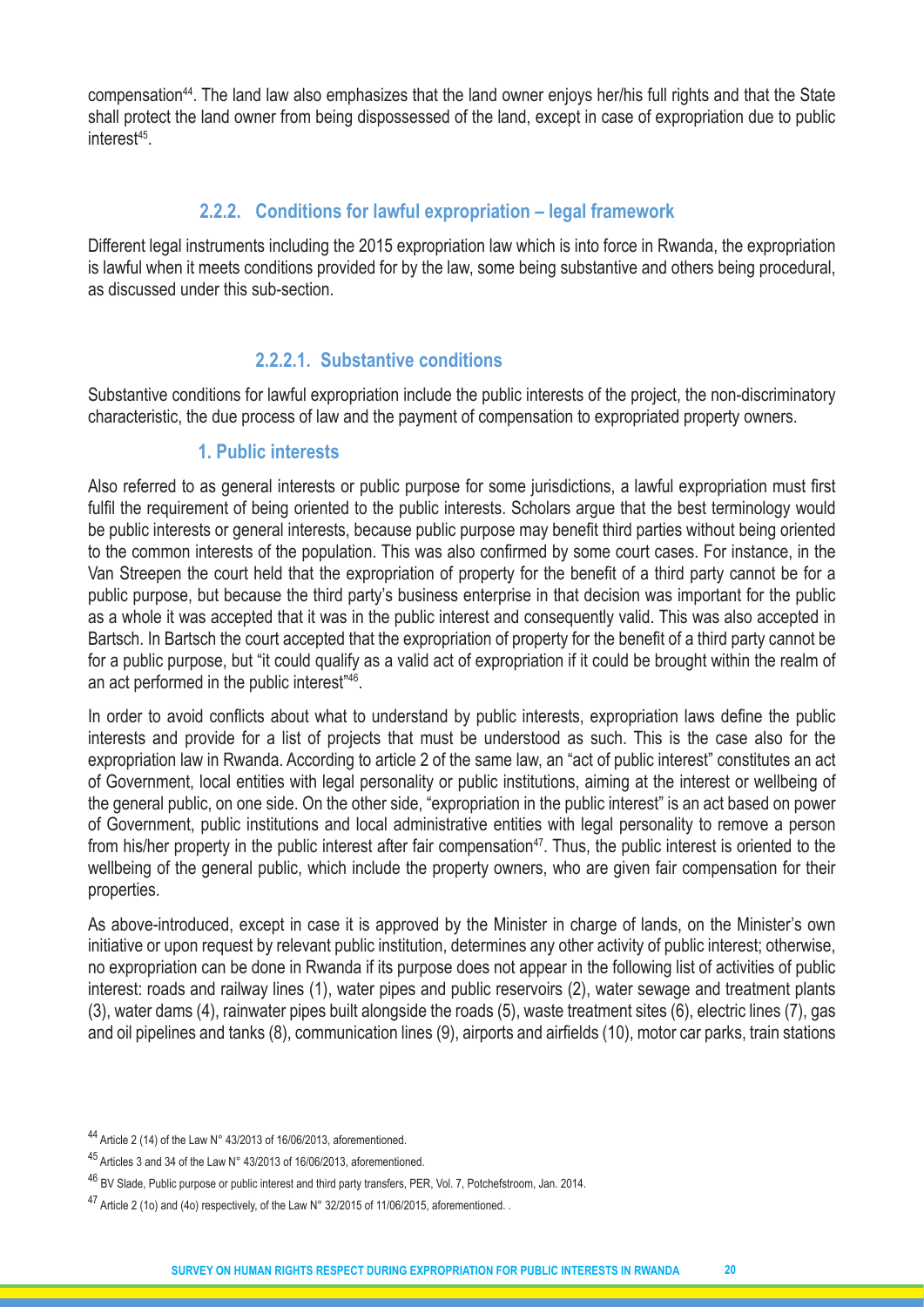compensation[44]. The land law also emphasizes that the land owner enjoys her/his full rights and that the State shall protect the land owner from being dispossessed of the land, except in case of expropriation due to public interest[45].

### 2.2.2. Conditions for lawful expropriation – legal framework

Different legal instruments including the 2015 expropriation law which is into force in Rwanda, the expropriation is lawful when it meets conditions provided for by the law, some being substantive and others being procedural, as discussed under this sub-section.

#### 2.2.2.1. Substantive conditions

Substantive conditions for lawful expropriation include the public interests of the project, the non-discriminatory characteristic, the due process of law and the payment of compensation to expropriated property owners.

##### 1. Public interests

Also referred to as general interests or public purpose for some jurisdictions, a lawful expropriation must first fulfil the requirement of being oriented to the public interests. Scholars argue that the best terminology would be public interests or general interests, because public purpose may benefit third parties without being oriented to the common interests of the population. This was also confirmed by some court cases. For instance, in the Van Streepen the court held that the expropriation of property for the benefit of a third party cannot be for a public purpose, but because the third party's business enterprise in that decision was important for the public as a whole it was accepted that it was in the public interest and consequently valid. This was also accepted in Bartsch. In Bartsch the court accepted that the expropriation of property for the benefit of a third party cannot be for a public purpose, but "it could qualify as a valid act of expropriation if it could be brought within the realm of an act performed in the public interest"[46].

In order to avoid conflicts about what to understand by public interests, expropriation laws define the public interests and provide for a list of projects that must be understood as such. This is the case also for the expropriation law in Rwanda. According to article 2 of the same law, an "act of public interest" constitutes an act of Government, local entities with legal personality or public institutions, aiming at the interest or wellbeing of the general public, on one side. On the other side, "expropriation in the public interest" is an act based on power of Government, public institutions and local administrative entities with legal personality to remove a person from his/her property in the public interest after fair compensation[47]. Thus, the public interest is oriented to the wellbeing of the general public, which include the property owners, who are given fair compensation for their properties.

As above-introduced, except in case it is approved by the Minister in charge of lands, on the Minister's own initiative or upon request by relevant public institution, determines any other activity of public interest; otherwise, no expropriation can be done in Rwanda if its purpose does not appear in the following list of activities of public interest: roads and railway lines (1), water pipes and public reservoirs (2), water sewage and treatment plants (3), water dams (4), rainwater pipes built alongside the roads (5), waste treatment sites (6), electric lines (7), gas and oil pipelines and tanks (8), communication lines (9), airports and airfields (10), motor car parks, train stations

---

[44] Article 2 (14) of the Law N° 43/2013 of 16/06/2013, aforementioned.

[45] Articles 3 and 34 of the Law N° 43/2013 of 16/06/2013, aforementioned.

[46] BV Slade, Public purpose or public interest and third party transfers, PER, Vol. 7, Potchefstroom, Jan. 2014.

[47] Article 2 (1o) and (4o) respectively, of the Law N° 32/2015 of 11/06/2015, aforementioned. .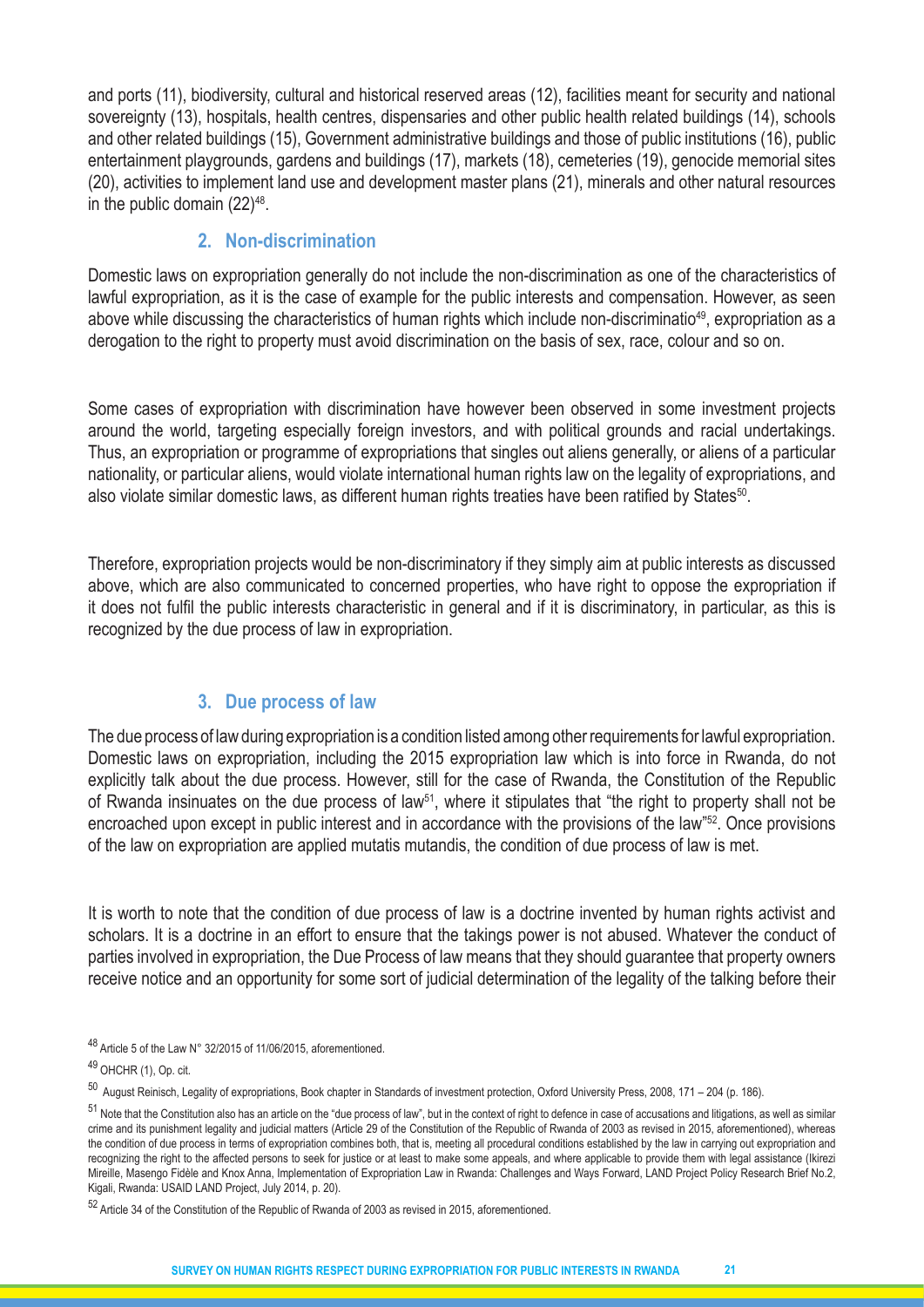and ports (11), biodiversity, cultural and historical reserved areas (12), facilities meant for security and national sovereignty (13), hospitals, health centres, dispensaries and other public health related buildings (14), schools and other related buildings (15), Government administrative buildings and those of public institutions (16), public entertainment playgrounds, gardens and buildings (17), markets (18), cemeteries (19), genocide memorial sites (20), activities to implement land use and development master plans (21), minerals and other natural resources in the public domain (22)[48].

### 2. Non-discrimination

Domestic laws on expropriation generally do not include the non-discrimination as one of the characteristics of lawful expropriation, as it is the case of example for the public interests and compensation. However, as seen above while discussing the characteristics of human rights which include non-discriminatio[49], expropriation as a derogation to the right to property must avoid discrimination on the basis of sex, race, colour and so on.

Some cases of expropriation with discrimination have however been observed in some investment projects around the world, targeting especially foreign investors, and with political grounds and racial undertakings. Thus, an expropriation or programme of expropriations that singles out aliens generally, or aliens of a particular nationality, or particular aliens, would violate international human rights law on the legality of expropriations, and also violate similar domestic laws, as different human rights treaties have been ratified by States[50].

Therefore, expropriation projects would be non-discriminatory if they simply aim at public interests as discussed above, which are also communicated to concerned properties, who have right to oppose the expropriation if it does not fulfil the public interests characteristic in general and if it is discriminatory, in particular, as this is recognized by the due process of law in expropriation.

### 3. Due process of law

The due process of law during expropriation is a condition listed among other requirements for lawful expropriation. Domestic laws on expropriation, including the 2015 expropriation law which is into force in Rwanda, do not explicitly talk about the due process. However, still for the case of Rwanda, the Constitution of the Republic of Rwanda insinuates on the due process of law[51], where it stipulates that "the right to property shall not be encroached upon except in public interest and in accordance with the provisions of the law"[52]. Once provisions of the law on expropriation are applied mutatis mutandis, the condition of due process of law is met.

It is worth to note that the condition of due process of law is a doctrine invented by human rights activist and scholars. It is a doctrine in an effort to ensure that the takings power is not abused. Whatever the conduct of parties involved in expropriation, the Due Process of law means that they should guarantee that property owners receive notice and an opportunity for some sort of judicial determination of the legality of the talking before their

---

[48] Article 5 of the Law N° 32/2015 of 11/06/2015, aforementioned.

[49] OHCHR (1), Op. cit.

[50] August Reinisch, Legality of expropriations, Book chapter in Standards of investment protection, Oxford University Press, 2008, 171 – 204 (p. 186).

[51] Note that the Constitution also has an article on the "due process of law", but in the context of right to defence in case of accusations and litigations, as well as similar crime and its punishment legality and judicial matters (Article 29 of the Constitution of the Republic of Rwanda of 2003 as revised in 2015, aforementioned), whereas the condition of due process in terms of expropriation combines both, that is, meeting all procedural conditions established by the law in carrying out expropriation and recognizing the right to the affected persons to seek for justice or at least to make some appeals, and where applicable to provide them with legal assistance (Ikirezi Mireille, Masengo Fidèle and Knox Anna, Implementation of Expropriation Law in Rwanda: Challenges and Ways Forward, LAND Project Policy Research Brief No.2, Kigali, Rwanda: USAID LAND Project, July 2014, p. 20).

[52] Article 34 of the Constitution of the Republic of Rwanda of 2003 as revised in 2015, aforementioned.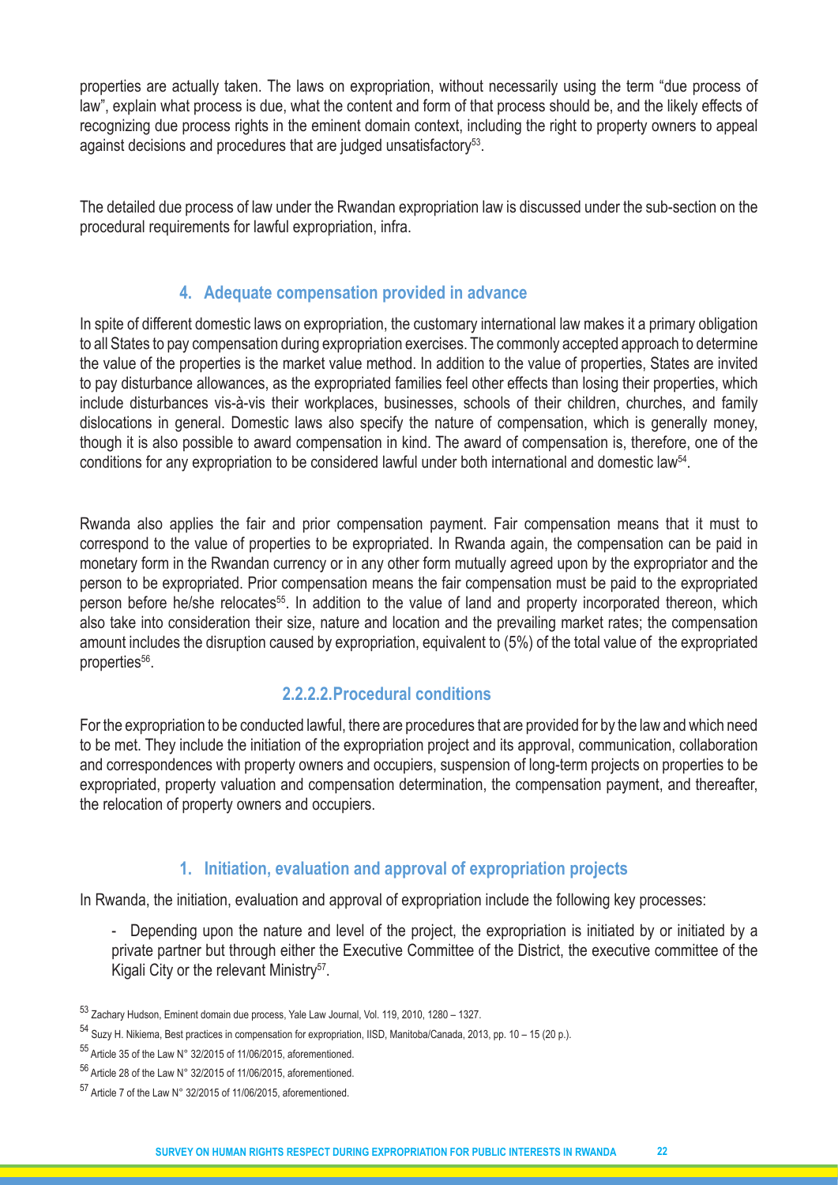properties are actually taken. The laws on expropriation, without necessarily using the term "due process of law", explain what process is due, what the content and form of that process should be, and the likely effects of recognizing due process rights in the eminent domain context, including the right to property owners to appeal against decisions and procedures that are judged unsatisfactory[53].

The detailed due process of law under the Rwandan expropriation law is discussed under the sub-section on the procedural requirements for lawful expropriation, infra.

#### 4. Adequate compensation provided in advance

In spite of different domestic laws on expropriation, the customary international law makes it a primary obligation to all States to pay compensation during expropriation exercises. The commonly accepted approach to determine the value of the properties is the market value method. In addition to the value of properties, States are invited to pay disturbance allowances, as the expropriated families feel other effects than losing their properties, which include disturbances vis-à-vis their workplaces, businesses, schools of their children, churches, and family dislocations in general. Domestic laws also specify the nature of compensation, which is generally money, though it is also possible to award compensation in kind. The award of compensation is, therefore, one of the conditions for any expropriation to be considered lawful under both international and domestic law[54].

Rwanda also applies the fair and prior compensation payment. Fair compensation means that it must to correspond to the value of properties to be expropriated. In Rwanda again, the compensation can be paid in monetary form in the Rwandan currency or in any other form mutually agreed upon by the expropriator and the person to be expropriated. Prior compensation means the fair compensation must be paid to the expropriated person before he/she relocates[55]. In addition to the value of land and property incorporated thereon, which also take into consideration their size, nature and location and the prevailing market rates; the compensation amount includes the disruption caused by expropriation, equivalent to (5%) of the total value of the expropriated properties[56].

### 2.2.2.2.Procedural conditions

For the expropriation to be conducted lawful, there are procedures that are provided for by the law and which need to be met. They include the initiation of the expropriation project and its approval, communication, collaboration and correspondences with property owners and occupiers, suspension of long-term projects on properties to be expropriated, property valuation and compensation determination, the compensation payment, and thereafter, the relocation of property owners and occupiers.

#### 1. Initiation, evaluation and approval of expropriation projects

In Rwanda, the initiation, evaluation and approval of expropriation include the following key processes:

- Depending upon the nature and level of the project, the expropriation is initiated by or initiated by a private partner but through either the Executive Committee of the District, the executive committee of the Kigali City or the relevant Ministry[57].

---

[53] Zachary Hudson, Eminent domain due process, Yale Law Journal, Vol. 119, 2010, 1280 – 1327.

[54] Suzy H. Nikiema, Best practices in compensation for expropriation, IISD, Manitoba/Canada, 2013, pp. 10 – 15 (20 p.).

[55] Article 35 of the Law N° 32/2015 of 11/06/2015, aforementioned.

[56] Article 28 of the Law N° 32/2015 of 11/06/2015, aforementioned.

[57] Article 7 of the Law N° 32/2015 of 11/06/2015, aforementioned.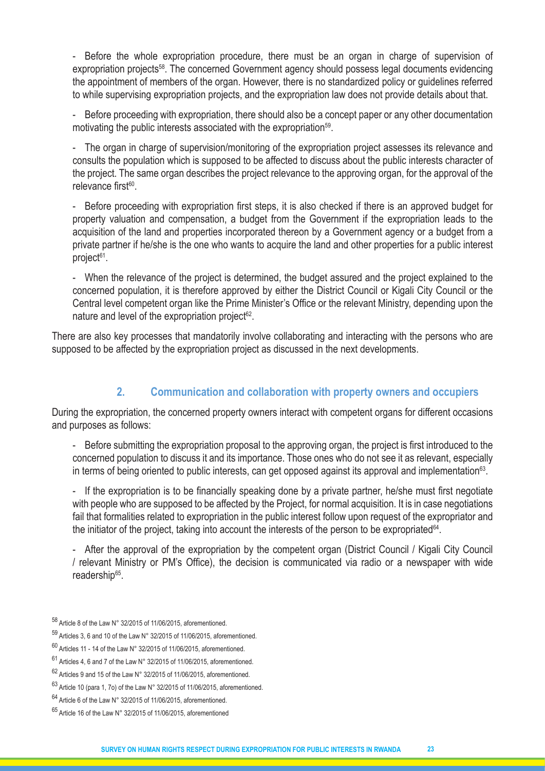- Before the whole expropriation procedure, there must be an organ in charge of supervision of expropriation projects[58]. The concerned Government agency should possess legal documents evidencing the appointment of members of the organ. However, there is no standardized policy or guidelines referred to while supervising expropriation projects, and the expropriation law does not provide details about that.

- Before proceeding with expropriation, there should also be a concept paper or any other documentation motivating the public interests associated with the expropriation[59].

- The organ in charge of supervision/monitoring of the expropriation project assesses its relevance and consults the population which is supposed to be affected to discuss about the public interests character of the project. The same organ describes the project relevance to the approving organ, for the approval of the relevance first[60].

- Before proceeding with expropriation first steps, it is also checked if there is an approved budget for property valuation and compensation, a budget from the Government if the expropriation leads to the acquisition of the land and properties incorporated thereon by a Government agency or a budget from a private partner if he/she is the one who wants to acquire the land and other properties for a public interest project[61].

- When the relevance of the project is determined, the budget assured and the project explained to the concerned population, it is therefore approved by either the District Council or Kigali City Council or the Central level competent organ like the Prime Minister's Office or the relevant Ministry, depending upon the nature and level of the expropriation project[62].

There are also key processes that mandatorily involve collaborating and interacting with the persons who are supposed to be affected by the expropriation project as discussed in the next developments.

## 2. Communication and collaboration with property owners and occupiers

During the expropriation, the concerned property owners interact with competent organs for different occasions and purposes as follows:

- Before submitting the expropriation proposal to the approving organ, the project is first introduced to the concerned population to discuss it and its importance. Those ones who do not see it as relevant, especially in terms of being oriented to public interests, can get opposed against its approval and implementation[63].

- If the expropriation is to be financially speaking done by a private partner, he/she must first negotiate with people who are supposed to be affected by the Project, for normal acquisition. It is in case negotiations fail that formalities related to expropriation in the public interest follow upon request of the expropriator and the initiator of the project, taking into account the interests of the person to be expropriated[64].

- After the approval of the expropriation by the competent organ (District Council / Kigali City Council / relevant Ministry or PM's Office), the decision is communicated via radio or a newspaper with wide readership[65].

[58] Article 8 of the Law N° 32/2015 of 11/06/2015, aforementioned.

[59] Articles 3, 6 and 10 of the Law N° 32/2015 of 11/06/2015, aforementioned.

[60] Articles 11 - 14 of the Law N° 32/2015 of 11/06/2015, aforementioned.

[61] Articles 4, 6 and 7 of the Law N° 32/2015 of 11/06/2015, aforementioned.

[62] Articles 9 and 15 of the Law N° 32/2015 of 11/06/2015, aforementioned.

[63] Article 10 (para 1, 7o) of the Law N° 32/2015 of 11/06/2015, aforementioned.

[64] Article 6 of the Law N° 32/2015 of 11/06/2015, aforementioned.

[65] Article 16 of the Law N° 32/2015 of 11/06/2015, aforementioned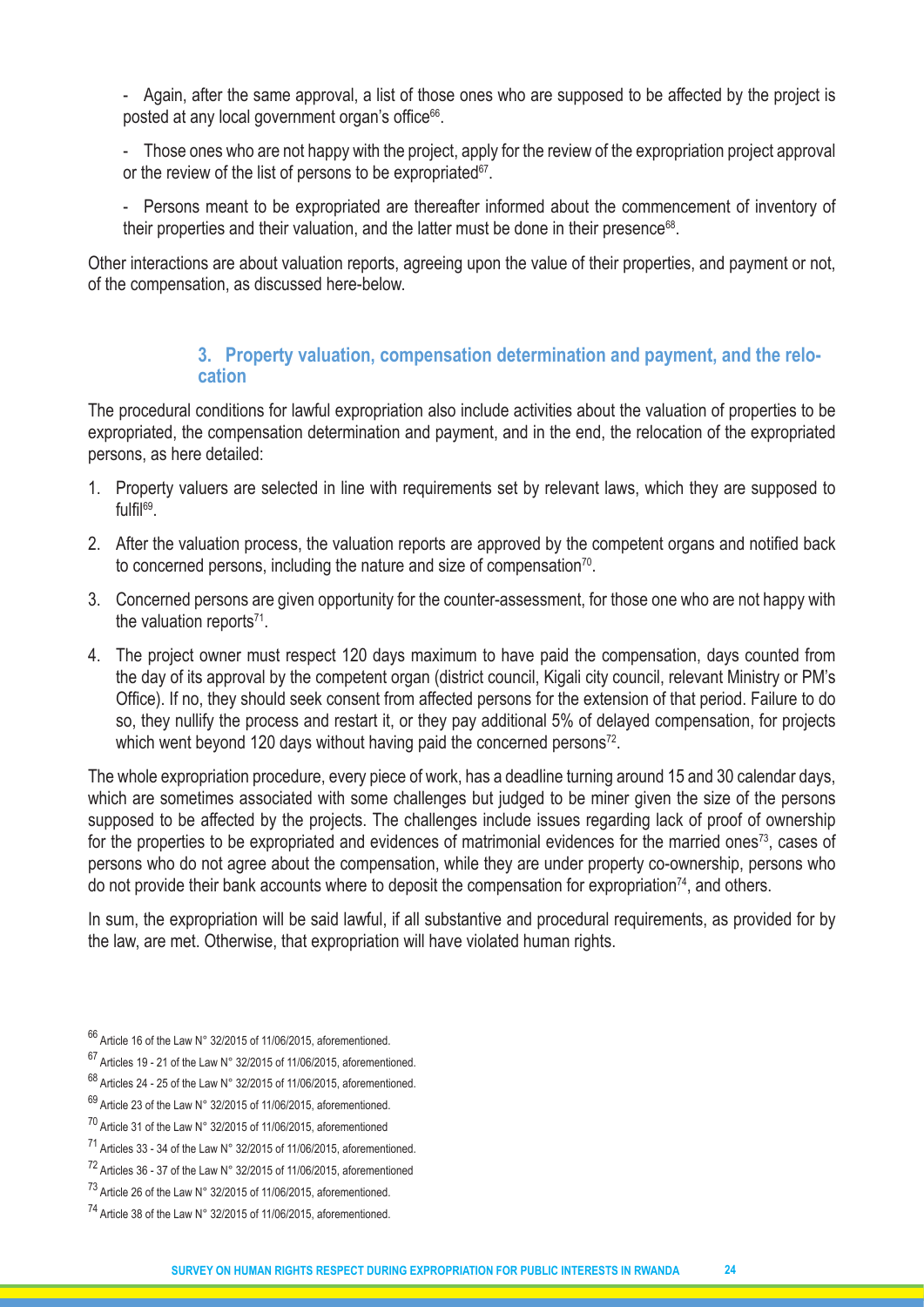- Again, after the same approval, a list of those ones who are supposed to be affected by the project is posted at any local government organ's office[66].

- Those ones who are not happy with the project, apply for the review of the expropriation project approval or the review of the list of persons to be expropriated[67].

- Persons meant to be expropriated are thereafter informed about the commencement of inventory of their properties and their valuation, and the latter must be done in their presence[68].

Other interactions are about valuation reports, agreeing upon the value of their properties, and payment or not, of the compensation, as discussed here-below.

### 3. Property valuation, compensation determination and payment, and the relocation

The procedural conditions for lawful expropriation also include activities about the valuation of properties to be expropriated, the compensation determination and payment, and in the end, the relocation of the expropriated persons, as here detailed:

1. Property valuers are selected in line with requirements set by relevant laws, which they are supposed to fulfil[69].
2. After the valuation process, the valuation reports are approved by the competent organs and notified back to concerned persons, including the nature and size of compensation[70].
3. Concerned persons are given opportunity for the counter-assessment, for those one who are not happy with the valuation reports[71].
4. The project owner must respect 120 days maximum to have paid the compensation, days counted from the day of its approval by the competent organ (district council, Kigali city council, relevant Ministry or PM's Office). If no, they should seek consent from affected persons for the extension of that period. Failure to do so, they nullify the process and restart it, or they pay additional 5% of delayed compensation, for projects which went beyond 120 days without having paid the concerned persons[72].

The whole expropriation procedure, every piece of work, has a deadline turning around 15 and 30 calendar days, which are sometimes associated with some challenges but judged to be miner given the size of the persons supposed to be affected by the projects. The challenges include issues regarding lack of proof of ownership for the properties to be expropriated and evidences of matrimonial evidences for the married ones[73], cases of persons who do not agree about the compensation, while they are under property co-ownership, persons who do not provide their bank accounts where to deposit the compensation for expropriation[74], and others.

In sum, the expropriation will be said lawful, if all substantive and procedural requirements, as provided for by the law, are met. Otherwise, that expropriation will have violated human rights.

---

[66] Article 16 of the Law N° 32/2015 of 11/06/2015, aforementioned.

[67] Articles 19 - 21 of the Law N° 32/2015 of 11/06/2015, aforementioned.

[68] Articles 24 - 25 of the Law N° 32/2015 of 11/06/2015, aforementioned.

[69] Article 23 of the Law N° 32/2015 of 11/06/2015, aforementioned.

[70] Article 31 of the Law N° 32/2015 of 11/06/2015, aforementioned

[71] Articles 33 - 34 of the Law N° 32/2015 of 11/06/2015, aforementioned.

[72] Articles 36 - 37 of the Law N° 32/2015 of 11/06/2015, aforementioned

[73] Article 26 of the Law N° 32/2015 of 11/06/2015, aforementioned.

[74] Article 38 of the Law N° 32/2015 of 11/06/2015, aforementioned.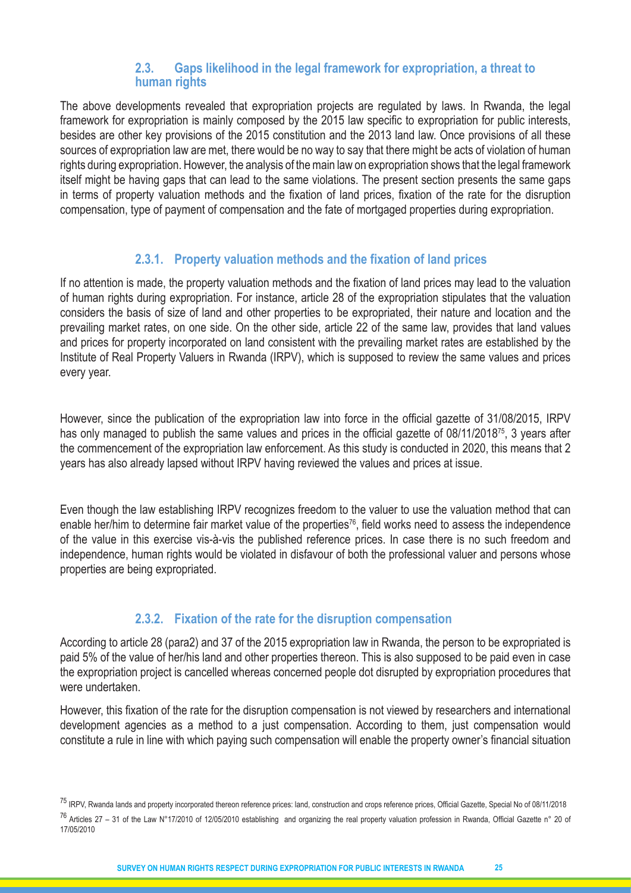### 2.3. Gaps likelihood in the legal framework for expropriation, a threat to human rights

The above developments revealed that expropriation projects are regulated by laws. In Rwanda, the legal framework for expropriation is mainly composed by the 2015 law specific to expropriation for public interests, besides are other key provisions of the 2015 constitution and the 2013 land law. Once provisions of all these sources of expropriation law are met, there would be no way to say that there might be acts of violation of human rights during expropriation. However, the analysis of the main law on expropriation shows that the legal framework itself might be having gaps that can lead to the same violations. The present section presents the same gaps in terms of property valuation methods and the fixation of land prices, fixation of the rate for the disruption compensation, type of payment of compensation and the fate of mortgaged properties during expropriation.

#### 2.3.1. Property valuation methods and the fixation of land prices

If no attention is made, the property valuation methods and the fixation of land prices may lead to the valuation of human rights during expropriation. For instance, article 28 of the expropriation stipulates that the valuation considers the basis of size of land and other properties to be expropriated, their nature and location and the prevailing market rates, on one side. On the other side, article 22 of the same law, provides that land values and prices for property incorporated on land consistent with the prevailing market rates are established by the Institute of Real Property Valuers in Rwanda (IRPV), which is supposed to review the same values and prices every year.

However, since the publication of the expropriation law into force in the official gazette of 31/08/2015, IRPV has only managed to publish the same values and prices in the official gazette of 08/11/2018[75], 3 years after the commencement of the expropriation law enforcement. As this study is conducted in 2020, this means that 2 years has also already lapsed without IRPV having reviewed the values and prices at issue.

Even though the law establishing IRPV recognizes freedom to the valuer to use the valuation method that can enable her/him to determine fair market value of the properties[76], field works need to assess the independence of the value in this exercise vis-à-vis the published reference prices. In case there is no such freedom and independence, human rights would be violated in disfavour of both the professional valuer and persons whose properties are being expropriated.

#### 2.3.2. Fixation of the rate for the disruption compensation

According to article 28 (para2) and 37 of the 2015 expropriation law in Rwanda, the person to be expropriated is paid 5% of the value of her/his land and other properties thereon. This is also supposed to be paid even in case the expropriation project is cancelled whereas concerned people dot disrupted by expropriation procedures that were undertaken.

However, this fixation of the rate for the disruption compensation is not viewed by researchers and international development agencies as a method to a just compensation. According to them, just compensation would constitute a rule in line with which paying such compensation will enable the property owner's financial situation

---

[75] IRPV, Rwanda lands and property incorporated thereon reference prices: land, construction and crops reference prices, Official Gazette, Special No of 08/11/2018

[76] Articles 27 – 31 of the Law N°17/2010 of 12/05/2010 establishing and organizing the real property valuation profession in Rwanda, Official Gazette n° 20 of 17/05/2010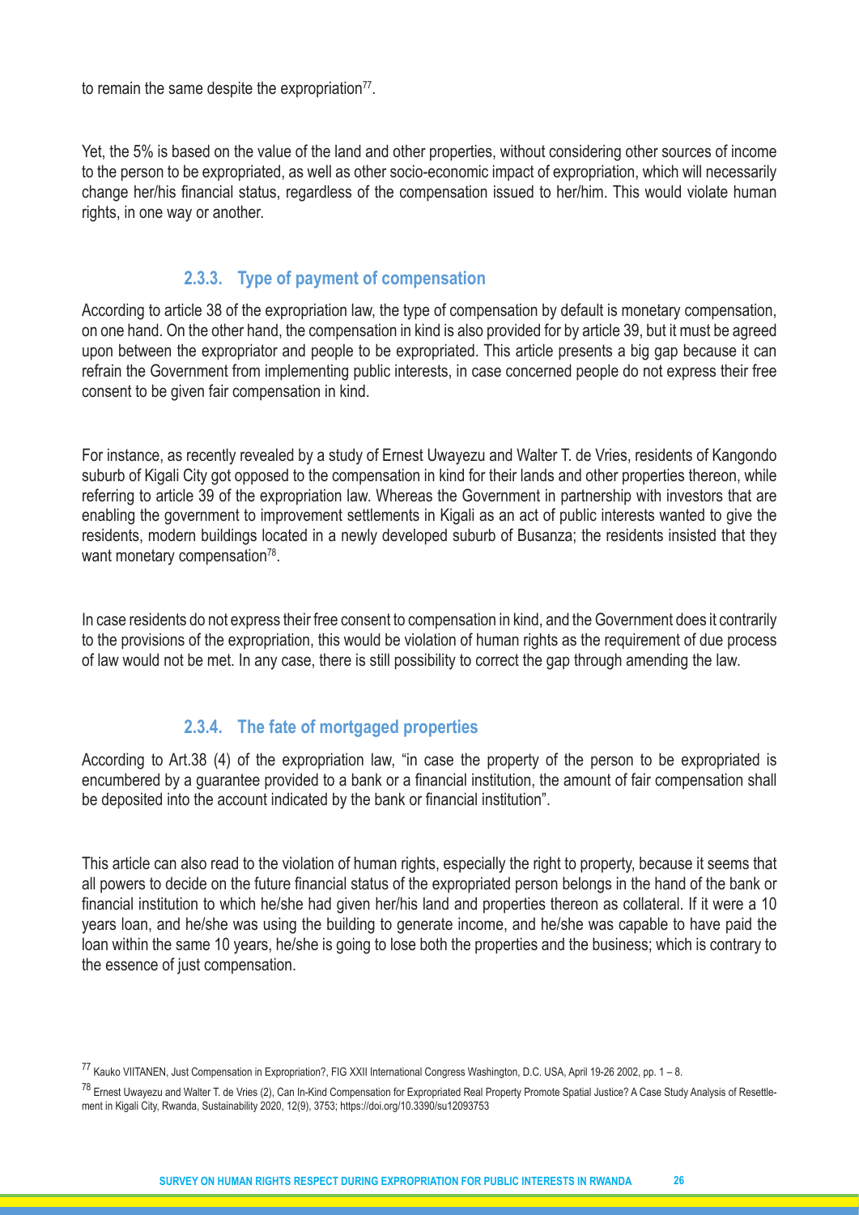to remain the same despite the expropriation[77].

Yet, the 5% is based on the value of the land and other properties, without considering other sources of income to the person to be expropriated, as well as other socio-economic impact of expropriation, which will necessarily change her/his financial status, regardless of the compensation issued to her/him. This would violate human rights, in one way or another.

### 2.3.3. Type of payment of compensation

According to article 38 of the expropriation law, the type of compensation by default is monetary compensation, on one hand. On the other hand, the compensation in kind is also provided for by article 39, but it must be agreed upon between the expropriator and people to be expropriated. This article presents a big gap because it can refrain the Government from implementing public interests, in case concerned people do not express their free consent to be given fair compensation in kind.

For instance, as recently revealed by a study of Ernest Uwayezu and Walter T. de Vries, residents of Kangondo suburb of Kigali City got opposed to the compensation in kind for their lands and other properties thereon, while referring to article 39 of the expropriation law. Whereas the Government in partnership with investors that are enabling the government to improvement settlements in Kigali as an act of public interests wanted to give the residents, modern buildings located in a newly developed suburb of Busanza; the residents insisted that they want monetary compensation[78].

In case residents do not express their free consent to compensation in kind, and the Government does it contrarily to the provisions of the expropriation, this would be violation of human rights as the requirement of due process of law would not be met. In any case, there is still possibility to correct the gap through amending the law.

### 2.3.4. The fate of mortgaged properties

According to Art.38 (4) of the expropriation law, "in case the property of the person to be expropriated is encumbered by a guarantee provided to a bank or a financial institution, the amount of fair compensation shall be deposited into the account indicated by the bank or financial institution".

This article can also read to the violation of human rights, especially the right to property, because it seems that all powers to decide on the future financial status of the expropriated person belongs in the hand of the bank or financial institution to which he/she had given her/his land and properties thereon as collateral. If it were a 10 years loan, and he/she was using the building to generate income, and he/she was capable to have paid the loan within the same 10 years, he/she is going to lose both the properties and the business; which is contrary to the essence of just compensation.

[77] Kauko VIITANEN, Just Compensation in Expropriation?, FIG XXII International Congress Washington, D.C. USA, April 19-26 2002, pp. 1 – 8.

[78] Ernest Uwayezu and Walter T. de Vries (2), Can In-Kind Compensation for Expropriated Real Property Promote Spatial Justice? A Case Study Analysis of Resettlement in Kigali City, Rwanda, Sustainability 2020, 12(9), 3753; https://doi.org/10.3390/su12093753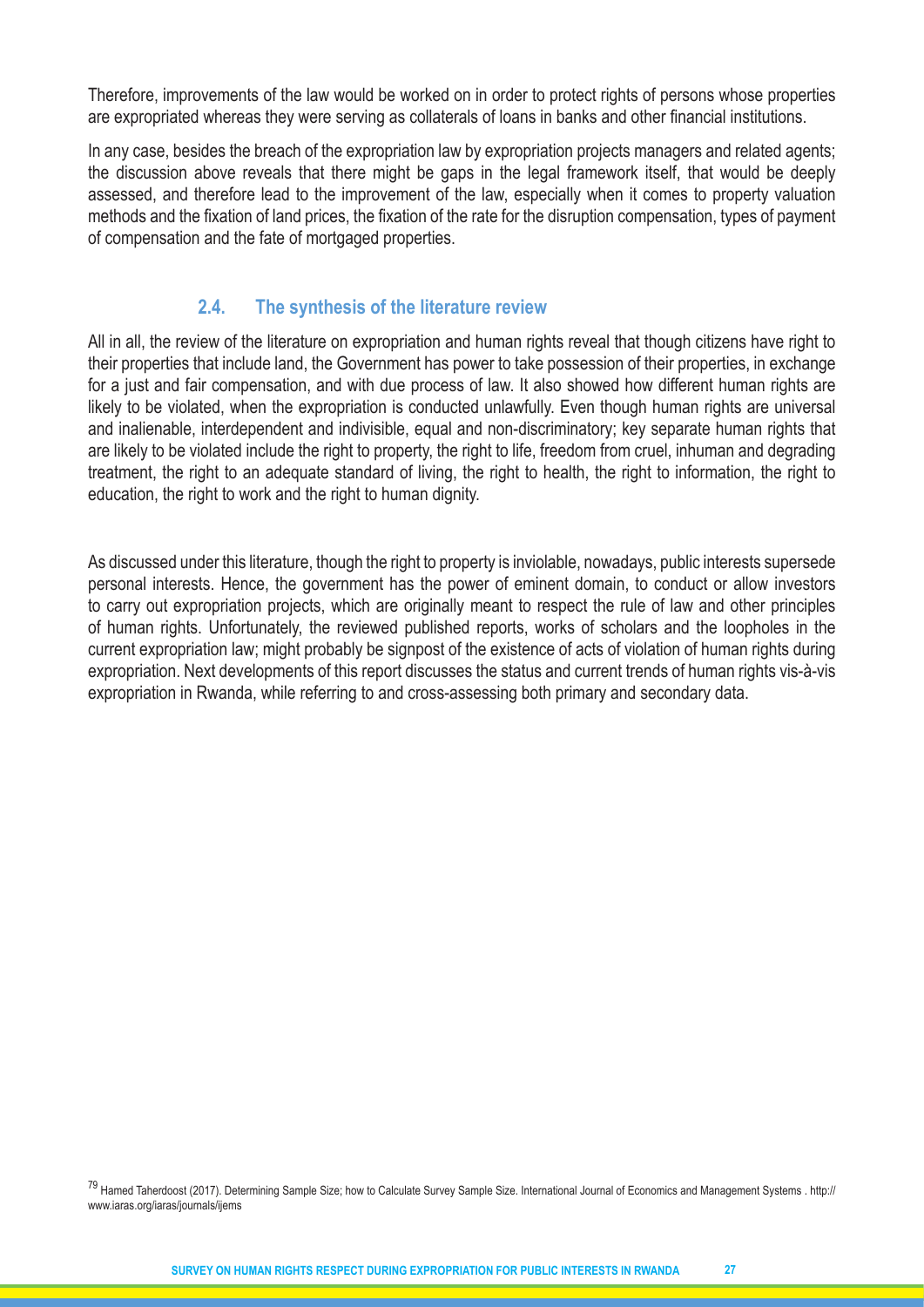Therefore, improvements of the law would be worked on in order to protect rights of persons whose properties are expropriated whereas they were serving as collaterals of loans in banks and other financial institutions.

In any case, besides the breach of the expropriation law by expropriation projects managers and related agents; the discussion above reveals that there might be gaps in the legal framework itself, that would be deeply assessed, and therefore lead to the improvement of the law, especially when it comes to property valuation methods and the fixation of land prices, the fixation of the rate for the disruption compensation, types of payment of compensation and the fate of mortgaged properties.

## 2.4. The synthesis of the literature review

All in all, the review of the literature on expropriation and human rights reveal that though citizens have right to their properties that include land, the Government has power to take possession of their properties, in exchange for a just and fair compensation, and with due process of law. It also showed how different human rights are likely to be violated, when the expropriation is conducted unlawfully. Even though human rights are universal and inalienable, interdependent and indivisible, equal and non-discriminatory; key separate human rights that are likely to be violated include the right to property, the right to life, freedom from cruel, inhuman and degrading treatment, the right to an adequate standard of living, the right to health, the right to information, the right to education, the right to work and the right to human dignity.

As discussed under this literature, though the right to property is inviolable, nowadays, public interests supersede personal interests. Hence, the government has the power of eminent domain, to conduct or allow investors to carry out expropriation projects, which are originally meant to respect the rule of law and other principles of human rights. Unfortunately, the reviewed published reports, works of scholars and the loopholes in the current expropriation law; might probably be signpost of the existence of acts of violation of human rights during expropriation. Next developments of this report discusses the status and current trends of human rights vis-à-vis expropriation in Rwanda, while referring to and cross-assessing both primary and secondary data.

[79] Hamed Taherdoost (2017). Determining Sample Size; how to Calculate Survey Sample Size. International Journal of Economics and Management Systems . http://www.iaras.org/iaras/journals/ijems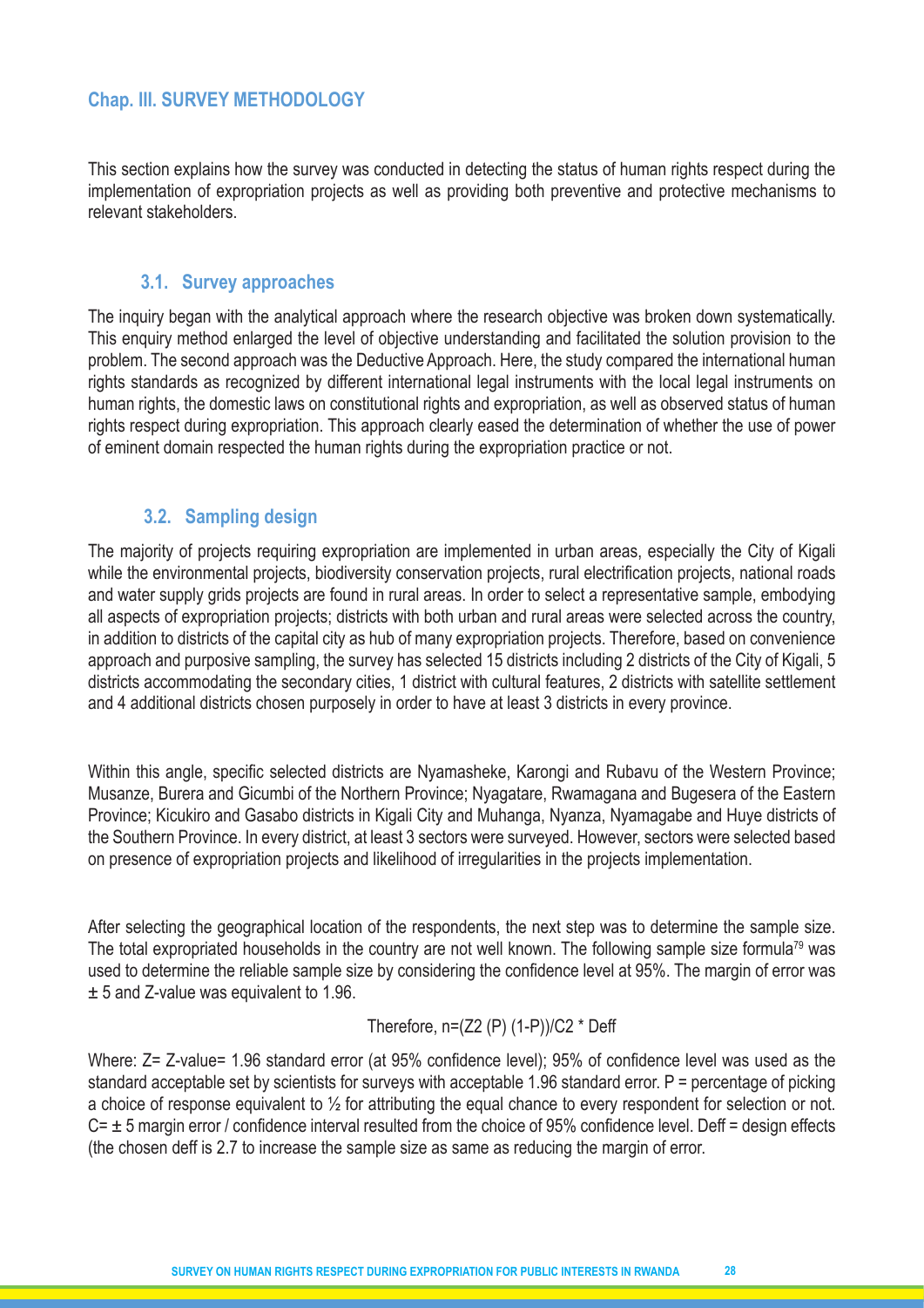## Chap. III. SURVEY METHODOLOGY

This section explains how the survey was conducted in detecting the status of human rights respect during the implementation of expropriation projects as well as providing both preventive and protective mechanisms to relevant stakeholders.

### 3.1. Survey approaches

The inquiry began with the analytical approach where the research objective was broken down systematically. This enquiry method enlarged the level of objective understanding and facilitated the solution provision to the problem. The second approach was the Deductive Approach. Here, the study compared the international human rights standards as recognized by different international legal instruments with the local legal instruments on human rights, the domestic laws on constitutional rights and expropriation, as well as observed status of human rights respect during expropriation. This approach clearly eased the determination of whether the use of power of eminent domain respected the human rights during the expropriation practice or not.

### 3.2. Sampling design

The majority of projects requiring expropriation are implemented in urban areas, especially the City of Kigali while the environmental projects, biodiversity conservation projects, rural electrification projects, national roads and water supply grids projects are found in rural areas. In order to select a representative sample, embodying all aspects of expropriation projects; districts with both urban and rural areas were selected across the country, in addition to districts of the capital city as hub of many expropriation projects. Therefore, based on convenience approach and purposive sampling, the survey has selected 15 districts including 2 districts of the City of Kigali, 5 districts accommodating the secondary cities, 1 district with cultural features, 2 districts with satellite settlement and 4 additional districts chosen purposely in order to have at least 3 districts in every province.

Within this angle, specific selected districts are Nyamasheke, Karongi and Rubavu of the Western Province; Musanze, Burera and Gicumbi of the Northern Province; Nyagatare, Rwamagana and Bugesera of the Eastern Province; Kicukiro and Gasabo districts in Kigali City and Muhanga, Nyanza, Nyamagabe and Huye districts of the Southern Province. In every district, at least 3 sectors were surveyed. However, sectors were selected based on presence of expropriation projects and likelihood of irregularities in the projects implementation.

After selecting the geographical location of the respondents, the next step was to determine the sample size. The total expropriated households in the country are not well known. The following sample size formula[79] was used to determine the reliable sample size by considering the confidence level at 95%. The margin of error was ± 5 and Z-value was equivalent to 1.96.

Therefore, n=(Z2 (P) (1-P))/C2 * Deff

Where: Z= Z-value= 1.96 standard error (at 95% confidence level); 95% of confidence level was used as the standard acceptable set by scientists for surveys with acceptable 1.96 standard error. P = percentage of picking a choice of response equivalent to ½ for attributing the equal chance to every respondent for selection or not. C= ± 5 margin error / confidence interval resulted from the choice of 95% confidence level. Deff = design effects (the chosen deff is 2.7 to increase the sample size as same as reducing the margin of error.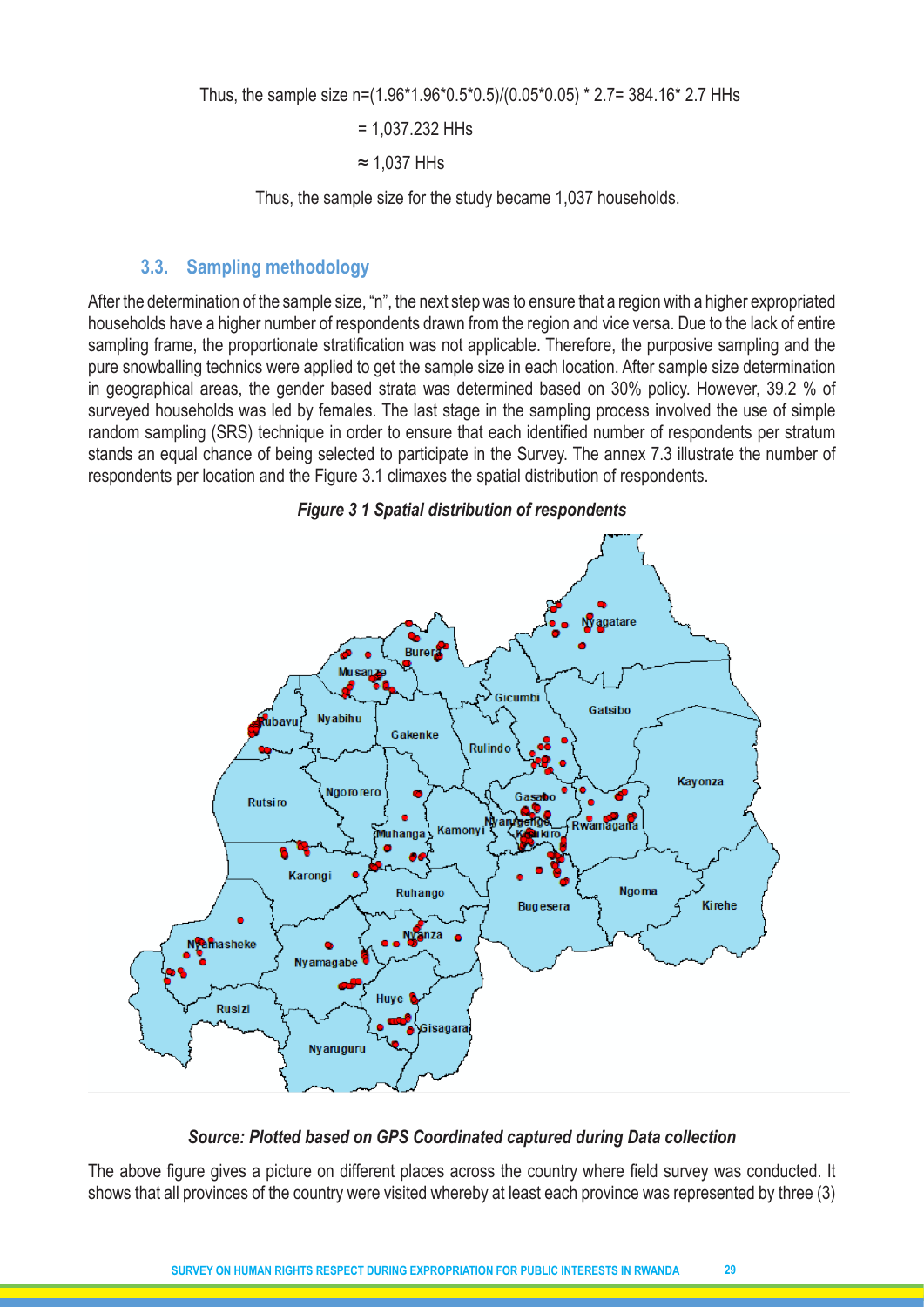Thus, the sample size n=(1.96*1.96*0.5*0.5)/(0.05*0.05) * 2.7= 384.16* 2.7 HHs

= 1,037.232 HHs

≈ 1,037 HHs

Thus, the sample size for the study became 1,037 households.

## 3.3. Sampling methodology

After the determination of the sample size, "n", the next step was to ensure that a region with a higher expropriated households have a higher number of respondents drawn from the region and vice versa. Due to the lack of entire sampling frame, the proportionate stratification was not applicable. Therefore, the purposive sampling and the pure snowballing technics were applied to get the sample size in each location. After sample size determination in geographical areas, the gender based strata was determined based on 30% policy. However, 39.2 % of surveyed households was led by females. The last stage in the sampling process involved the use of simple random sampling (SRS) technique in order to ensure that each identified number of respondents per stratum stands an equal chance of being selected to participate in the Survey. The annex 7.3 illustrate the number of respondents per location and the Figure 3.1 climaxes the spatial distribution of respondents.

***Figure 3 1 Spatial distribution of respondents***

***Source: Plotted based on GPS Coordinated captured during Data collection***

The above figure gives a picture on different places across the country where field survey was conducted. It shows that all provinces of the country were visited whereby at least each province was represented by three (3)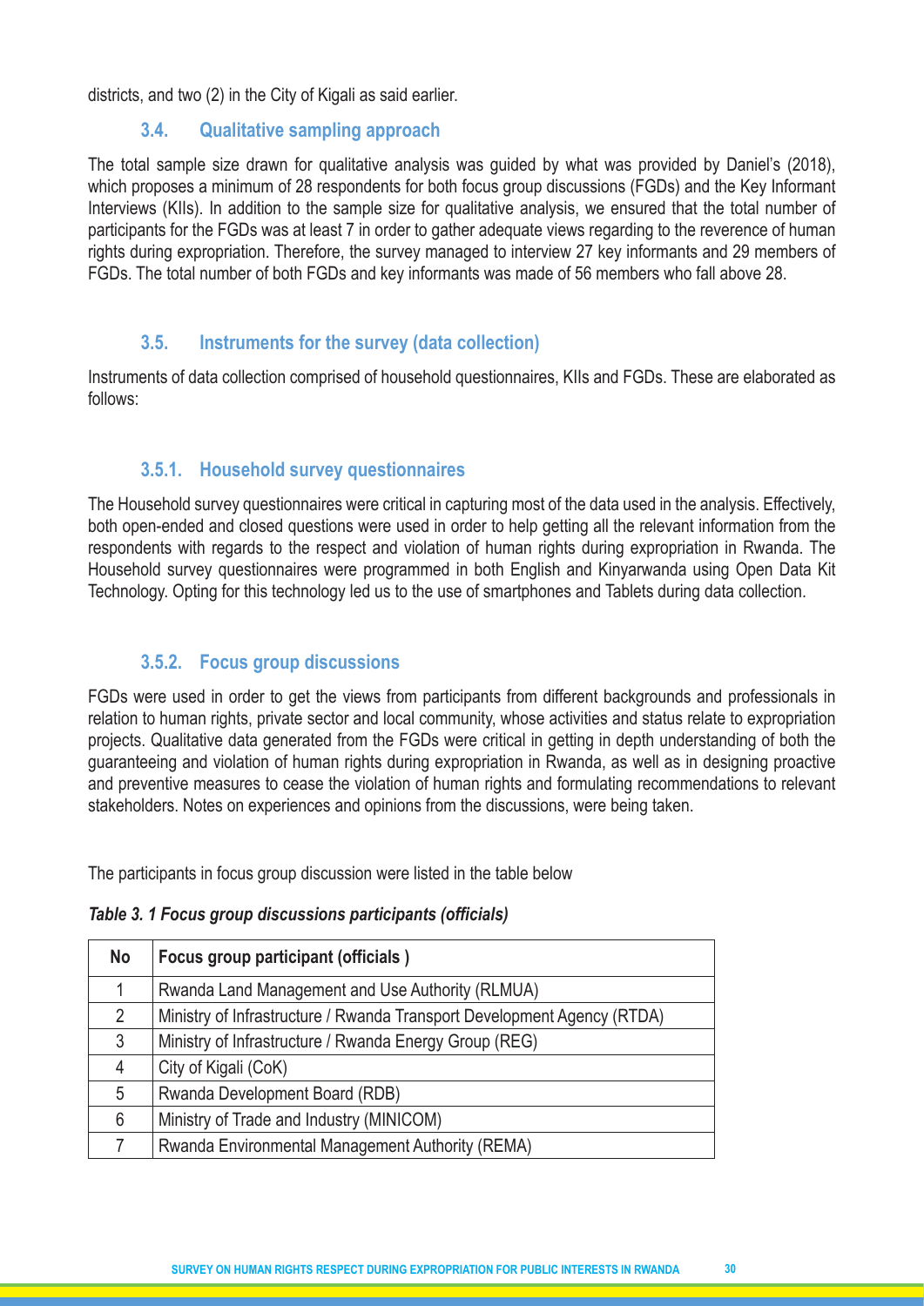districts, and two (2) in the City of Kigali as said earlier.

### 3.4. Qualitative sampling approach

The total sample size drawn for qualitative analysis was guided by what was provided by Daniel's (2018), which proposes a minimum of 28 respondents for both focus group discussions (FGDs) and the Key Informant Interviews (KIIs). In addition to the sample size for qualitative analysis, we ensured that the total number of participants for the FGDs was at least 7 in order to gather adequate views regarding to the reverence of human rights during expropriation. Therefore, the survey managed to interview 27 key informants and 29 members of FGDs. The total number of both FGDs and key informants was made of 56 members who fall above 28.

### 3.5. Instruments for the survey (data collection)

Instruments of data collection comprised of household questionnaires, KIIs and FGDs. These are elaborated as follows:

#### 3.5.1. Household survey questionnaires

The Household survey questionnaires were critical in capturing most of the data used in the analysis. Effectively, both open-ended and closed questions were used in order to help getting all the relevant information from the respondents with regards to the respect and violation of human rights during expropriation in Rwanda. The Household survey questionnaires were programmed in both English and Kinyarwanda using Open Data Kit Technology. Opting for this technology led us to the use of smartphones and Tablets during data collection.

#### 3.5.2. Focus group discussions

FGDs were used in order to get the views from participants from different backgrounds and professionals in relation to human rights, private sector and local community, whose activities and status relate to expropriation projects. Qualitative data generated from the FGDs were critical in getting in depth understanding of both the guaranteeing and violation of human rights during expropriation in Rwanda, as well as in designing proactive and preventive measures to cease the violation of human rights and formulating recommendations to relevant stakeholders. Notes on experiences and opinions from the discussions, were being taken.

The participants in focus group discussion were listed in the table below

***Table 3. 1 Focus group discussions participants (officials)***

| No | Focus group participant (officials ) |
|---|---|
| 1 | Rwanda Land Management and Use Authority (RLMUA) |
| 2 | Ministry of Infrastructure / Rwanda Transport Development Agency (RTDA) |
| 3 | Ministry of Infrastructure / Rwanda Energy Group (REG) |
| 4 | City of Kigali (CoK) |
| 5 | Rwanda Development Board (RDB) |
| 6 | Ministry of Trade and Industry (MINICOM) |
| 7 | Rwanda Environmental Management Authority (REMA) |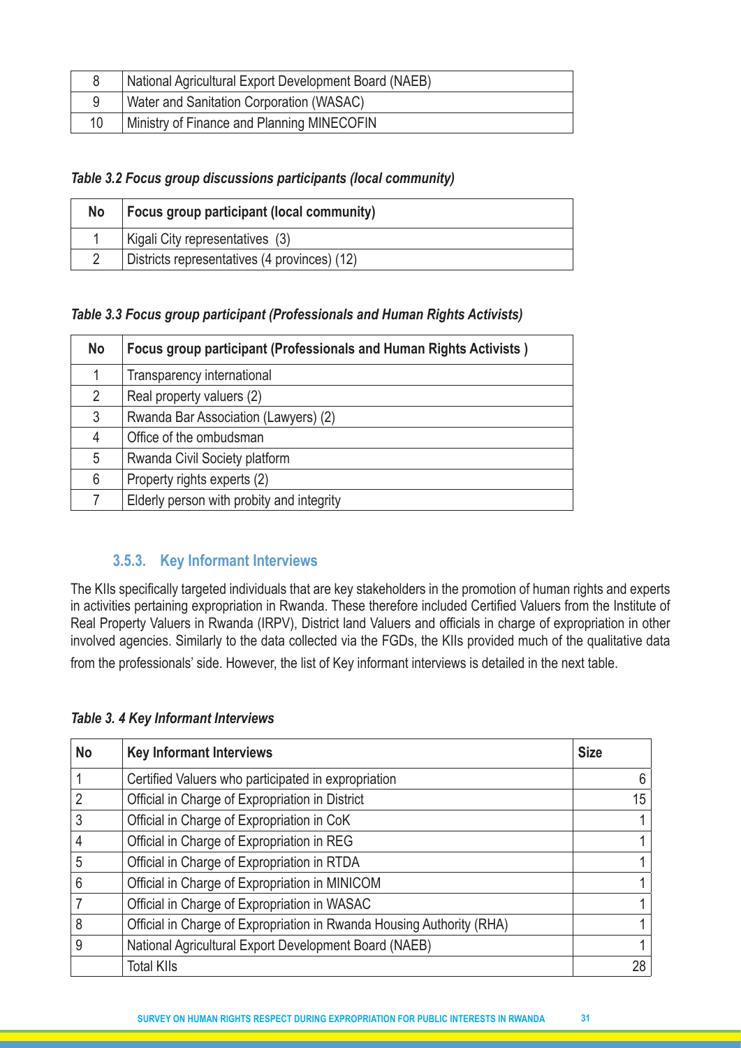| 8 | National Agricultural Export Development Board (NAEB) |
|---|---|
| 9 | Water and Sanitation Corporation (WASAC) |
| 10 | Ministry of Finance and Planning MINECOFIN |

***Table 3.2 Focus group discussions participants (local community)***

| No | Focus group participant (local community) |
|---|---|
| 1 | Kigali City representatives (3) |
| 2 | Districts representatives (4 provinces) (12) |

***Table 3.3 Focus group participant (Professionals and Human Rights Activists)***

| No | Focus group participant (Professionals and Human Rights Activists ) |
|---|---|
| 1 | Transparency international |
| 2 | Real property valuers (2) |
| 3 | Rwanda Bar Association (Lawyers) (2) |
| 4 | Office of the ombudsman |
| 5 | Rwanda Civil Society platform |
| 6 | Property rights experts (2) |
| 7 | Elderly person with probity and integrity |

### 3.5.3. Key Informant Interviews

The KIIs specifically targeted individuals that are key stakeholders in the promotion of human rights and experts in activities pertaining expropriation in Rwanda. These therefore included Certified Valuers from the Institute of Real Property Valuers in Rwanda (IRPV), District land Valuers and officials in charge of expropriation in other involved agencies. Similarly to the data collected via the FGDs, the KIIs provided much of the qualitative data from the professionals' side. However, the list of Key informant interviews is detailed in the next table.

***Table 3. 4 Key Informant Interviews***

| No | Key Informant Interviews | Size |
|---|---|---|
| 1 | Certified Valuers who participated in expropriation | 6 |
| 2 | Official in Charge of Expropriation in District | 15 |
| 3 | Official in Charge of Expropriation in CoK | 1 |
| 4 | Official in Charge of Expropriation in REG | 1 |
| 5 | Official in Charge of Expropriation in RTDA | 1 |
| 6 | Official in Charge of Expropriation in MINICOM | 1 |
| 7 | Official in Charge of Expropriation in WASAC | 1 |
| 8 | Official in Charge of Expropriation in Rwanda Housing Authority (RHA) | 1 |
| 9 | National Agricultural Export Development Board (NAEB) | 1 |
| | Total KIIs | 28 |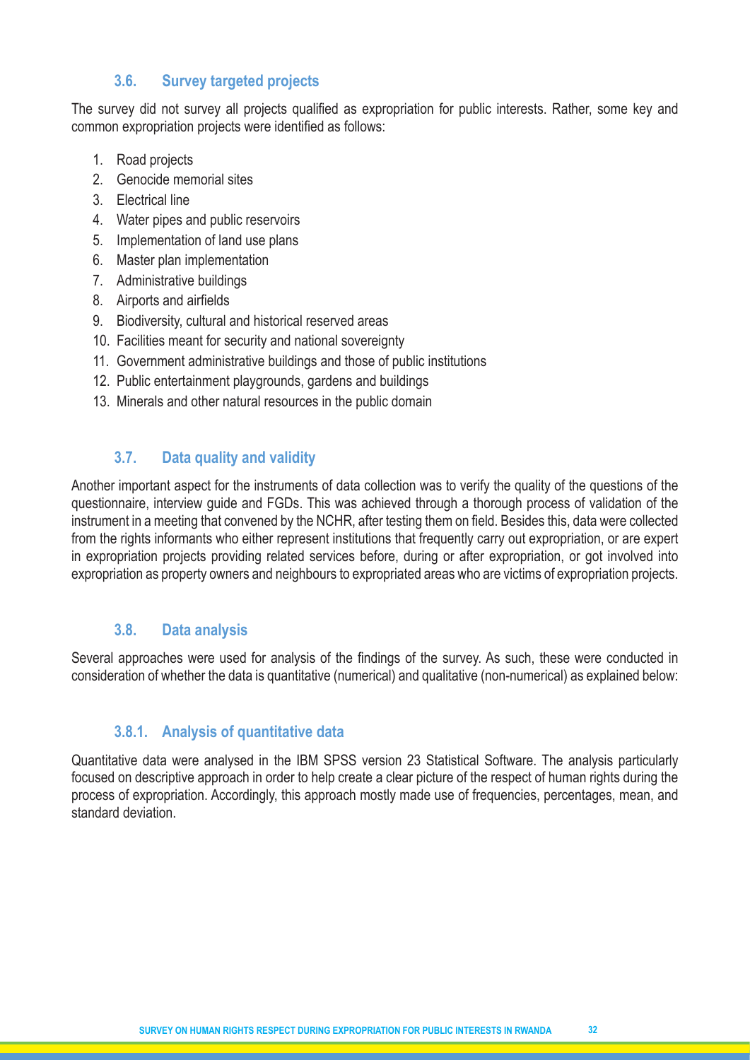## 3.6. Survey targeted projects

The survey did not survey all projects qualified as expropriation for public interests. Rather, some key and common expropriation projects were identified as follows:

1. Road projects
2. Genocide memorial sites
3. Electrical line
4. Water pipes and public reservoirs
5. Implementation of land use plans
6. Master plan implementation
7. Administrative buildings
8. Airports and airfields
9. Biodiversity, cultural and historical reserved areas
10. Facilities meant for security and national sovereignty
11. Government administrative buildings and those of public institutions
12. Public entertainment playgrounds, gardens and buildings
13. Minerals and other natural resources in the public domain

## 3.7. Data quality and validity

Another important aspect for the instruments of data collection was to verify the quality of the questions of the questionnaire, interview guide and FGDs. This was achieved through a thorough process of validation of the instrument in a meeting that convened by the NCHR, after testing them on field. Besides this, data were collected from the rights informants who either represent institutions that frequently carry out expropriation, or are expert in expropriation projects providing related services before, during or after expropriation, or got involved into expropriation as property owners and neighbours to expropriated areas who are victims of expropriation projects.

## 3.8. Data analysis

Several approaches were used for analysis of the findings of the survey. As such, these were conducted in consideration of whether the data is quantitative (numerical) and qualitative (non-numerical) as explained below:

### 3.8.1. Analysis of quantitative data

Quantitative data were analysed in the IBM SPSS version 23 Statistical Software. The analysis particularly focused on descriptive approach in order to help create a clear picture of the respect of human rights during the process of expropriation. Accordingly, this approach mostly made use of frequencies, percentages, mean, and standard deviation.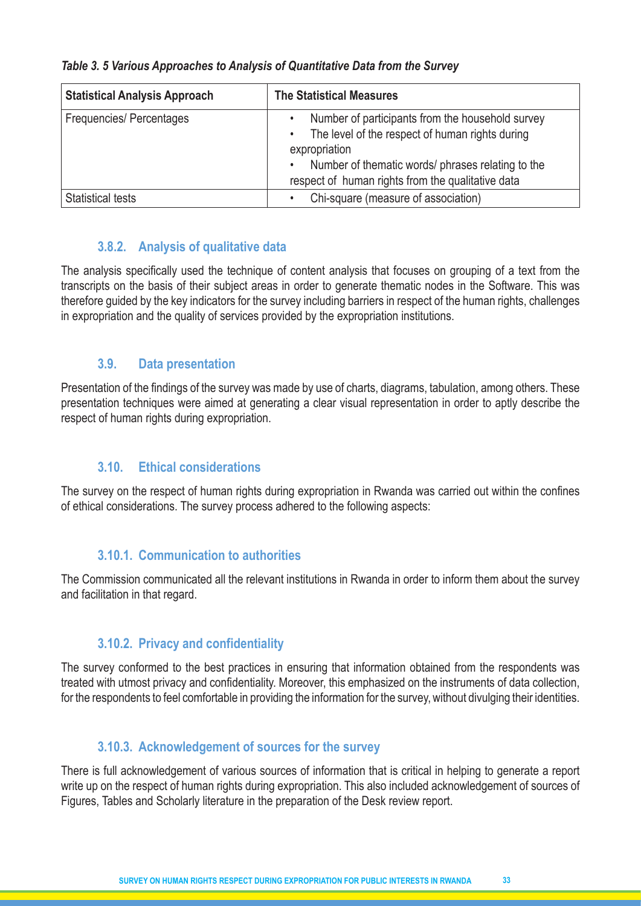*Table 3. 5 Various Approaches to Analysis of Quantitative Data from the Survey*

| Statistical Analysis Approach | The Statistical Measures |
|---|---|
| Frequencies/ Percentages | • Number of participants from the household survey<br>• The level of the respect of human rights during expropriation<br>• Number of thematic words/ phrases relating to the respect of human rights from the qualitative data |
| Statistical tests | • Chi-square (measure of association) |

### 3.8.2. Analysis of qualitative data

The analysis specifically used the technique of content analysis that focuses on grouping of a text from the transcripts on the basis of their subject areas in order to generate thematic nodes in the Software. This was therefore guided by the key indicators for the survey including barriers in respect of the human rights, challenges in expropriation and the quality of services provided by the expropriation institutions.

## 3.9. Data presentation

Presentation of the findings of the survey was made by use of charts, diagrams, tabulation, among others. These presentation techniques were aimed at generating a clear visual representation in order to aptly describe the respect of human rights during expropriation.

## 3.10. Ethical considerations

The survey on the respect of human rights during expropriation in Rwanda was carried out within the confines of ethical considerations. The survey process adhered to the following aspects:

### 3.10.1. Communication to authorities

The Commission communicated all the relevant institutions in Rwanda in order to inform them about the survey and facilitation in that regard.

### 3.10.2. Privacy and confidentiality

The survey conformed to the best practices in ensuring that information obtained from the respondents was treated with utmost privacy and confidentiality. Moreover, this emphasized on the instruments of data collection, for the respondents to feel comfortable in providing the information for the survey, without divulging their identities.

### 3.10.3. Acknowledgement of sources for the survey

There is full acknowledgement of various sources of information that is critical in helping to generate a report write up on the respect of human rights during expropriation. This also included acknowledgement of sources of Figures, Tables and Scholarly literature in the preparation of the Desk review report.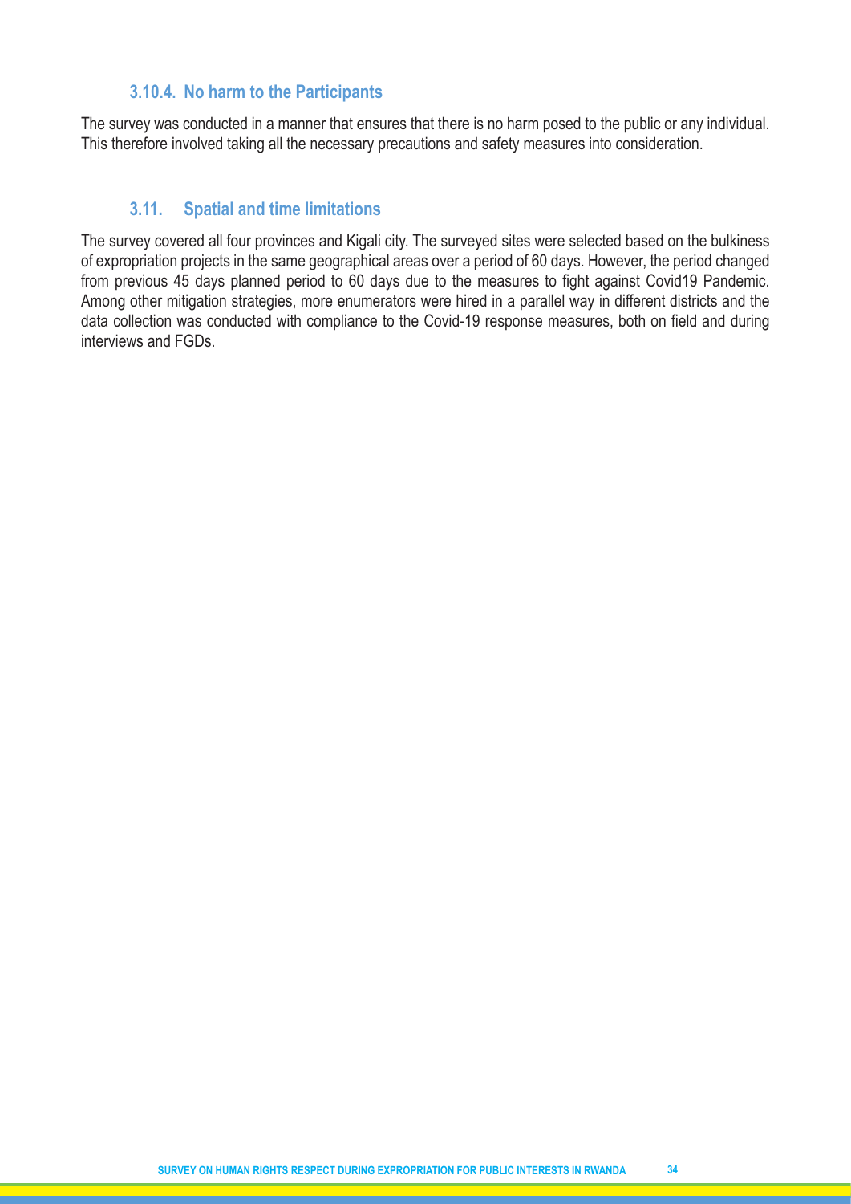#### 3.10.4. No harm to the Participants

The survey was conducted in a manner that ensures that there is no harm posed to the public or any individual. This therefore involved taking all the necessary precautions and safety measures into consideration.

### 3.11. Spatial and time limitations

The survey covered all four provinces and Kigali city. The surveyed sites were selected based on the bulkiness of expropriation projects in the same geographical areas over a period of 60 days. However, the period changed from previous 45 days planned period to 60 days due to the measures to fight against Covid19 Pandemic. Among other mitigation strategies, more enumerators were hired in a parallel way in different districts and the data collection was conducted with compliance to the Covid-19 response measures, both on field and during interviews and FGDs.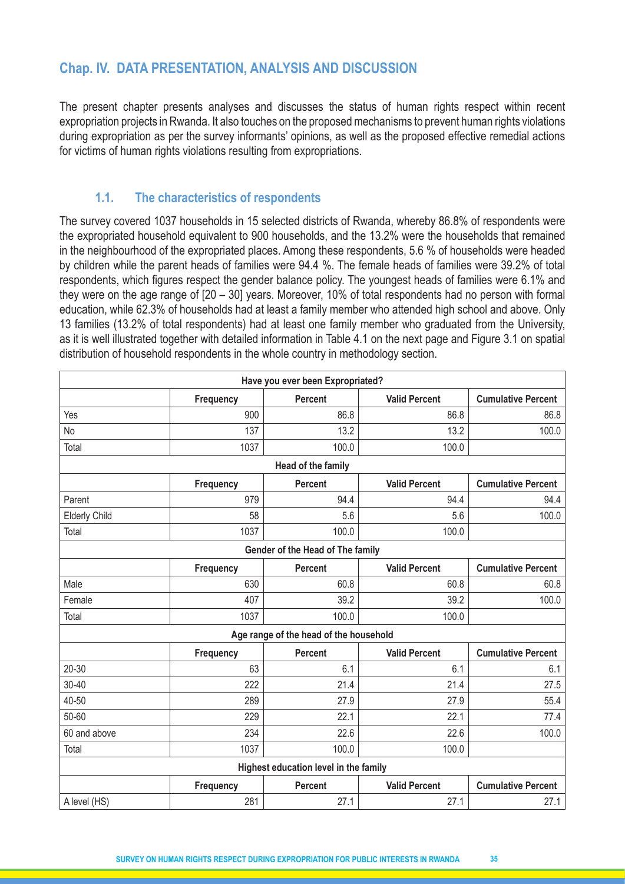## Chap. IV. DATA PRESENTATION, ANALYSIS AND DISCUSSION

The present chapter presents analyses and discusses the status of human rights respect within recent expropriation projects in Rwanda. It also touches on the proposed mechanisms to prevent human rights violations during expropriation as per the survey informants' opinions, as well as the proposed effective remedial actions for victims of human rights violations resulting from expropriations.

### 1.1. The characteristics of respondents

The survey covered 1037 households in 15 selected districts of Rwanda, whereby 86.8% of respondents were the expropriated household equivalent to 900 households, and the 13.2% were the households that remained in the neighbourhood of the expropriated places. Among these respondents, 5.6 % of households were headed by children while the parent heads of families were 94.4 %. The female heads of families were 39.2% of total respondents, which figures respect the gender balance policy. The youngest heads of families were 6.1% and they were on the age range of [20 – 30] years. Moreover, 10% of total respondents had no person with formal education, while 62.3% of households had at least a family member who attended high school and above. Only 13 families (13.2% of total respondents) had at least one family member who graduated from the University, as it is well illustrated together with detailed information in Table 4.1 on the next page and Figure 3.1 on spatial distribution of household respondents in the whole country in methodology section.

| Have you ever been Expropriated? | | | | |
|---|---|---|---|---|
| | **Frequency** | **Percent** | **Valid Percent** | **Cumulative Percent** |
| Yes | 900 | 86.8 | 86.8 | 86.8 |
| No | 137 | 13.2 | 13.2 | 100.0 |
| Total | 1037 | 100.0 | 100.0 | |
| **Head of the family** | | | | |
| | **Frequency** | **Percent** | **Valid Percent** | **Cumulative Percent** |
| Parent | 979 | 94.4 | 94.4 | 94.4 |
| Elderly Child | 58 | 5.6 | 5.6 | 100.0 |
| Total | 1037 | 100.0 | 100.0 | |
| **Gender of the Head of The family** | | | | |
| | **Frequency** | **Percent** | **Valid Percent** | **Cumulative Percent** |
| Male | 630 | 60.8 | 60.8 | 60.8 |
| Female | 407 | 39.2 | 39.2 | 100.0 |
| Total | 1037 | 100.0 | 100.0 | |
| **Age range of the head of the household** | | | | |
| | **Frequency** | **Percent** | **Valid Percent** | **Cumulative Percent** |
| 20-30 | 63 | 6.1 | 6.1 | 6.1 |
| 30-40 | 222 | 21.4 | 21.4 | 27.5 |
| 40-50 | 289 | 27.9 | 27.9 | 55.4 |
| 50-60 | 229 | 22.1 | 22.1 | 77.4 |
| 60 and above | 234 | 22.6 | 22.6 | 100.0 |
| Total | 1037 | 100.0 | 100.0 | |
| **Highest education level in the family** | | | | |
| | **Frequency** | **Percent** | **Valid Percent** | **Cumulative Percent** |
| A level (HS) | 281 | 27.1 | 27.1 | 27.1 |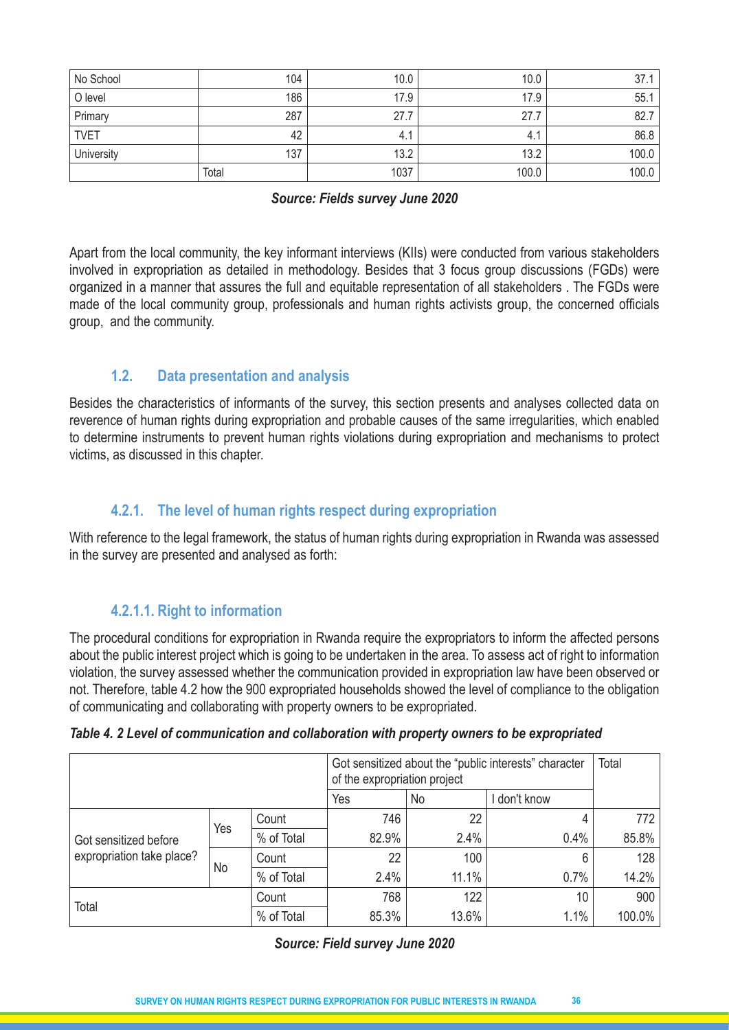| No School | 104 | 10.0 | 10.0 | 37.1 |
|---|---|---|---|---|
| O level | 186 | 17.9 | 17.9 | 55.1 |
| Primary | 287 | 27.7 | 27.7 | 82.7 |
| TVET | 42 | 4.1 | 4.1 | 86.8 |
| University | 137 | 13.2 | 13.2 | 100.0 |
| | Total | 1037 | 100.0 | 100.0 |

***Source: Fields survey June 2020***

Apart from the local community, the key informant interviews (KIIs) were conducted from various stakeholders involved in expropriation as detailed in methodology. Besides that 3 focus group discussions (FGDs) were organized in a manner that assures the full and equitable representation of all stakeholders . The FGDs were made of the local community group, professionals and human rights activists group, the concerned officials group, and the community.

## 1.2. Data presentation and analysis

Besides the characteristics of informants of the survey, this section presents and analyses collected data on reverence of human rights during expropriation and probable causes of the same irregularities, which enabled to determine instruments to prevent human rights violations during expropriation and mechanisms to protect victims, as discussed in this chapter.

### 4.2.1. The level of human rights respect during expropriation

With reference to the legal framework, the status of human rights during expropriation in Rwanda was assessed in the survey are presented and analysed as forth:

#### 4.2.1.1. Right to information

The procedural conditions for expropriation in Rwanda require the expropriators to inform the affected persons about the public interest project which is going to be undertaken in the area. To assess act of right to information violation, the survey assessed whether the communication provided in expropriation law have been observed or not. Therefore, table 4.2 how the 900 expropriated households showed the level of compliance to the obligation of communicating and collaborating with property owners to be expropriated.

***Table 4. 2 Level of communication and collaboration with property owners to be expropriated***

| | | | Got sensitized about the "public interests" character of the expropriation project | | | Total |
|---|---|---|---|---|---|---|
| | | | Yes | No | I don't know | |
| Got sensitized before expropriation take place? | Yes | Count | 746 | 22 | 4 | 772 |
| | | % of Total | 82.9% | 2.4% | 0.4% | 85.8% |
| | No | Count | 22 | 100 | 6 | 128 |
| | | % of Total | 2.4% | 11.1% | 0.7% | 14.2% |
| Total | | Count | 768 | 122 | 10 | 900 |
| | | % of Total | 85.3% | 13.6% | 1.1% | 100.0% |

***Source: Field survey June 2020***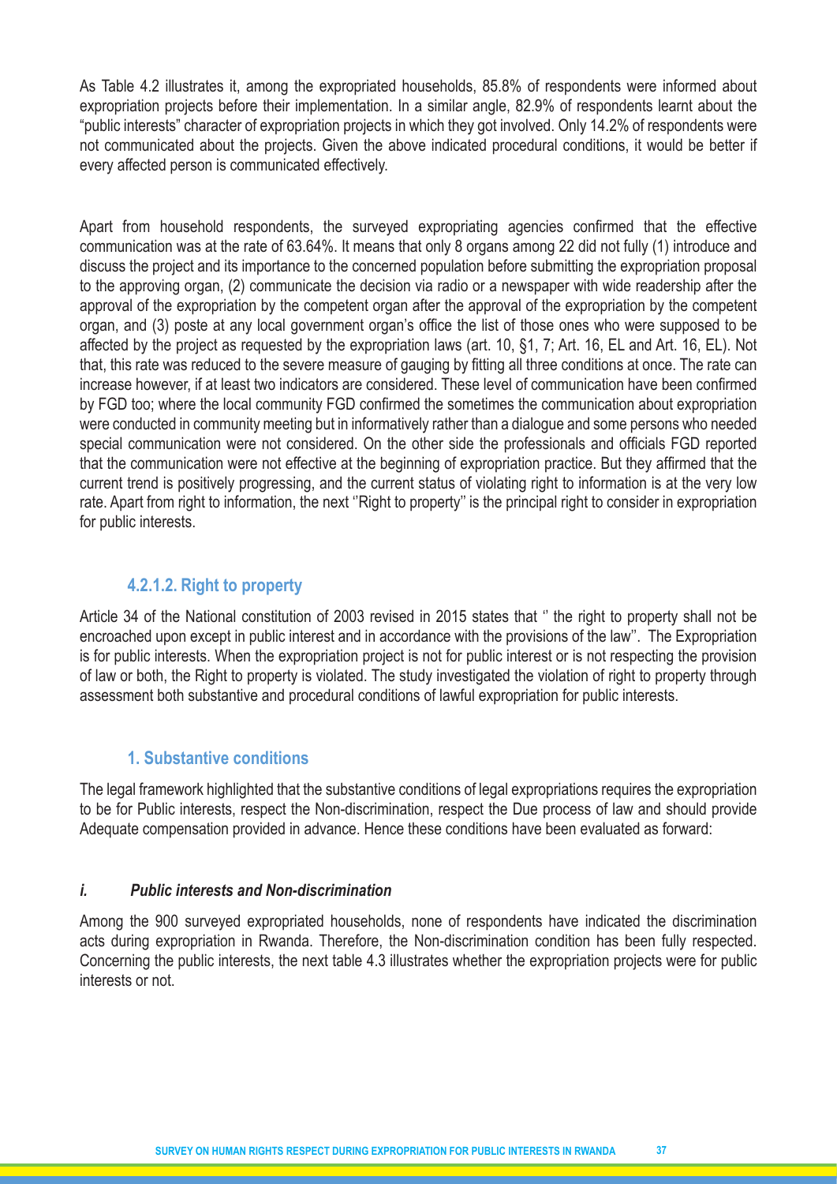As Table 4.2 illustrates it, among the expropriated households, 85.8% of respondents were informed about expropriation projects before their implementation. In a similar angle, 82.9% of respondents learnt about the "public interests" character of expropriation projects in which they got involved. Only 14.2% of respondents were not communicated about the projects. Given the above indicated procedural conditions, it would be better if every affected person is communicated effectively.

Apart from household respondents, the surveyed expropriating agencies confirmed that the effective communication was at the rate of 63.64%. It means that only 8 organs among 22 did not fully (1) introduce and discuss the project and its importance to the concerned population before submitting the expropriation proposal to the approving organ, (2) communicate the decision via radio or a newspaper with wide readership after the approval of the expropriation by the competent organ after the approval of the expropriation by the competent organ, and (3) poste at any local government organ's office the list of those ones who were supposed to be affected by the project as requested by the expropriation laws (art. 10, §1, 7; Art. 16, EL and Art. 16, EL). Not that, this rate was reduced to the severe measure of gauging by fitting all three conditions at once. The rate can increase however, if at least two indicators are considered. These level of communication have been confirmed by FGD too; where the local community FGD confirmed the sometimes the communication about expropriation were conducted in community meeting but in informatively rather than a dialogue and some persons who needed special communication were not considered. On the other side the professionals and officials FGD reported that the communication were not effective at the beginning of expropriation practice. But they affirmed that the current trend is positively progressing, and the current status of violating right to information is at the very low rate. Apart from right to information, the next ''Right to property'' is the principal right to consider in expropriation for public interests.

### 4.2.1.2. Right to property

Article 34 of the National constitution of 2003 revised in 2015 states that '' the right to property shall not be encroached upon except in public interest and in accordance with the provisions of the law''. The Expropriation is for public interests. When the expropriation project is not for public interest or is not respecting the provision of law or both, the Right to property is violated. The study investigated the violation of right to property through assessment both substantive and procedural conditions of lawful expropriation for public interests.

#### 1. Substantive conditions

The legal framework highlighted that the substantive conditions of legal expropriations requires the expropriation to be for Public interests, respect the Non-discrimination, respect the Due process of law and should provide Adequate compensation provided in advance. Hence these conditions have been evaluated as forward:

##### *i. Public interests and Non-discrimination*

Among the 900 surveyed expropriated households, none of respondents have indicated the discrimination acts during expropriation in Rwanda. Therefore, the Non-discrimination condition has been fully respected. Concerning the public interests, the next table 4.3 illustrates whether the expropriation projects were for public interests or not.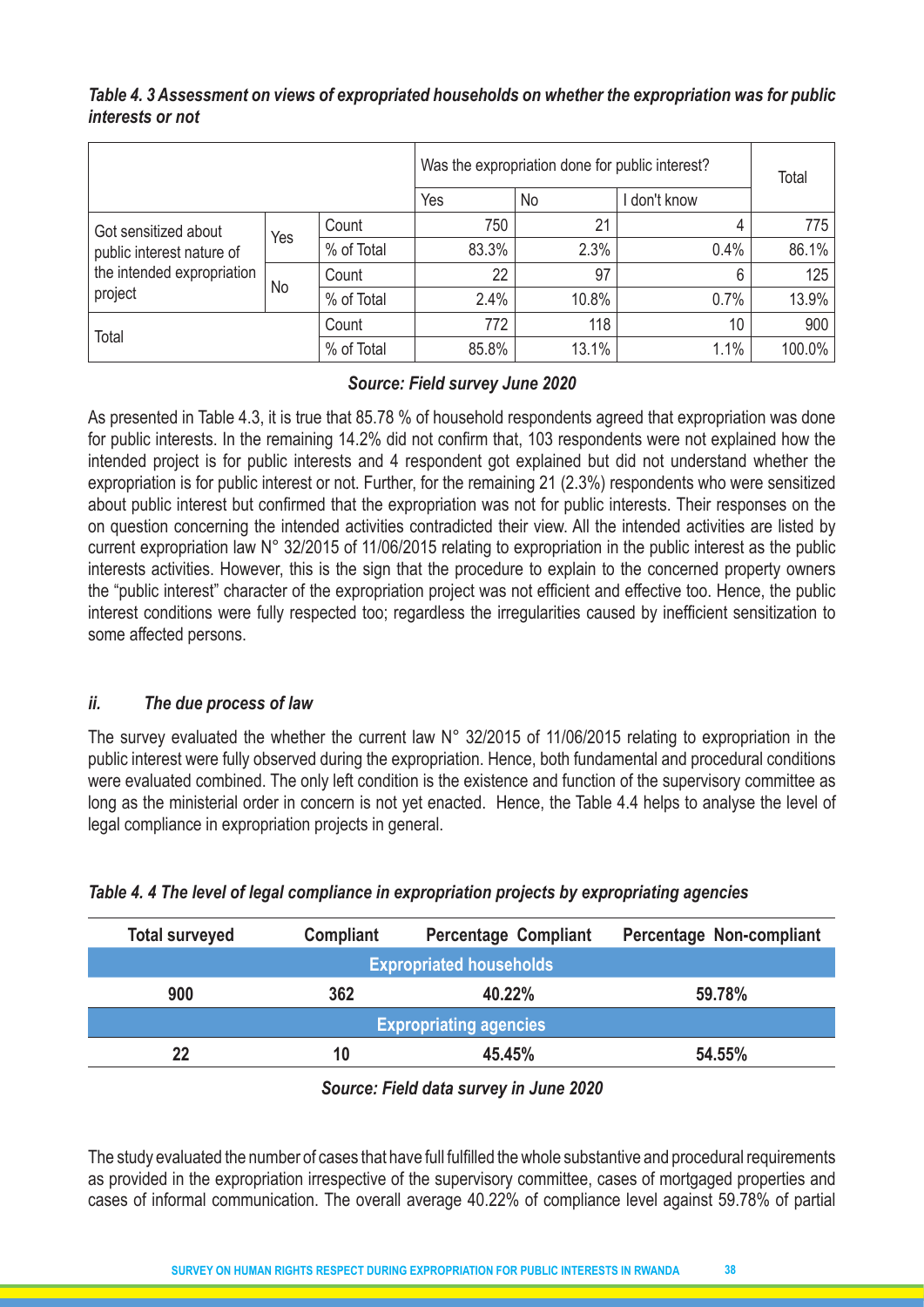***Table 4. 3 Assessment on views of expropriated households on whether the expropriation was for public interests or not***

| | | | Was the expropriation done for public interest? | | | Total |
|---|---|---|---|---|---|---|
| | | | Yes | No | I don't know | |
| Got sensitized about public interest nature of the intended expropriation project | Yes | Count | 750 | 21 | 4 | 775 |
| | | % of Total | 83.3% | 2.3% | 0.4% | 86.1% |
| | No | Count | 22 | 97 | 6 | 125 |
| | | % of Total | 2.4% | 10.8% | 0.7% | 13.9% |
| Total | | Count | 772 | 118 | 10 | 900 |
| | | % of Total | 85.8% | 13.1% | 1.1% | 100.0% |

***Source: Field survey June 2020***

As presented in Table 4.3, it is true that 85.78 % of household respondents agreed that expropriation was done for public interests. In the remaining 14.2% did not confirm that, 103 respondents were not explained how the intended project is for public interests and 4 respondent got explained but did not understand whether the expropriation is for public interest or not. Further, for the remaining 21 (2.3%) respondents who were sensitized about public interest but confirmed that the expropriation was not for public interests. Their responses on the on question concerning the intended activities contradicted their view. All the intended activities are listed by current expropriation law N° 32/2015 of 11/06/2015 relating to expropriation in the public interest as the public interests activities. However, this is the sign that the procedure to explain to the concerned property owners the "public interest" character of the expropriation project was not efficient and effective too. Hence, the public interest conditions were fully respected too; regardless the irregularities caused by inefficient sensitization to some affected persons.

### *ii. The due process of law*

The survey evaluated the whether the current law N° 32/2015 of 11/06/2015 relating to expropriation in the public interest were fully observed during the expropriation. Hence, both fundamental and procedural conditions were evaluated combined. The only left condition is the existence and function of the supervisory committee as long as the ministerial order in concern is not yet enacted. Hence, the Table 4.4 helps to analyse the level of legal compliance in expropriation projects in general.

***Table 4. 4 The level of legal compliance in expropriation projects by expropriating agencies***

| Total surveyed | Compliant | Percentage Compliant | Percentage Non-compliant |
|---|---|---|---|
| **Expropriated households** | | | |
| **900** | **362** | **40.22%** | **59.78%** |
| **Expropriating agencies** | | | |
| **22** | **10** | **45.45%** | **54.55%** |

***Source: Field data survey in June 2020***

The study evaluated the number of cases that have full fulfilled the whole substantive and procedural requirements as provided in the expropriation irrespective of the supervisory committee, cases of mortgaged properties and cases of informal communication. The overall average 40.22% of compliance level against 59.78% of partial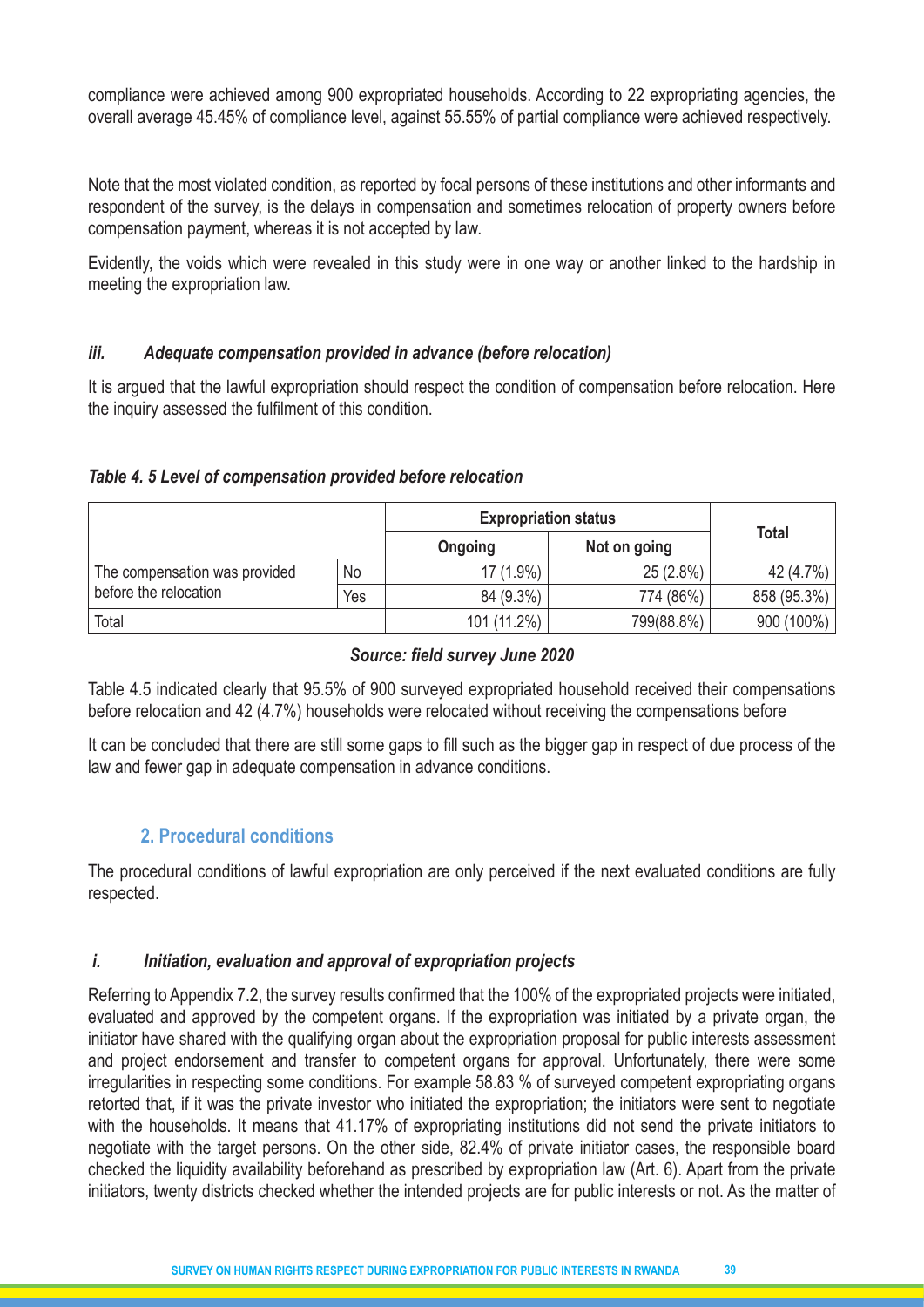compliance were achieved among 900 expropriated households. According to 22 expropriating agencies, the overall average 45.45% of compliance level, against 55.55% of partial compliance were achieved respectively.

Note that the most violated condition, as reported by focal persons of these institutions and other informants and respondent of the survey, is the delays in compensation and sometimes relocation of property owners before compensation payment, whereas it is not accepted by law.

Evidently, the voids which were revealed in this study were in one way or another linked to the hardship in meeting the expropriation law.

#### *iii. Adequate compensation provided in advance (before relocation)*

It is argued that the lawful expropriation should respect the condition of compensation before relocation. Here the inquiry assessed the fulfilment of this condition.

*Table 4. 5 Level of compensation provided before relocation*

| | | Expropriation status | | Total |
|---|---|---|---|---|
| | | Ongoing | Not on going | |
| The compensation was provided before the relocation | No | 17 (1.9%) | 25 (2.8%) | 42 (4.7%) |
| | Yes | 84 (9.3%) | 774 (86%) | 858 (95.3%) |
| Total | | 101 (11.2%) | 799(88.8%) | 900 (100%) |

***Source: field survey June 2020***

Table 4.5 indicated clearly that 95.5% of 900 surveyed expropriated household received their compensations before relocation and 42 (4.7%) households were relocated without receiving the compensations before

It can be concluded that there are still some gaps to fill such as the bigger gap in respect of due process of the law and fewer gap in adequate compensation in advance conditions.

### 2. Procedural conditions

The procedural conditions of lawful expropriation are only perceived if the next evaluated conditions are fully respected.

#### *i. Initiation, evaluation and approval of expropriation projects*

Referring to Appendix 7.2, the survey results confirmed that the 100% of the expropriated projects were initiated, evaluated and approved by the competent organs. If the expropriation was initiated by a private organ, the initiator have shared with the qualifying organ about the expropriation proposal for public interests assessment and project endorsement and transfer to competent organs for approval. Unfortunately, there were some irregularities in respecting some conditions. For example 58.83 % of surveyed competent expropriating organs retorted that, if it was the private investor who initiated the expropriation; the initiators were sent to negotiate with the households. It means that 41.17% of expropriating institutions did not send the private initiators to negotiate with the target persons. On the other side, 82.4% of private initiator cases, the responsible board checked the liquidity availability beforehand as prescribed by expropriation law (Art. 6). Apart from the private initiators, twenty districts checked whether the intended projects are for public interests or not. As the matter of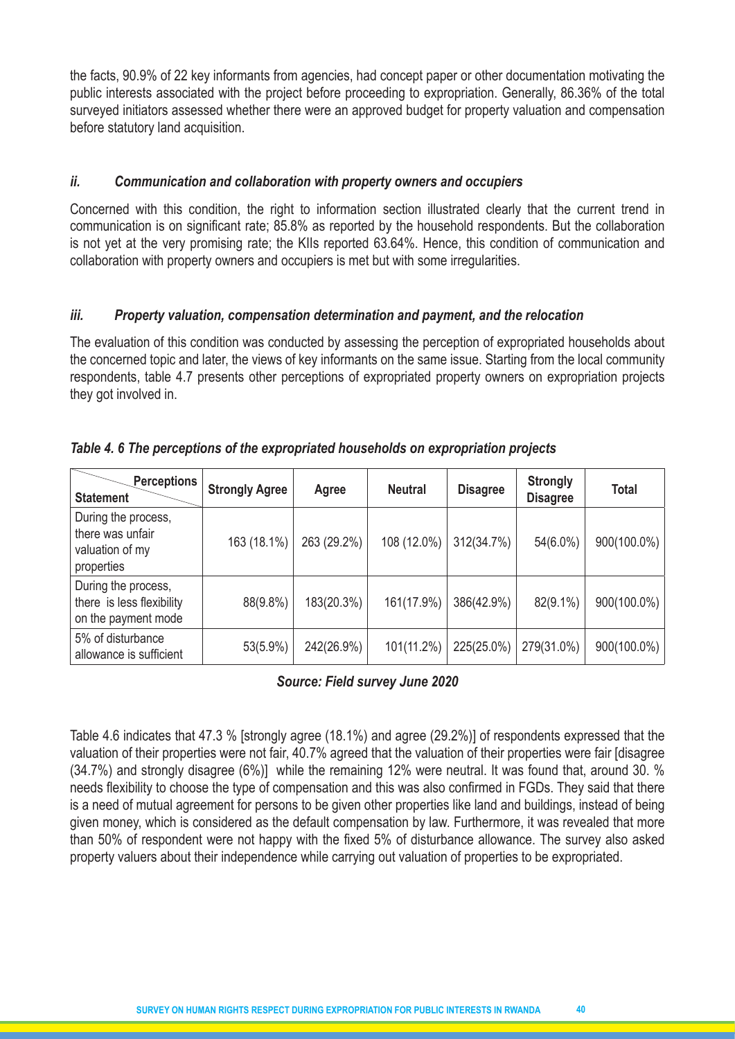the facts, 90.9% of 22 key informants from agencies, had concept paper or other documentation motivating the public interests associated with the project before proceeding to expropriation. Generally, 86.36% of the total surveyed initiators assessed whether there were an approved budget for property valuation and compensation before statutory land acquisition.

### *ii. Communication and collaboration with property owners and occupiers*

Concerned with this condition, the right to information section illustrated clearly that the current trend in communication is on significant rate; 85.8% as reported by the household respondents. But the collaboration is not yet at the very promising rate; the KIIs reported 63.64%. Hence, this condition of communication and collaboration with property owners and occupiers is met but with some irregularities.

### *iii. Property valuation, compensation determination and payment, and the relocation*

The evaluation of this condition was conducted by assessing the perception of expropriated households about the concerned topic and later, the views of key informants on the same issue. Starting from the local community respondents, table 4.7 presents other perceptions of expropriated property owners on expropriation projects they got involved in.

***Table 4. 6 The perceptions of the expropriated households on expropriation projects***

| Statement / Perceptions | Strongly Agree | Agree | Neutral | Disagree | Strongly Disagree | Total |
|---|---|---|---|---|---|---|
| During the process, there was unfair valuation of my properties | 163 (18.1%) | 263 (29.2%) | 108 (12.0%) | 312(34.7%) | 54(6.0%) | 900(100.0%) |
| During the process, there is less flexibility on the payment mode | 88(9.8%) | 183(20.3%) | 161(17.9%) | 386(42.9%) | 82(9.1%) | 900(100.0%) |
| 5% of disturbance allowance is sufficient | 53(5.9%) | 242(26.9%) | 101(11.2%) | 225(25.0%) | 279(31.0%) | 900(100.0%) |

***Source: Field survey June 2020***

Table 4.6 indicates that 47.3 % [strongly agree (18.1%) and agree (29.2%)] of respondents expressed that the valuation of their properties were not fair, 40.7% agreed that the valuation of their properties were fair [disagree (34.7%) and strongly disagree (6%)] while the remaining 12% were neutral. It was found that, around 30. % needs flexibility to choose the type of compensation and this was also confirmed in FGDs. They said that there is a need of mutual agreement for persons to be given other properties like land and buildings, instead of being given money, which is considered as the default compensation by law. Furthermore, it was revealed that more than 50% of respondent were not happy with the fixed 5% of disturbance allowance. The survey also asked property valuers about their independence while carrying out valuation of properties to be expropriated.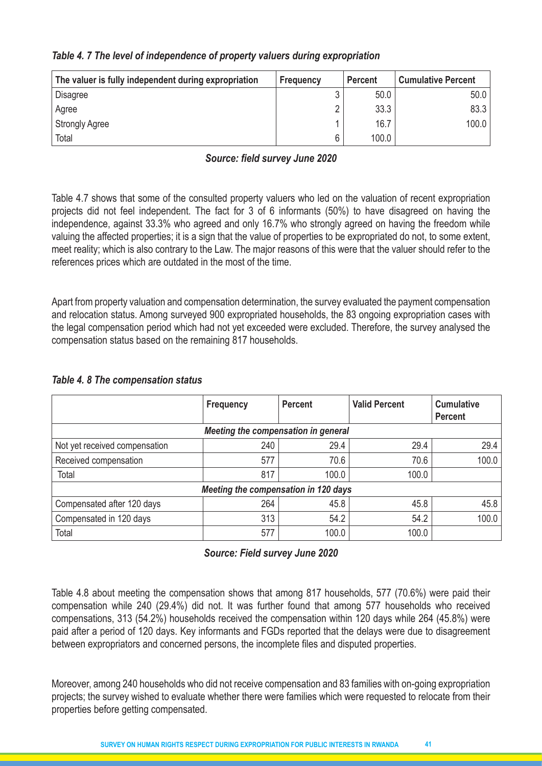*Table 4. 7 The level of independence of property valuers during expropriation*

| The valuer is fully independent during expropriation | Frequency | Percent | Cumulative Percent |
|---|---|---|---|
| Disagree | 3 | 50.0 | 50.0 |
| Agree | 2 | 33.3 | 83.3 |
| Strongly Agree | 1 | 16.7 | 100.0 |
| Total | 6 | 100.0 | |

***Source: field survey June 2020***

Table 4.7 shows that some of the consulted property valuers who led on the valuation of recent expropriation projects did not feel independent. The fact for 3 of 6 informants (50%) to have disagreed on having the independence, against 33.3% who agreed and only 16.7% who strongly agreed on having the freedom while valuing the affected properties; it is a sign that the value of properties to be expropriated do not, to some extent, meet reality; which is also contrary to the Law. The major reasons of this were that the valuer should refer to the references prices which are outdated in the most of the time.

Apart from property valuation and compensation determination, the survey evaluated the payment compensation and relocation status. Among surveyed 900 expropriated households, the 83 ongoing expropriation cases with the legal compensation period which had not yet exceeded were excluded. Therefore, the survey analysed the compensation status based on the remaining 817 households.

*Table 4. 8 The compensation status*

| | Frequency | Percent | Valid Percent | Cumulative Percent |
|---|---|---|---|---|
| ***Meeting the compensation in general*** | | | | |
| Not yet received compensation | 240 | 29.4 | 29.4 | 29.4 |
| Received compensation | 577 | 70.6 | 70.6 | 100.0 |
| Total | 817 | 100.0 | 100.0 | |
| ***Meeting the compensation in 120 days*** | | | | |
| Compensated after 120 days | 264 | 45.8 | 45.8 | 45.8 |
| Compensated in 120 days | 313 | 54.2 | 54.2 | 100.0 |
| Total | 577 | 100.0 | 100.0 | |

***Source: Field survey June 2020***

Table 4.8 about meeting the compensation shows that among 817 households, 577 (70.6%) were paid their compensation while 240 (29.4%) did not. It was further found that among 577 households who received compensations, 313 (54.2%) households received the compensation within 120 days while 264 (45.8%) were paid after a period of 120 days. Key informants and FGDs reported that the delays were due to disagreement between expropriators and concerned persons, the incomplete files and disputed properties.

Moreover, among 240 households who did not receive compensation and 83 families with on-going expropriation projects; the survey wished to evaluate whether there were families which were requested to relocate from their properties before getting compensated.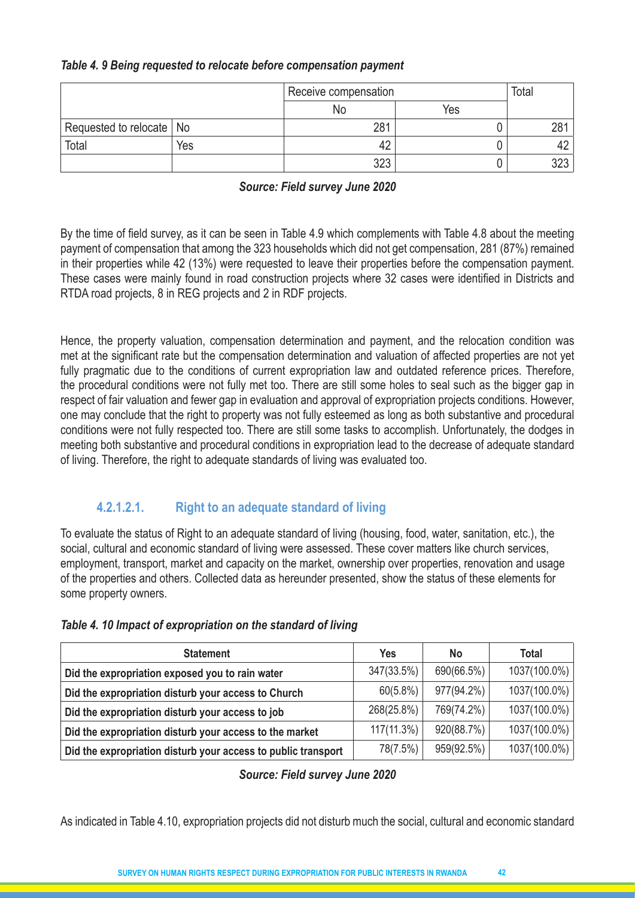***Table 4. 9 Being requested to relocate before compensation payment***

| | | Receive compensation | | Total |
|---|---|---|---|---|
| | | No | Yes | |
| Requested to relocate | No | 281 | 0 | 281 |
| Total | Yes | 42 | 0 | 42 |
| | | 323 | 0 | 323 |

***Source: Field survey June 2020***

By the time of field survey, as it can be seen in Table 4.9 which complements with Table 4.8 about the meeting payment of compensation that among the 323 households which did not get compensation, 281 (87%) remained in their properties while 42 (13%) were requested to leave their properties before the compensation payment. These cases were mainly found in road construction projects where 32 cases were identified in Districts and RTDA road projects, 8 in REG projects and 2 in RDF projects.

Hence, the property valuation, compensation determination and payment, and the relocation condition was met at the significant rate but the compensation determination and valuation of affected properties are not yet fully pragmatic due to the conditions of current expropriation law and outdated reference prices. Therefore, the procedural conditions were not fully met too. There are still some holes to seal such as the bigger gap in respect of fair valuation and fewer gap in evaluation and approval of expropriation projects conditions. However, one may conclude that the right to property was not fully esteemed as long as both substantive and procedural conditions were not fully respected too. There are still some tasks to accomplish. Unfortunately, the dodges in meeting both substantive and procedural conditions in expropriation lead to the decrease of adequate standard of living. Therefore, the right to adequate standards of living was evaluated too.

#### 4.2.1.2.1. Right to an adequate standard of living

To evaluate the status of Right to an adequate standard of living (housing, food, water, sanitation, etc.), the social, cultural and economic standard of living were assessed. These cover matters like church services, employment, transport, market and capacity on the market, ownership over properties, renovation and usage of the properties and others. Collected data as hereunder presented, show the status of these elements for some property owners.

***Table 4. 10 Impact of expropriation on the standard of living***

| Statement | Yes | No | Total |
|---|---|---|---|
| **Did the expropriation exposed you to rain water** | 347(33.5%) | 690(66.5%) | 1037(100.0%) |
| **Did the expropriation disturb your access to Church** | 60(5.8%) | 977(94.2%) | 1037(100.0%) |
| **Did the expropriation disturb your access to job** | 268(25.8%) | 769(74.2%) | 1037(100.0%) |
| **Did the expropriation disturb your access to the market** | 117(11.3%) | 920(88.7%) | 1037(100.0%) |
| **Did the expropriation disturb your access to public transport** | 78(7.5%) | 959(92.5%) | 1037(100.0%) |

***Source: Field survey June 2020***

As indicated in Table 4.10, expropriation projects did not disturb much the social, cultural and economic standard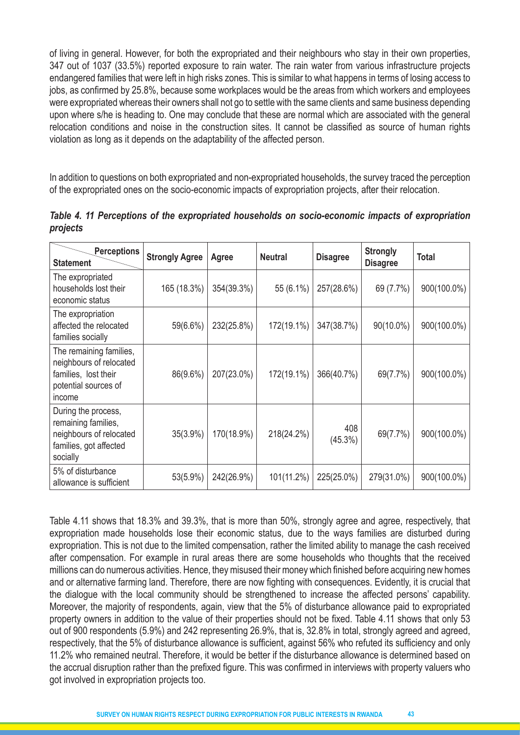of living in general. However, for both the expropriated and their neighbours who stay in their own properties, 347 out of 1037 (33.5%) reported exposure to rain water. The rain water from various infrastructure projects endangered families that were left in high risks zones. This is similar to what happens in terms of losing access to jobs, as confirmed by 25.8%, because some workplaces would be the areas from which workers and employees were expropriated whereas their owners shall not go to settle with the same clients and same business depending upon where s/he is heading to. One may conclude that these are normal which are associated with the general relocation conditions and noise in the construction sites. It cannot be classified as source of human rights violation as long as it depends on the adaptability of the affected person.

In addition to questions on both expropriated and non-expropriated households, the survey traced the perception of the expropriated ones on the socio-economic impacts of expropriation projects, after their relocation.

***Table 4. 11 Perceptions of the expropriated households on socio-economic impacts of expropriation projects***

| Statement / Perceptions | Strongly Agree | Agree | Neutral | Disagree | Strongly Disagree | Total |
|---|---|---|---|---|---|---|
| The expropriated households lost their economic status | 165 (18.3%) | 354(39.3%) | 55 (6.1%) | 257(28.6%) | 69 (7.7%) | 900(100.0%) |
| The expropriation affected the relocated families socially | 59(6.6%) | 232(25.8%) | 172(19.1%) | 347(38.7%) | 90(10.0%) | 900(100.0%) |
| The remaining families, neighbours of relocated families, lost their potential sources of income | 86(9.6%) | 207(23.0%) | 172(19.1%) | 366(40.7%) | 69(7.7%) | 900(100.0%) |
| During the process, remaining families, neighbours of relocated families, got affected socially | 35(3.9%) | 170(18.9%) | 218(24.2%) | 408 (45.3%) | 69(7.7%) | 900(100.0%) |
| 5% of disturbance allowance is sufficient | 53(5.9%) | 242(26.9%) | 101(11.2%) | 225(25.0%) | 279(31.0%) | 900(100.0%) |

Table 4.11 shows that 18.3% and 39.3%, that is more than 50%, strongly agree and agree, respectively, that expropriation made households lose their economic status, due to the ways families are disturbed during expropriation. This is not due to the limited compensation, rather the limited ability to manage the cash received after compensation. For example in rural areas there are some households who thoughts that the received millions can do numerous activities. Hence, they misused their money which finished before acquiring new homes and or alternative farming land. Therefore, there are now fighting with consequences. Evidently, it is crucial that the dialogue with the local community should be strengthened to increase the affected persons' capability. Moreover, the majority of respondents, again, view that the 5% of disturbance allowance paid to expropriated property owners in addition to the value of their properties should not be fixed. Table 4.11 shows that only 53 out of 900 respondents (5.9%) and 242 representing 26.9%, that is, 32.8% in total, strongly agreed and agreed, respectively, that the 5% of disturbance allowance is sufficient, against 56% who refuted its sufficiency and only 11.2% who remained neutral. Therefore, it would be better if the disturbance allowance is determined based on the accrual disruption rather than the prefixed figure. This was confirmed in interviews with property valuers who got involved in expropriation projects too.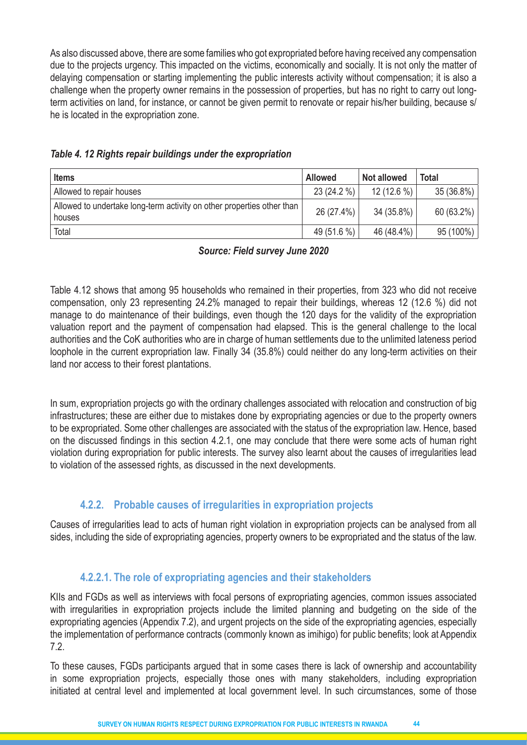As also discussed above, there are some families who got expropriated before having received any compensation due to the projects urgency. This impacted on the victims, economically and socially. It is not only the matter of delaying compensation or starting implementing the public interests activity without compensation; it is also a challenge when the property owner remains in the possession of properties, but has no right to carry out long-term activities on land, for instance, or cannot be given permit to renovate or repair his/her building, because s/he is located in the expropriation zone.

***Table 4. 12 Rights repair buildings under the expropriation***

| Items | Allowed | Not allowed | Total |
|---|---|---|---|
| Allowed to repair houses | 23 (24.2 %) | 12 (12.6 %) | 35 (36.8%) |
| Allowed to undertake long-term activity on other properties other than houses | 26 (27.4%) | 34 (35.8%) | 60 (63.2%) |
| Total | 49 (51.6 %) | 46 (48.4%) | 95 (100%) |

***Source: Field survey June 2020***

Table 4.12 shows that among 95 households who remained in their properties, from 323 who did not receive compensation, only 23 representing 24.2% managed to repair their buildings, whereas 12 (12.6 %) did not manage to do maintenance of their buildings, even though the 120 days for the validity of the expropriation valuation report and the payment of compensation had elapsed. This is the general challenge to the local authorities and the CoK authorities who are in charge of human settlements due to the unlimited lateness period loophole in the current expropriation law. Finally 34 (35.8%) could neither do any long-term activities on their land nor access to their forest plantations.

In sum, expropriation projects go with the ordinary challenges associated with relocation and construction of big infrastructures; these are either due to mistakes done by expropriating agencies or due to the property owners to be expropriated. Some other challenges are associated with the status of the expropriation law. Hence, based on the discussed findings in this section 4.2.1, one may conclude that there were some acts of human right violation during expropriation for public interests. The survey also learnt about the causes of irregularities lead to violation of the assessed rights, as discussed in the next developments.

### 4.2.2. Probable causes of irregularities in expropriation projects

Causes of irregularities lead to acts of human right violation in expropriation projects can be analysed from all sides, including the side of expropriating agencies, property owners to be expropriated and the status of the law.

#### 4.2.2.1. The role of expropriating agencies and their stakeholders

KIIs and FGDs as well as interviews with focal persons of expropriating agencies, common issues associated with irregularities in expropriation projects include the limited planning and budgeting on the side of the expropriating agencies (Appendix 7.2), and urgent projects on the side of the expropriating agencies, especially the implementation of performance contracts (commonly known as imihigo) for public benefits; look at Appendix 7.2.

To these causes, FGDs participants argued that in some cases there is lack of ownership and accountability in some expropriation projects, especially those ones with many stakeholders, including expropriation initiated at central level and implemented at local government level. In such circumstances, some of those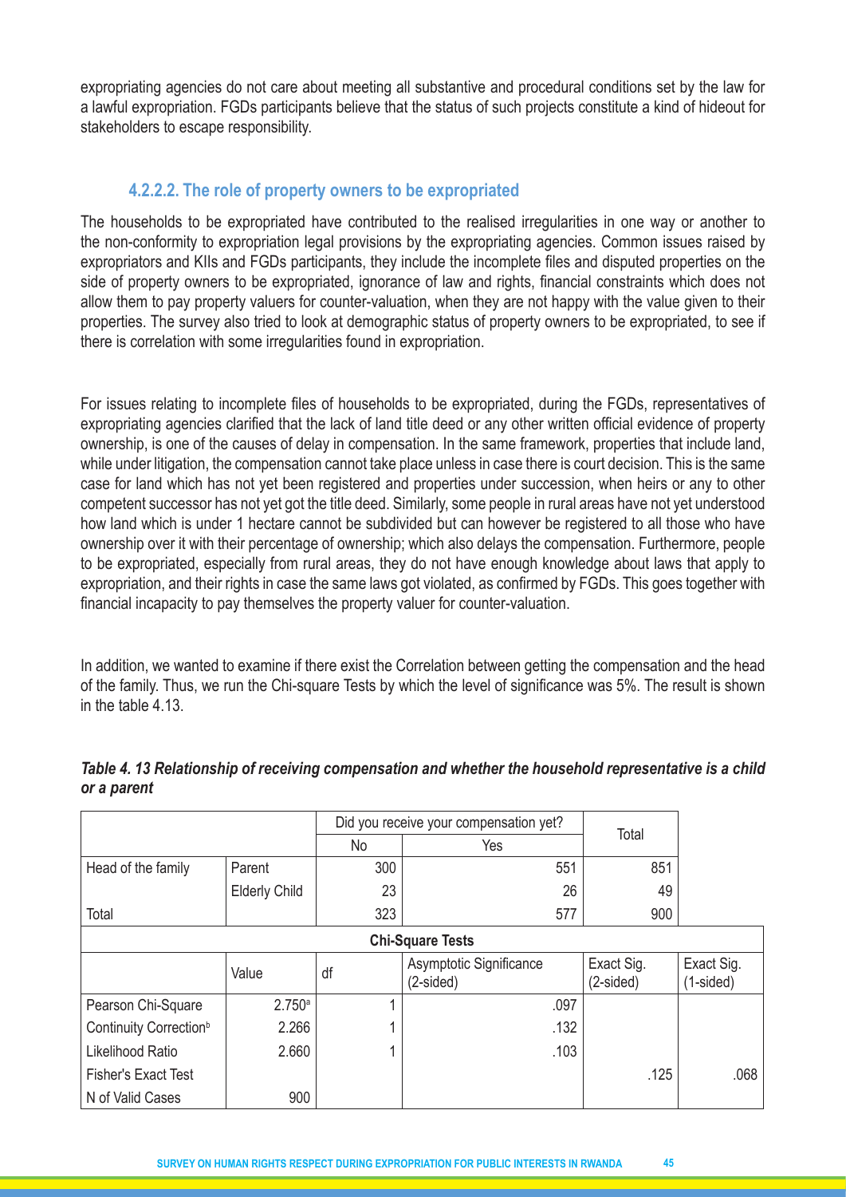expropriating agencies do not care about meeting all substantive and procedural conditions set by the law for a lawful expropriation. FGDs participants believe that the status of such projects constitute a kind of hideout for stakeholders to escape responsibility.

#### 4.2.2.2. The role of property owners to be expropriated

The households to be expropriated have contributed to the realised irregularities in one way or another to the non-conformity to expropriation legal provisions by the expropriating agencies. Common issues raised by expropriators and KIIs and FGDs participants, they include the incomplete files and disputed properties on the side of property owners to be expropriated, ignorance of law and rights, financial constraints which does not allow them to pay property valuers for counter-valuation, when they are not happy with the value given to their properties. The survey also tried to look at demographic status of property owners to be expropriated, to see if there is correlation with some irregularities found in expropriation.

For issues relating to incomplete files of households to be expropriated, during the FGDs, representatives of expropriating agencies clarified that the lack of land title deed or any other written official evidence of property ownership, is one of the causes of delay in compensation. In the same framework, properties that include land, while under litigation, the compensation cannot take place unless in case there is court decision. This is the same case for land which has not yet been registered and properties under succession, when heirs or any to other competent successor has not yet got the title deed. Similarly, some people in rural areas have not yet understood how land which is under 1 hectare cannot be subdivided but can however be registered to all those who have ownership over it with their percentage of ownership; which also delays the compensation. Furthermore, people to be expropriated, especially from rural areas, they do not have enough knowledge about laws that apply to expropriation, and their rights in case the same laws got violated, as confirmed by FGDs. This goes together with financial incapacity to pay themselves the property valuer for counter-valuation.

In addition, we wanted to examine if there exist the Correlation between getting the compensation and the head of the family. Thus, we run the Chi-square Tests by which the level of significance was 5%. The result is shown in the table 4.13.

***Table 4. 13 Relationship of receiving compensation and whether the household representative is a child or a parent***

| | | Did you receive your compensation yet? | | Total |
|---|---|---|---|---|
| | | No | Yes | |
| Head of the family | Parent | 300 | 551 | 851 |
| | Elderly Child | 23 | 26 | 49 |
| Total | | 323 | 577 | 900 |

**Chi-Square Tests**

| | Value | df | Asymptotic Significance (2-sided) | Exact Sig. (2-sided) | Exact Sig. (1-sided) |
|---|---|---|---|---|---|
| Pearson Chi-Square | 2.750[a] | 1 | .097 | | |
| Continuity Correction[b] | 2.266 | 1 | .132 | | |
| Likelihood Ratio | 2.660 | 1 | .103 | | |
| Fisher's Exact Test | | | | .125 | .068 |
| N of Valid Cases | 900 | | | | |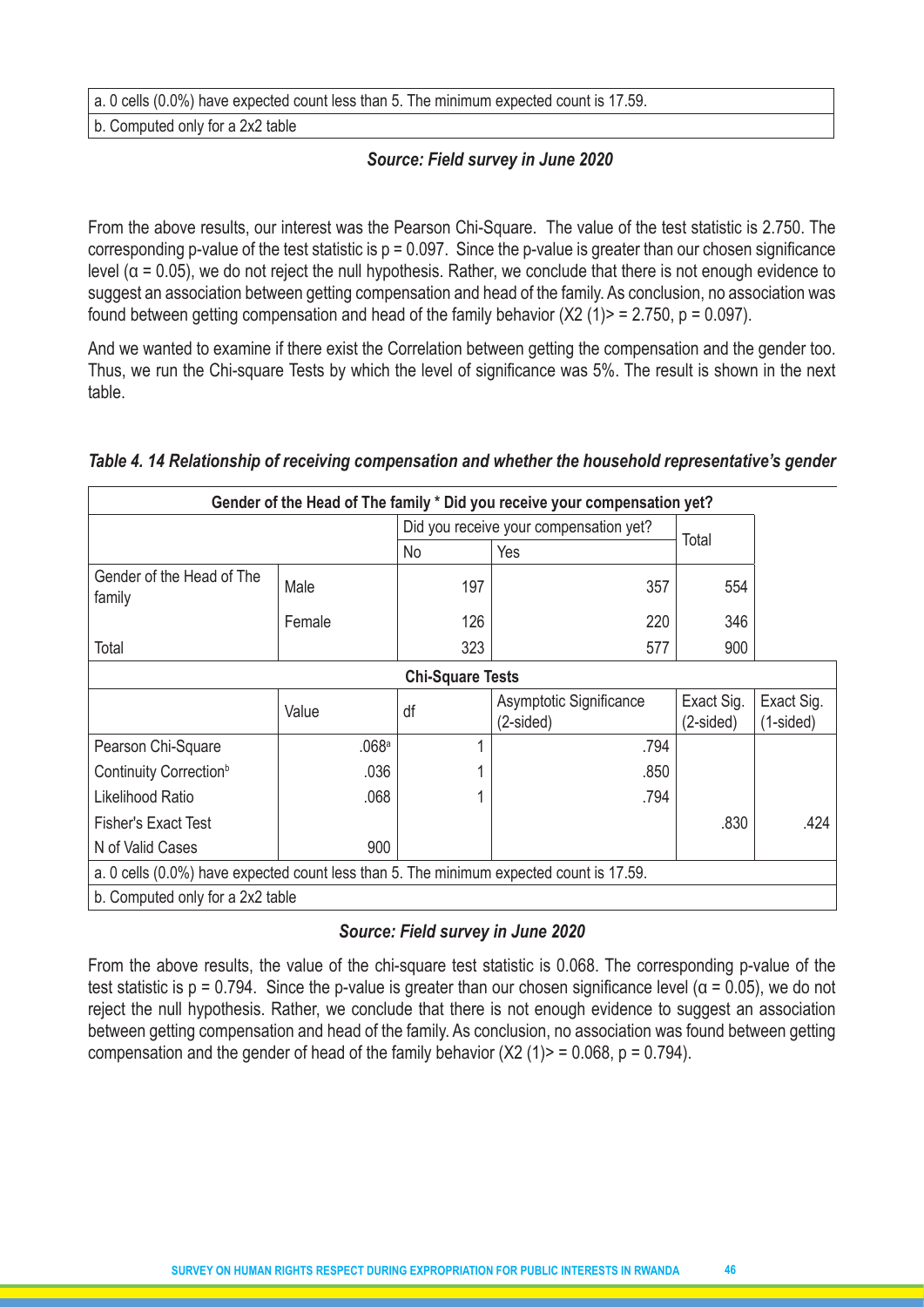| a. 0 cells (0.0%) have expected count less than 5. The minimum expected count is 17.59. |
|---|
| b. Computed only for a 2x2 table |

***Source: Field survey in June 2020***

From the above results, our interest was the Pearson Chi-Square. The value of the test statistic is 2.750. The corresponding p-value of the test statistic is p = 0.097. Since the p-value is greater than our chosen significance level (α = 0.05), we do not reject the null hypothesis. Rather, we conclude that there is not enough evidence to suggest an association between getting compensation and head of the family. As conclusion, no association was found between getting compensation and head of the family behavior (X2 (1)> = 2.750, p = 0.097).

And we wanted to examine if there exist the Correlation between getting the compensation and the gender too. Thus, we run the Chi-square Tests by which the level of significance was 5%. The result is shown in the next table.

***Table 4. 14 Relationship of receiving compensation and whether the household representative's gender***

| Gender of the Head of The family * Did you receive your compensation yet? | | | | |
|---|---|---|---|---|
| | | Did you receive your compensation yet? | | Total |
| | | No | Yes | |
| Gender of the Head of The family | Male | 197 | 357 | 554 |
| | Female | 126 | 220 | 346 |
| Total | | 323 | 577 | 900 |

| Chi-Square Tests | | | | | |
|---|---|---|---|---|---|
| | Value | df | Asymptotic Significance (2-sided) | Exact Sig. (2-sided) | Exact Sig. (1-sided) |
| Pearson Chi-Square | .068[a] | 1 | .794 | | |
| Continuity Correction[b] | .036 | 1 | .850 | | |
| Likelihood Ratio | .068 | 1 | .794 | | |
| Fisher's Exact Test | | | | .830 | .424 |
| N of Valid Cases | 900 | | | | |
| a. 0 cells (0.0%) have expected count less than 5. The minimum expected count is 17.59. | | | | | |
| b. Computed only for a 2x2 table | | | | | |

***Source: Field survey in June 2020***

From the above results, the value of the chi-square test statistic is 0.068. The corresponding p-value of the test statistic is p = 0.794. Since the p-value is greater than our chosen significance level (α = 0.05), we do not reject the null hypothesis. Rather, we conclude that there is not enough evidence to suggest an association between getting compensation and head of the family. As conclusion, no association was found between getting compensation and the gender of head of the family behavior (X2 (1)> = 0.068, p = 0.794).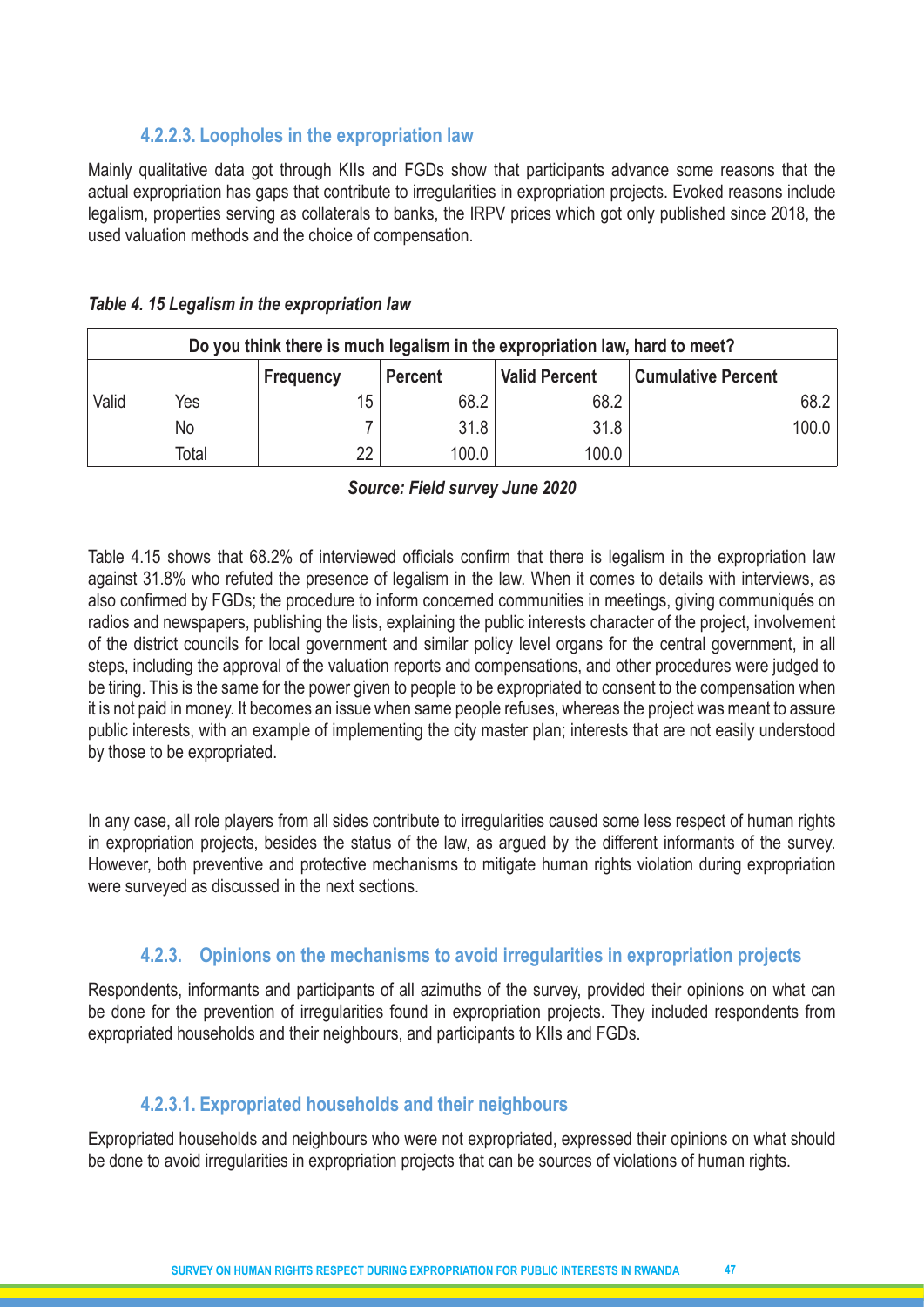#### 4.2.2.3. Loopholes in the expropriation law

Mainly qualitative data got through KIIs and FGDs show that participants advance some reasons that the actual expropriation has gaps that contribute to irregularities in expropriation projects. Evoked reasons include legalism, properties serving as collaterals to banks, the IRPV prices which got only published since 2018, the used valuation methods and the choice of compensation.

*Table 4. 15 Legalism in the expropriation law*

| Do you think there is much legalism in the expropriation law, hard to meet? | | | | | |
|---|---|---|---|---|---|
| | | Frequency | Percent | Valid Percent | Cumulative Percent |
| Valid | Yes | 15 | 68.2 | 68.2 | 68.2 |
| | No | 7 | 31.8 | 31.8 | 100.0 |
| | Total | 22 | 100.0 | 100.0 | |

***Source: Field survey June 2020***

Table 4.15 shows that 68.2% of interviewed officials confirm that there is legalism in the expropriation law against 31.8% who refuted the presence of legalism in the law. When it comes to details with interviews, as also confirmed by FGDs; the procedure to inform concerned communities in meetings, giving communiqués on radios and newspapers, publishing the lists, explaining the public interests character of the project, involvement of the district councils for local government and similar policy level organs for the central government, in all steps, including the approval of the valuation reports and compensations, and other procedures were judged to be tiring. This is the same for the power given to people to be expropriated to consent to the compensation when it is not paid in money. It becomes an issue when same people refuses, whereas the project was meant to assure public interests, with an example of implementing the city master plan; interests that are not easily understood by those to be expropriated.

In any case, all role players from all sides contribute to irregularities caused some less respect of human rights in expropriation projects, besides the status of the law, as argued by the different informants of the survey. However, both preventive and protective mechanisms to mitigate human rights violation during expropriation were surveyed as discussed in the next sections.

### 4.2.3. Opinions on the mechanisms to avoid irregularities in expropriation projects

Respondents, informants and participants of all azimuths of the survey, provided their opinions on what can be done for the prevention of irregularities found in expropriation projects. They included respondents from expropriated households and their neighbours, and participants to KIIs and FGDs.

#### 4.2.3.1. Expropriated households and their neighbours

Expropriated households and neighbours who were not expropriated, expressed their opinions on what should be done to avoid irregularities in expropriation projects that can be sources of violations of human rights.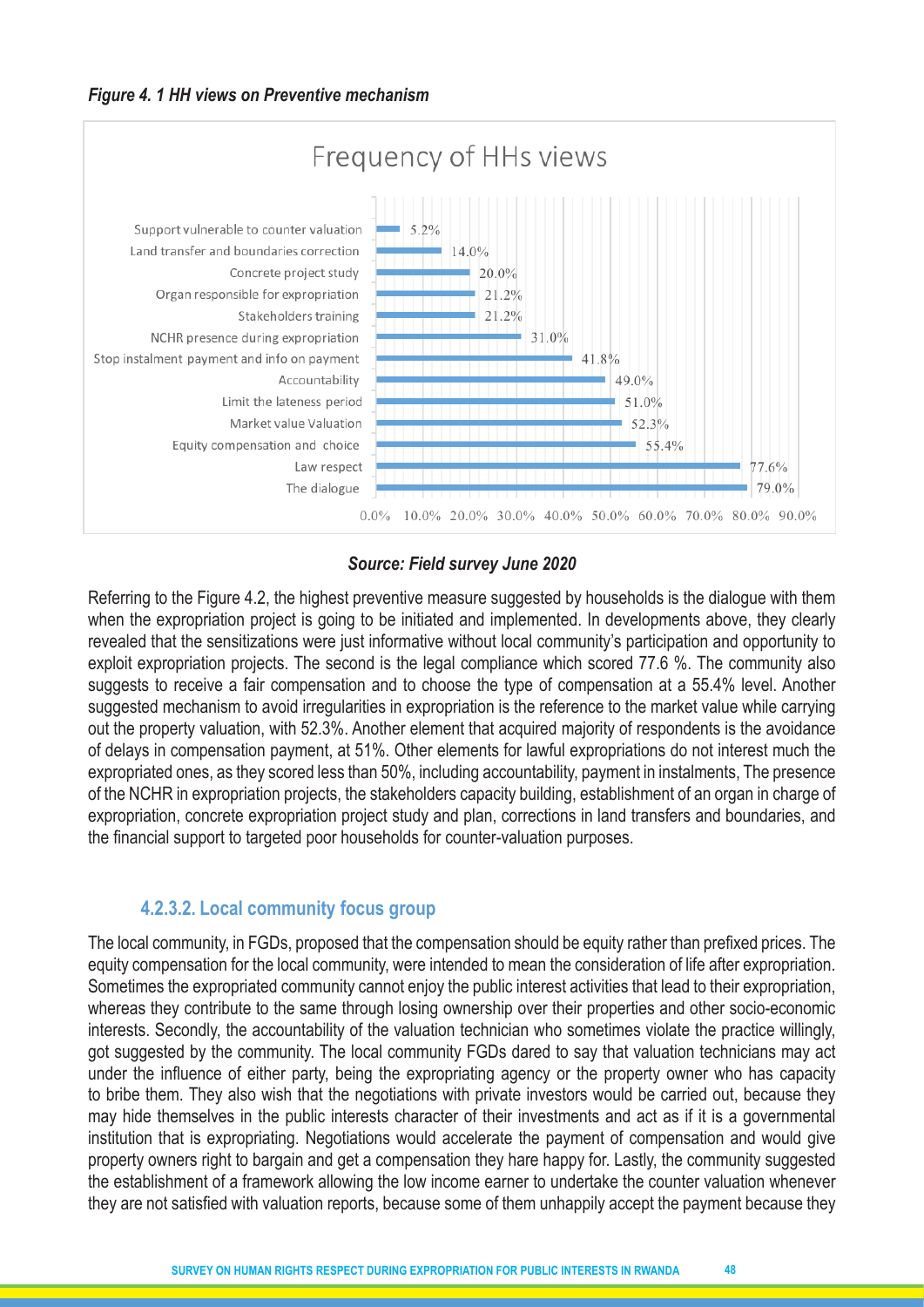***Figure 4. 1 HH views on Preventive mechanism***

Frequency of HHs views

| View | Frequency |
|---|---|
| Support vulnerable to counter valuation | 5.2% |
| Land transfer and boundaries correction | 14.0% |
| Concrete project study | 20.0% |
| Organ responsible for expropriation | 21.2% |
| Stakeholders training | 21.2% |
| NCHR presence during expropriation | 31.0% |
| Stop instalment payment and info on payment | 41.8% |
| Accountability | 49.0% |
| Limit the lateness period | 51.0% |
| Market value Valuation | 52.3% |
| Equity compensation and choice | 55.4% |
| Law respect | 77.6% |
| The dialogue | 79.0% |

***Source: Field survey June 2020***

Referring to the Figure 4.2, the highest preventive measure suggested by households is the dialogue with them when the expropriation project is going to be initiated and implemented. In developments above, they clearly revealed that the sensitizations were just informative without local community's participation and opportunity to exploit expropriation projects. The second is the legal compliance which scored 77.6 %. The community also suggests to receive a fair compensation and to choose the type of compensation at a 55.4% level. Another suggested mechanism to avoid irregularities in expropriation is the reference to the market value while carrying out the property valuation, with 52.3%. Another element that acquired majority of respondents is the avoidance of delays in compensation payment, at 51%. Other elements for lawful expropriations do not interest much the expropriated ones, as they scored less than 50%, including accountability, payment in instalments, The presence of the NCHR in expropriation projects, the stakeholders capacity building, establishment of an organ in charge of expropriation, concrete expropriation project study and plan, corrections in land transfers and boundaries, and the financial support to targeted poor households for counter-valuation purposes.

### 4.2.3.2. Local community focus group

The local community, in FGDs, proposed that the compensation should be equity rather than prefixed prices. The equity compensation for the local community, were intended to mean the consideration of life after expropriation. Sometimes the expropriated community cannot enjoy the public interest activities that lead to their expropriation, whereas they contribute to the same through losing ownership over their properties and other socio-economic interests. Secondly, the accountability of the valuation technician who sometimes violate the practice willingly, got suggested by the community. The local community FGDs dared to say that valuation technicians may act under the influence of either party, being the expropriating agency or the property owner who has capacity to bribe them. They also wish that the negotiations with private investors would be carried out, because they may hide themselves in the public interests character of their investments and act as if it is a governmental institution that is expropriating. Negotiations would accelerate the payment of compensation and would give property owners right to bargain and get a compensation they hare happy for. Lastly, the community suggested the establishment of a framework allowing the low income earner to undertake the counter valuation whenever they are not satisfied with valuation reports, because some of them unhappily accept the payment because they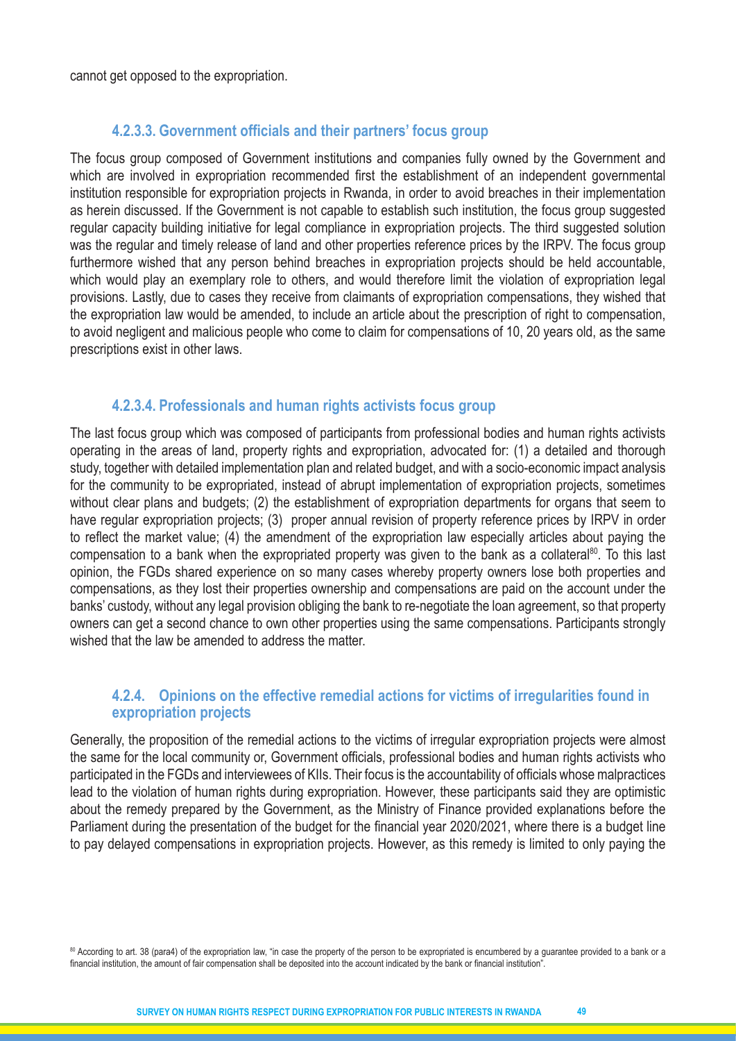cannot get opposed to the expropriation.

#### 4.2.3.3. Government officials and their partners' focus group

The focus group composed of Government institutions and companies fully owned by the Government and which are involved in expropriation recommended first the establishment of an independent governmental institution responsible for expropriation projects in Rwanda, in order to avoid breaches in their implementation as herein discussed. If the Government is not capable to establish such institution, the focus group suggested regular capacity building initiative for legal compliance in expropriation projects. The third suggested solution was the regular and timely release of land and other properties reference prices by the IRPV. The focus group furthermore wished that any person behind breaches in expropriation projects should be held accountable, which would play an exemplary role to others, and would therefore limit the violation of expropriation legal provisions. Lastly, due to cases they receive from claimants of expropriation compensations, they wished that the expropriation law would be amended, to include an article about the prescription of right to compensation, to avoid negligent and malicious people who come to claim for compensations of 10, 20 years old, as the same prescriptions exist in other laws.

#### 4.2.3.4. Professionals and human rights activists focus group

The last focus group which was composed of participants from professional bodies and human rights activists operating in the areas of land, property rights and expropriation, advocated for: (1) a detailed and thorough study, together with detailed implementation plan and related budget, and with a socio-economic impact analysis for the community to be expropriated, instead of abrupt implementation of expropriation projects, sometimes without clear plans and budgets; (2) the establishment of expropriation departments for organs that seem to have regular expropriation projects; (3) proper annual revision of property reference prices by IRPV in order to reflect the market value; (4) the amendment of the expropriation law especially articles about paying the compensation to a bank when the expropriated property was given to the bank as a collateral[80]. To this last opinion, the FGDs shared experience on so many cases whereby property owners lose both properties and compensations, as they lost their properties ownership and compensations are paid on the account under the banks' custody, without any legal provision obliging the bank to re-negotiate the loan agreement, so that property owners can get a second chance to own other properties using the same compensations. Participants strongly wished that the law be amended to address the matter.

### 4.2.4. Opinions on the effective remedial actions for victims of irregularities found in expropriation projects

Generally, the proposition of the remedial actions to the victims of irregular expropriation projects were almost the same for the local community or, Government officials, professional bodies and human rights activists who participated in the FGDs and interviewees of KIIs. Their focus is the accountability of officials whose malpractices lead to the violation of human rights during expropriation. However, these participants said they are optimistic about the remedy prepared by the Government, as the Ministry of Finance provided explanations before the Parliament during the presentation of the budget for the financial year 2020/2021, where there is a budget line to pay delayed compensations in expropriation projects. However, as this remedy is limited to only paying the

[80] According to art. 38 (para4) of the expropriation law, "in case the property of the person to be expropriated is encumbered by a guarantee provided to a bank or a financial institution, the amount of fair compensation shall be deposited into the account indicated by the bank or financial institution".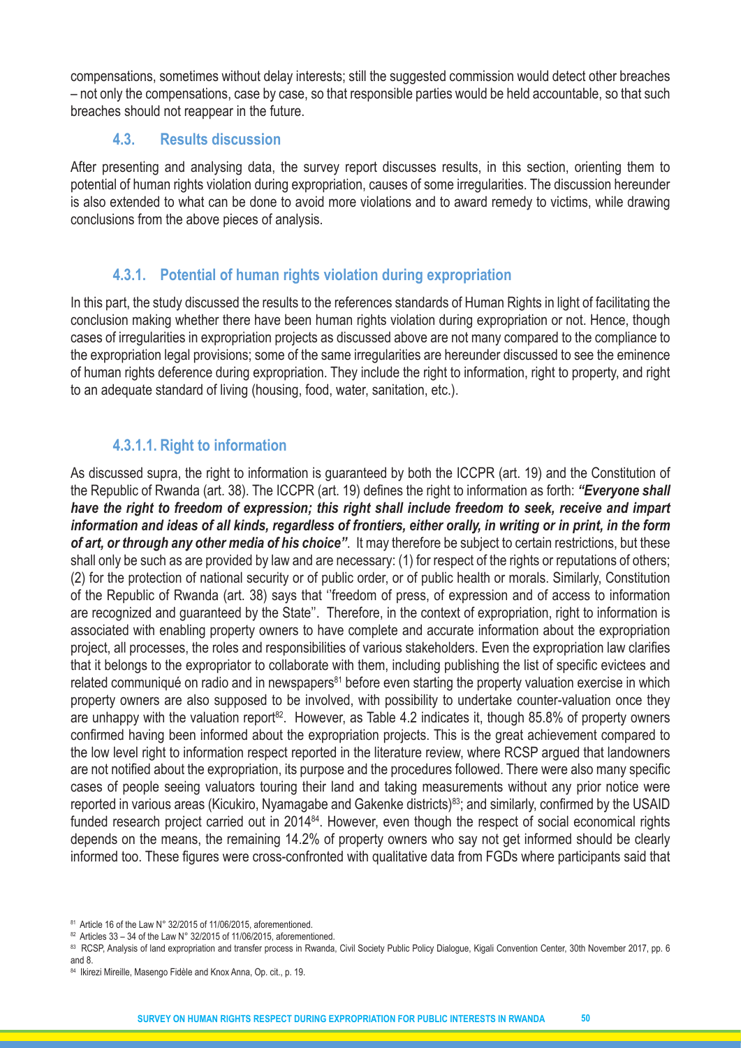compensations, sometimes without delay interests; still the suggested commission would detect other breaches – not only the compensations, case by case, so that responsible parties would be held accountable, so that such breaches should not reappear in the future.

### 4.3. Results discussion

After presenting and analysing data, the survey report discusses results, in this section, orienting them to potential of human rights violation during expropriation, causes of some irregularities. The discussion hereunder is also extended to what can be done to avoid more violations and to award remedy to victims, while drawing conclusions from the above pieces of analysis.

#### 4.3.1. Potential of human rights violation during expropriation

In this part, the study discussed the results to the references standards of Human Rights in light of facilitating the conclusion making whether there have been human rights violation during expropriation or not. Hence, though cases of irregularities in expropriation projects as discussed above are not many compared to the compliance to the expropriation legal provisions; some of the same irregularities are hereunder discussed to see the eminence of human rights deference during expropriation. They include the right to information, right to property, and right to an adequate standard of living (housing, food, water, sanitation, etc.).

##### 4.3.1.1. Right to information

As discussed supra, the right to information is guaranteed by both the ICCPR (art. 19) and the Constitution of the Republic of Rwanda (art. 38). The ICCPR (art. 19) defines the right to information as forth: ***"Everyone shall have the right to freedom of expression; this right shall include freedom to seek, receive and impart information and ideas of all kinds, regardless of frontiers, either orally, in writing or in print, in the form of art, or through any other media of his choice"***. It may therefore be subject to certain restrictions, but these shall only be such as are provided by law and are necessary: (1) for respect of the rights or reputations of others; (2) for the protection of national security or of public order, or of public health or morals. Similarly, Constitution of the Republic of Rwanda (art. 38) says that ''freedom of press, of expression and of access to information are recognized and guaranteed by the State''. Therefore, in the context of expropriation, right to information is associated with enabling property owners to have complete and accurate information about the expropriation project, all processes, the roles and responsibilities of various stakeholders. Even the expropriation law clarifies that it belongs to the expropriator to collaborate with them, including publishing the list of specific evictees and related communiqué on radio and in newspapers[81] before even starting the property valuation exercise in which property owners are also supposed to be involved, with possibility to undertake counter-valuation once they are unhappy with the valuation report[82]. However, as Table 4.2 indicates it, though 85.8% of property owners confirmed having been informed about the expropriation projects. This is the great achievement compared to the low level right to information respect reported in the literature review, where RCSP argued that landowners are not notified about the expropriation, its purpose and the procedures followed. There were also many specific cases of people seeing valuators touring their land and taking measurements without any prior notice were reported in various areas (Kicukiro, Nyamagabe and Gakenke districts)[83]; and similarly, confirmed by the USAID funded research project carried out in 2014[84]. However, even though the respect of social economical rights depends on the means, the remaining 14.2% of property owners who say not get informed should be clearly informed too. These figures were cross-confronted with qualitative data from FGDs where participants said that

[81] Article 16 of the Law N° 32/2015 of 11/06/2015, aforementioned.

[82] Articles 33 – 34 of the Law N° 32/2015 of 11/06/2015, aforementioned.

[83] RCSP, Analysis of land expropriation and transfer process in Rwanda, Civil Society Public Policy Dialogue, Kigali Convention Center, 30th November 2017, pp. 6 and 8.

[84] Ikirezi Mireille, Masengo Fidèle and Knox Anna, Op. cit., p. 19.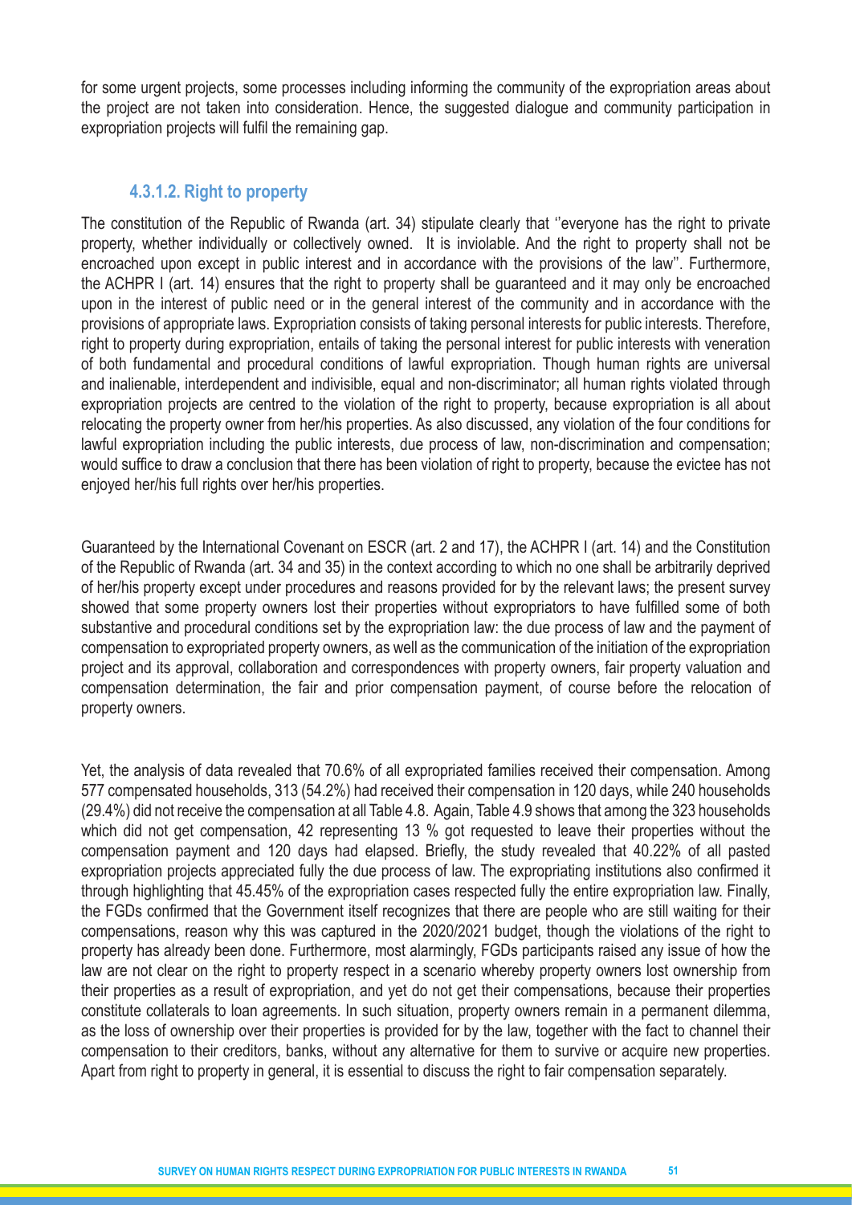for some urgent projects, some processes including informing the community of the expropriation areas about the project are not taken into consideration. Hence, the suggested dialogue and community participation in expropriation projects will fulfil the remaining gap.

### 4.3.1.2. Right to property

The constitution of the Republic of Rwanda (art. 34) stipulate clearly that ''everyone has the right to private property, whether individually or collectively owned. It is inviolable. And the right to property shall not be encroached upon except in public interest and in accordance with the provisions of the law''. Furthermore, the ACHPR I (art. 14) ensures that the right to property shall be guaranteed and it may only be encroached upon in the interest of public need or in the general interest of the community and in accordance with the provisions of appropriate laws. Expropriation consists of taking personal interests for public interests. Therefore, right to property during expropriation, entails of taking the personal interest for public interests with veneration of both fundamental and procedural conditions of lawful expropriation. Though human rights are universal and inalienable, interdependent and indivisible, equal and non-discriminator; all human rights violated through expropriation projects are centred to the violation of the right to property, because expropriation is all about relocating the property owner from her/his properties. As also discussed, any violation of the four conditions for lawful expropriation including the public interests, due process of law, non-discrimination and compensation; would suffice to draw a conclusion that there has been violation of right to property, because the evictee has not enjoyed her/his full rights over her/his properties.

Guaranteed by the International Covenant on ESCR (art. 2 and 17), the ACHPR I (art. 14) and the Constitution of the Republic of Rwanda (art. 34 and 35) in the context according to which no one shall be arbitrarily deprived of her/his property except under procedures and reasons provided for by the relevant laws; the present survey showed that some property owners lost their properties without expropriators to have fulfilled some of both substantive and procedural conditions set by the expropriation law: the due process of law and the payment of compensation to expropriated property owners, as well as the communication of the initiation of the expropriation project and its approval, collaboration and correspondences with property owners, fair property valuation and compensation determination, the fair and prior compensation payment, of course before the relocation of property owners.

Yet, the analysis of data revealed that 70.6% of all expropriated families received their compensation. Among 577 compensated households, 313 (54.2%) had received their compensation in 120 days, while 240 households (29.4%) did not receive the compensation at all Table 4.8. Again, Table 4.9 shows that among the 323 households which did not get compensation, 42 representing 13 % got requested to leave their properties without the compensation payment and 120 days had elapsed. Briefly, the study revealed that 40.22% of all pasted expropriation projects appreciated fully the due process of law. The expropriating institutions also confirmed it through highlighting that 45.45% of the expropriation cases respected fully the entire expropriation law. Finally, the FGDs confirmed that the Government itself recognizes that there are people who are still waiting for their compensations, reason why this was captured in the 2020/2021 budget, though the violations of the right to property has already been done. Furthermore, most alarmingly, FGDs participants raised any issue of how the law are not clear on the right to property respect in a scenario whereby property owners lost ownership from their properties as a result of expropriation, and yet do not get their compensations, because their properties constitute collaterals to loan agreements. In such situation, property owners remain in a permanent dilemma, as the loss of ownership over their properties is provided for by the law, together with the fact to channel their compensation to their creditors, banks, without any alternative for them to survive or acquire new properties. Apart from right to property in general, it is essential to discuss the right to fair compensation separately.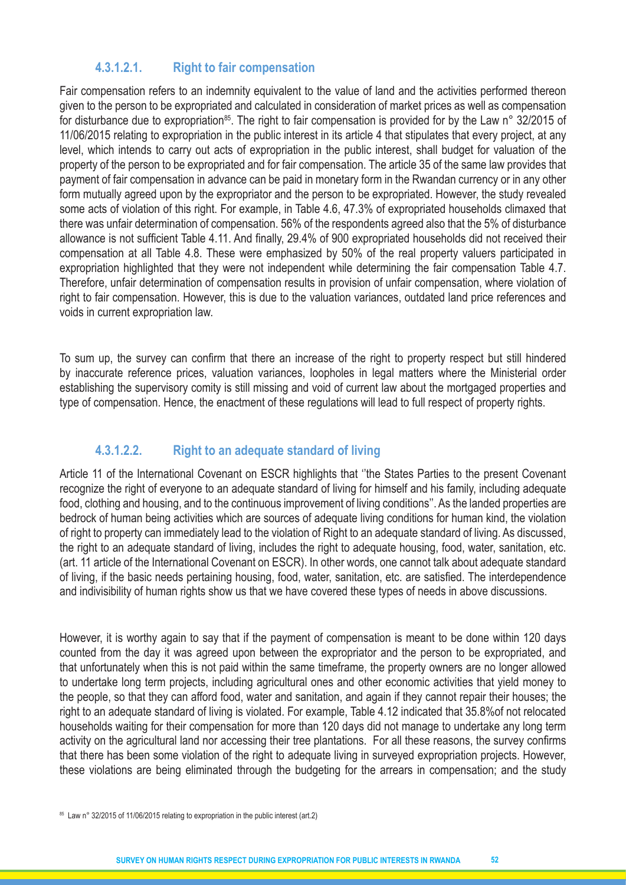#### 4.3.1.2.1. Right to fair compensation

Fair compensation refers to an indemnity equivalent to the value of land and the activities performed thereon given to the person to be expropriated and calculated in consideration of market prices as well as compensation for disturbance due to expropriation[85]. The right to fair compensation is provided for by the Law n° 32/2015 of 11/06/2015 relating to expropriation in the public interest in its article 4 that stipulates that every project, at any level, which intends to carry out acts of expropriation in the public interest, shall budget for valuation of the property of the person to be expropriated and for fair compensation. The article 35 of the same law provides that payment of fair compensation in advance can be paid in monetary form in the Rwandan currency or in any other form mutually agreed upon by the expropriator and the person to be expropriated. However, the study revealed some acts of violation of this right. For example, in Table 4.6, 47.3% of expropriated households climaxed that there was unfair determination of compensation. 56% of the respondents agreed also that the 5% of disturbance allowance is not sufficient Table 4.11. And finally, 29.4% of 900 expropriated households did not received their compensation at all Table 4.8. These were emphasized by 50% of the real property valuers participated in expropriation highlighted that they were not independent while determining the fair compensation Table 4.7. Therefore, unfair determination of compensation results in provision of unfair compensation, where violation of right to fair compensation. However, this is due to the valuation variances, outdated land price references and voids in current expropriation law.

To sum up, the survey can confirm that there an increase of the right to property respect but still hindered by inaccurate reference prices, valuation variances, loopholes in legal matters where the Ministerial order establishing the supervisory comity is still missing and void of current law about the mortgaged properties and type of compensation. Hence, the enactment of these regulations will lead to full respect of property rights.

#### 4.3.1.2.2. Right to an adequate standard of living

Article 11 of the International Covenant on ESCR highlights that ''the States Parties to the present Covenant recognize the right of everyone to an adequate standard of living for himself and his family, including adequate food, clothing and housing, and to the continuous improvement of living conditions''. As the landed properties are bedrock of human being activities which are sources of adequate living conditions for human kind, the violation of right to property can immediately lead to the violation of Right to an adequate standard of living. As discussed, the right to an adequate standard of living, includes the right to adequate housing, food, water, sanitation, etc. (art. 11 article of the International Covenant on ESCR). In other words, one cannot talk about adequate standard of living, if the basic needs pertaining housing, food, water, sanitation, etc. are satisfied. The interdependence and indivisibility of human rights show us that we have covered these types of needs in above discussions.

However, it is worthy again to say that if the payment of compensation is meant to be done within 120 days counted from the day it was agreed upon between the expropriator and the person to be expropriated, and that unfortunately when this is not paid within the same timeframe, the property owners are no longer allowed to undertake long term projects, including agricultural ones and other economic activities that yield money to the people, so that they can afford food, water and sanitation, and again if they cannot repair their houses; the right to an adequate standard of living is violated. For example, Table 4.12 indicated that 35.8%of not relocated households waiting for their compensation for more than 120 days did not manage to undertake any long term activity on the agricultural land nor accessing their tree plantations. For all these reasons, the survey confirms that there has been some violation of the right to adequate living in surveyed expropriation projects. However, these violations are being eliminated through the budgeting for the arrears in compensation; and the study

[85] Law n° 32/2015 of 11/06/2015 relating to expropriation in the public interest (art.2)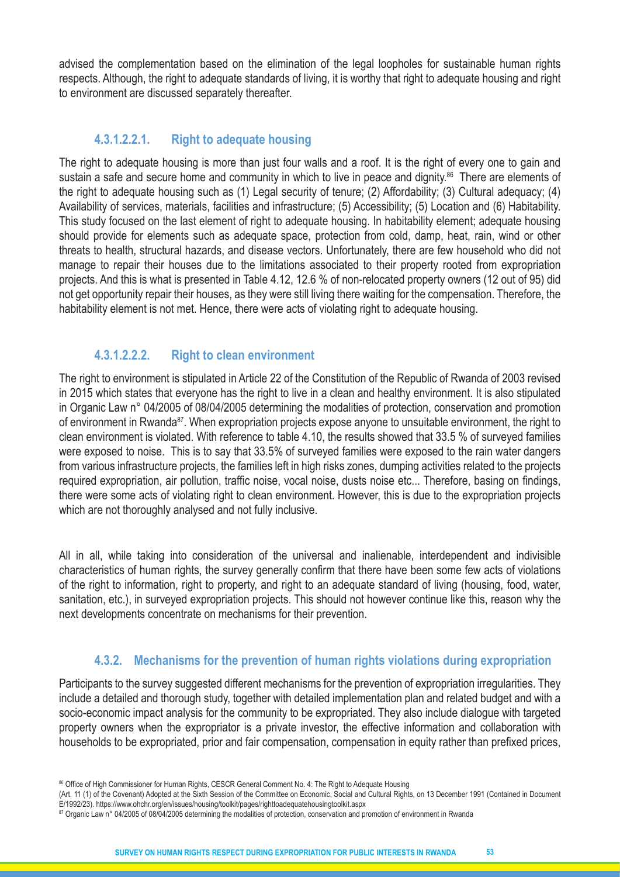advised the complementation based on the elimination of the legal loopholes for sustainable human rights respects. Although, the right to adequate standards of living, it is worthy that right to adequate housing and right to environment are discussed separately thereafter.

#### 4.3.1.2.2.1. Right to adequate housing

The right to adequate housing is more than just four walls and a roof. It is the right of every one to gain and sustain a safe and secure home and community in which to live in peace and dignity.[86] There are elements of the right to adequate housing such as (1) Legal security of tenure; (2) Affordability; (3) Cultural adequacy; (4) Availability of services, materials, facilities and infrastructure; (5) Accessibility; (5) Location and (6) Habitability. This study focused on the last element of right to adequate housing. In habitability element; adequate housing should provide for elements such as adequate space, protection from cold, damp, heat, rain, wind or other threats to health, structural hazards, and disease vectors. Unfortunately, there are few household who did not manage to repair their houses due to the limitations associated to their property rooted from expropriation projects. And this is what is presented in Table 4.12, 12.6 % of non-relocated property owners (12 out of 95) did not get opportunity repair their houses, as they were still living there waiting for the compensation. Therefore, the habitability element is not met. Hence, there were acts of violating right to adequate housing.

#### 4.3.1.2.2.2. Right to clean environment

The right to environment is stipulated in Article 22 of the Constitution of the Republic of Rwanda of 2003 revised in 2015 which states that everyone has the right to live in a clean and healthy environment. It is also stipulated in Organic Law n° 04/2005 of 08/04/2005 determining the modalities of protection, conservation and promotion of environment in Rwanda[87]. When expropriation projects expose anyone to unsuitable environment, the right to clean environment is violated. With reference to table 4.10, the results showed that 33.5 % of surveyed families were exposed to noise. This is to say that 33.5% of surveyed families were exposed to the rain water dangers from various infrastructure projects, the families left in high risks zones, dumping activities related to the projects required expropriation, air pollution, traffic noise, vocal noise, dusts noise etc... Therefore, basing on findings, there were some acts of violating right to clean environment. However, this is due to the expropriation projects which are not thoroughly analysed and not fully inclusive.

All in all, while taking into consideration of the universal and inalienable, interdependent and indivisible characteristics of human rights, the survey generally confirm that there have been some few acts of violations of the right to information, right to property, and right to an adequate standard of living (housing, food, water, sanitation, etc.), in surveyed expropriation projects. This should not however continue like this, reason why the next developments concentrate on mechanisms for their prevention.

### 4.3.2. Mechanisms for the prevention of human rights violations during expropriation

Participants to the survey suggested different mechanisms for the prevention of expropriation irregularities. They include a detailed and thorough study, together with detailed implementation plan and related budget and with a socio-economic impact analysis for the community to be expropriated. They also include dialogue with targeted property owners when the expropriator is a private investor, the effective information and collaboration with households to be expropriated, prior and fair compensation, compensation in equity rather than prefixed prices,

[86] Office of High Commissioner for Human Rights, CESCR General Comment No. 4: The Right to Adequate Housing (Art. 11 (1) of the Covenant) Adopted at the Sixth Session of the Committee on Economic, Social and Cultural Rights, on 13 December 1991 (Contained in Document E/1992/23). https://www.ohchr.org/en/issues/housing/toolkit/pages/righttoadequatehousingtoolkit.aspx

[87] Organic Law n° 04/2005 of 08/04/2005 determining the modalities of protection, conservation and promotion of environment in Rwanda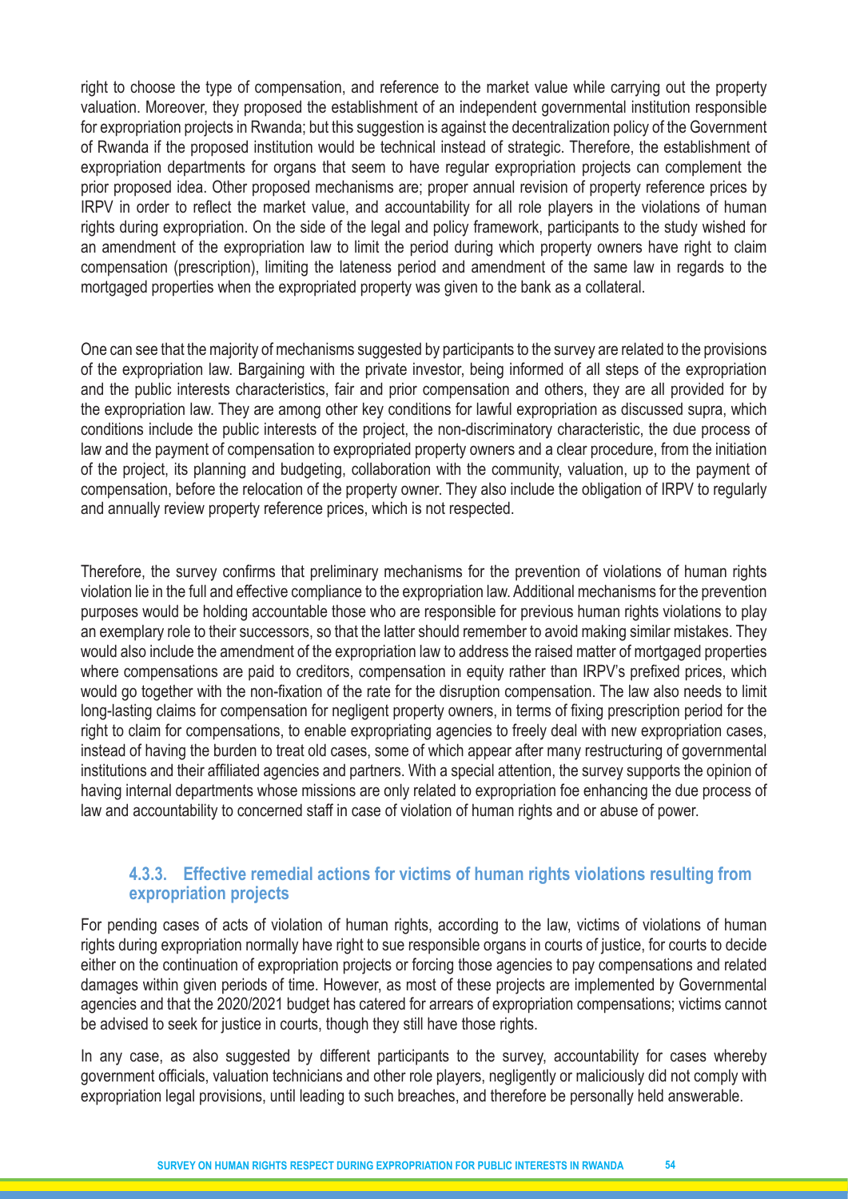right to choose the type of compensation, and reference to the market value while carrying out the property valuation. Moreover, they proposed the establishment of an independent governmental institution responsible for expropriation projects in Rwanda; but this suggestion is against the decentralization policy of the Government of Rwanda if the proposed institution would be technical instead of strategic. Therefore, the establishment of expropriation departments for organs that seem to have regular expropriation projects can complement the prior proposed idea. Other proposed mechanisms are; proper annual revision of property reference prices by IRPV in order to reflect the market value, and accountability for all role players in the violations of human rights during expropriation. On the side of the legal and policy framework, participants to the study wished for an amendment of the expropriation law to limit the period during which property owners have right to claim compensation (prescription), limiting the lateness period and amendment of the same law in regards to the mortgaged properties when the expropriated property was given to the bank as a collateral.

One can see that the majority of mechanisms suggested by participants to the survey are related to the provisions of the expropriation law. Bargaining with the private investor, being informed of all steps of the expropriation and the public interests characteristics, fair and prior compensation and others, they are all provided for by the expropriation law. They are among other key conditions for lawful expropriation as discussed supra, which conditions include the public interests of the project, the non-discriminatory characteristic, the due process of law and the payment of compensation to expropriated property owners and a clear procedure, from the initiation of the project, its planning and budgeting, collaboration with the community, valuation, up to the payment of compensation, before the relocation of the property owner. They also include the obligation of IRPV to regularly and annually review property reference prices, which is not respected.

Therefore, the survey confirms that preliminary mechanisms for the prevention of violations of human rights violation lie in the full and effective compliance to the expropriation law. Additional mechanisms for the prevention purposes would be holding accountable those who are responsible for previous human rights violations to play an exemplary role to their successors, so that the latter should remember to avoid making similar mistakes. They would also include the amendment of the expropriation law to address the raised matter of mortgaged properties where compensations are paid to creditors, compensation in equity rather than IRPV's prefixed prices, which would go together with the non-fixation of the rate for the disruption compensation. The law also needs to limit long-lasting claims for compensation for negligent property owners, in terms of fixing prescription period for the right to claim for compensations, to enable expropriating agencies to freely deal with new expropriation cases, instead of having the burden to treat old cases, some of which appear after many restructuring of governmental institutions and their affiliated agencies and partners. With a special attention, the survey supports the opinion of having internal departments whose missions are only related to expropriation foe enhancing the due process of law and accountability to concerned staff in case of violation of human rights and or abuse of power.

### 4.3.3. Effective remedial actions for victims of human rights violations resulting from expropriation projects

For pending cases of acts of violation of human rights, according to the law, victims of violations of human rights during expropriation normally have right to sue responsible organs in courts of justice, for courts to decide either on the continuation of expropriation projects or forcing those agencies to pay compensations and related damages within given periods of time. However, as most of these projects are implemented by Governmental agencies and that the 2020/2021 budget has catered for arrears of expropriation compensations; victims cannot be advised to seek for justice in courts, though they still have those rights.

In any case, as also suggested by different participants to the survey, accountability for cases whereby government officials, valuation technicians and other role players, negligently or maliciously did not comply with expropriation legal provisions, until leading to such breaches, and therefore be personally held answerable.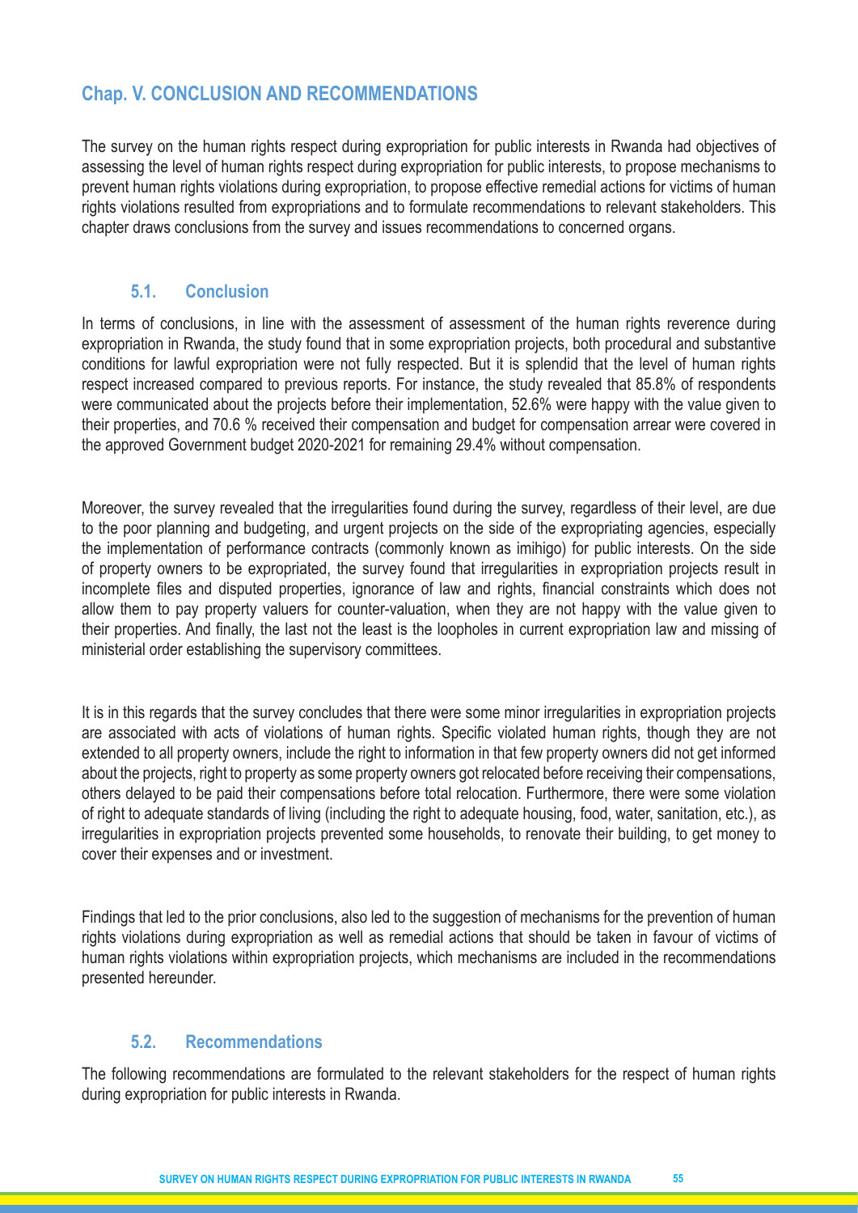## Chap. V. CONCLUSION AND RECOMMENDATIONS

The survey on the human rights respect during expropriation for public interests in Rwanda had objectives of assessing the level of human rights respect during expropriation for public interests, to propose mechanisms to prevent human rights violations during expropriation, to propose effective remedial actions for victims of human rights violations resulted from expropriations and to formulate recommendations to relevant stakeholders. This chapter draws conclusions from the survey and issues recommendations to concerned organs.

### 5.1. Conclusion

In terms of conclusions, in line with the assessment of assessment of the human rights reverence during expropriation in Rwanda, the study found that in some expropriation projects, both procedural and substantive conditions for lawful expropriation were not fully respected. But it is splendid that the level of human rights respect increased compared to previous reports. For instance, the study revealed that 85.8% of respondents were communicated about the projects before their implementation, 52.6% were happy with the value given to their properties, and 70.6 % received their compensation and budget for compensation arrear were covered in the approved Government budget 2020-2021 for remaining 29.4% without compensation.

Moreover, the survey revealed that the irregularities found during the survey, regardless of their level, are due to the poor planning and budgeting, and urgent projects on the side of the expropriating agencies, especially the implementation of performance contracts (commonly known as imihigo) for public interests. On the side of property owners to be expropriated, the survey found that irregularities in expropriation projects result in incomplete files and disputed properties, ignorance of law and rights, financial constraints which does not allow them to pay property valuers for counter-valuation, when they are not happy with the value given to their properties. And finally, the last not the least is the loopholes in current expropriation law and missing of ministerial order establishing the supervisory committees.

It is in this regards that the survey concludes that there were some minor irregularities in expropriation projects are associated with acts of violations of human rights. Specific violated human rights, though they are not extended to all property owners, include the right to information in that few property owners did not get informed about the projects, right to property as some property owners got relocated before receiving their compensations, others delayed to be paid their compensations before total relocation. Furthermore, there were some violation of right to adequate standards of living (including the right to adequate housing, food, water, sanitation, etc.), as irregularities in expropriation projects prevented some households, to renovate their building, to get money to cover their expenses and or investment.

Findings that led to the prior conclusions, also led to the suggestion of mechanisms for the prevention of human rights violations during expropriation as well as remedial actions that should be taken in favour of victims of human rights violations within expropriation projects, which mechanisms are included in the recommendations presented hereunder.

### 5.2. Recommendations

The following recommendations are formulated to the relevant stakeholders for the respect of human rights during expropriation for public interests in Rwanda.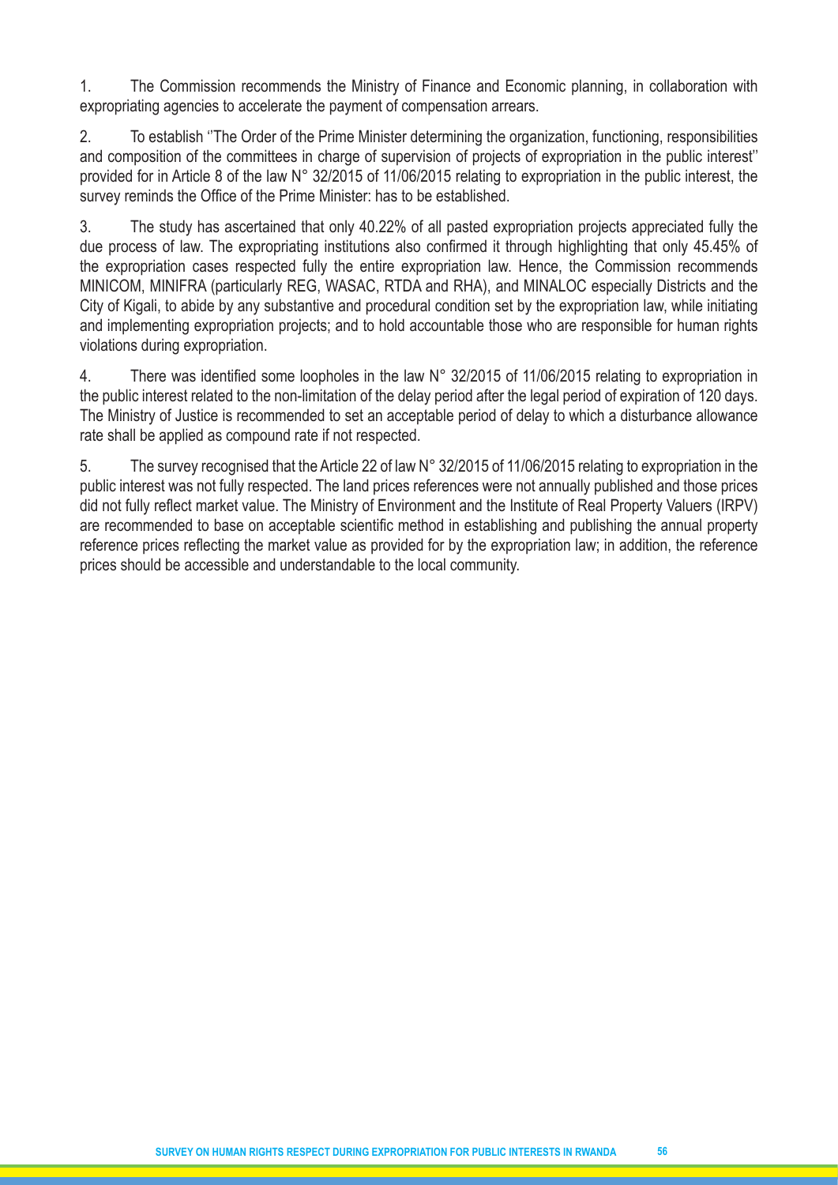1. The Commission recommends the Ministry of Finance and Economic planning, in collaboration with expropriating agencies to accelerate the payment of compensation arrears.

2. To establish ''The Order of the Prime Minister determining the organization, functioning, responsibilities and composition of the committees in charge of supervision of projects of expropriation in the public interest'' provided for in Article 8 of the law N° 32/2015 of 11/06/2015 relating to expropriation in the public interest, the survey reminds the Office of the Prime Minister: has to be established.

3. The study has ascertained that only 40.22% of all pasted expropriation projects appreciated fully the due process of law. The expropriating institutions also confirmed it through highlighting that only 45.45% of the expropriation cases respected fully the entire expropriation law. Hence, the Commission recommends MINICOM, MINIFRA (particularly REG, WASAC, RTDA and RHA), and MINALOC especially Districts and the City of Kigali, to abide by any substantive and procedural condition set by the expropriation law, while initiating and implementing expropriation projects; and to hold accountable those who are responsible for human rights violations during expropriation.

4. There was identified some loopholes in the law N° 32/2015 of 11/06/2015 relating to expropriation in the public interest related to the non-limitation of the delay period after the legal period of expiration of 120 days. The Ministry of Justice is recommended to set an acceptable period of delay to which a disturbance allowance rate shall be applied as compound rate if not respected.

5. The survey recognised that the Article 22 of law N° 32/2015 of 11/06/2015 relating to expropriation in the public interest was not fully respected. The land prices references were not annually published and those prices did not fully reflect market value. The Ministry of Environment and the Institute of Real Property Valuers (IRPV) are recommended to base on acceptable scientific method in establishing and publishing the annual property reference prices reflecting the market value as provided for by the expropriation law; in addition, the reference prices should be accessible and understandable to the local community.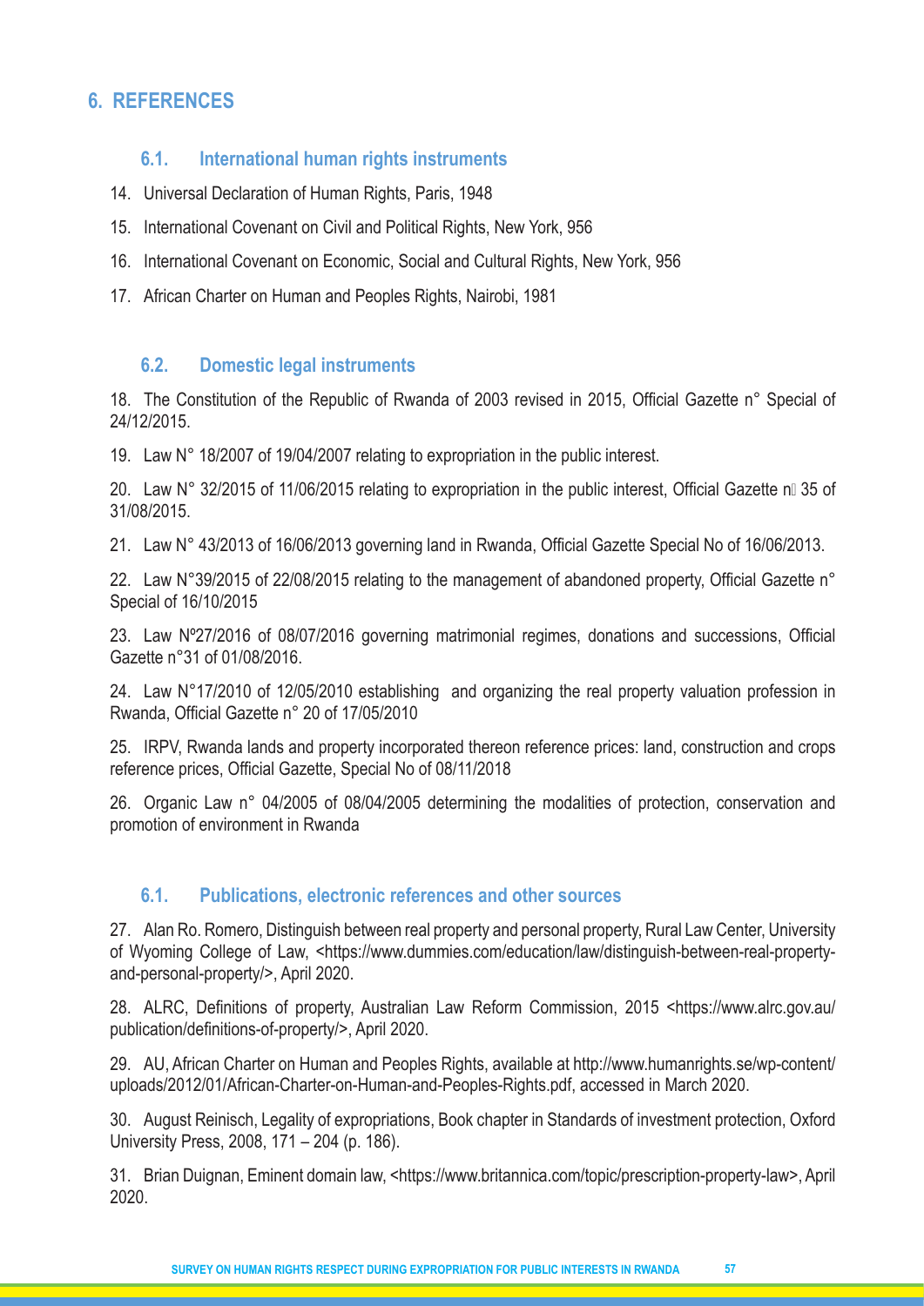## 6. REFERENCES

### 6.1. International human rights instruments

14. Universal Declaration of Human Rights, Paris, 1948
15. International Covenant on Civil and Political Rights, New York, 956
16. International Covenant on Economic, Social and Cultural Rights, New York, 956
17. African Charter on Human and Peoples Rights, Nairobi, 1981

### 6.2. Domestic legal instruments

18. The Constitution of the Republic of Rwanda of 2003 revised in 2015, Official Gazette n° Special of 24/12/2015.
19. Law N° 18/2007 of 19/04/2007 relating to expropriation in the public interest.
20. Law N° 32/2015 of 11/06/2015 relating to expropriation in the public interest, Official Gazette n 35 of 31/08/2015.
21. Law N° 43/2013 of 16/06/2013 governing land in Rwanda, Official Gazette Special No of 16/06/2013.
22. Law N°39/2015 of 22/08/2015 relating to the management of abandoned property, Official Gazette n° Special of 16/10/2015
23. Law Nº27/2016 of 08/07/2016 governing matrimonial regimes, donations and successions, Official Gazette n°31 of 01/08/2016.
24. Law N°17/2010 of 12/05/2010 establishing and organizing the real property valuation profession in Rwanda, Official Gazette n° 20 of 17/05/2010
25. IRPV, Rwanda lands and property incorporated thereon reference prices: land, construction and crops reference prices, Official Gazette, Special No of 08/11/2018
26. Organic Law n° 04/2005 of 08/04/2005 determining the modalities of protection, conservation and promotion of environment in Rwanda

### 6.1. Publications, electronic references and other sources

27. Alan Ro. Romero, Distinguish between real property and personal property, Rural Law Center, University of Wyoming College of Law, <https://www.dummies.com/education/law/distinguish-between-real-property-and-personal-property/>, April 2020.
28. ALRC, Definitions of property, Australian Law Reform Commission, 2015 <https://www.alrc.gov.au/publication/definitions-of-property/>, April 2020.
29. AU, African Charter on Human and Peoples Rights, available at http://www.humanrights.se/wp-content/uploads/2012/01/African-Charter-on-Human-and-Peoples-Rights.pdf, accessed in March 2020.
30. August Reinisch, Legality of expropriations, Book chapter in Standards of investment protection, Oxford University Press, 2008, 171 – 204 (p. 186).
31. Brian Duignan, Eminent domain law, <https://www.britannica.com/topic/prescription-property-law>, April 2020.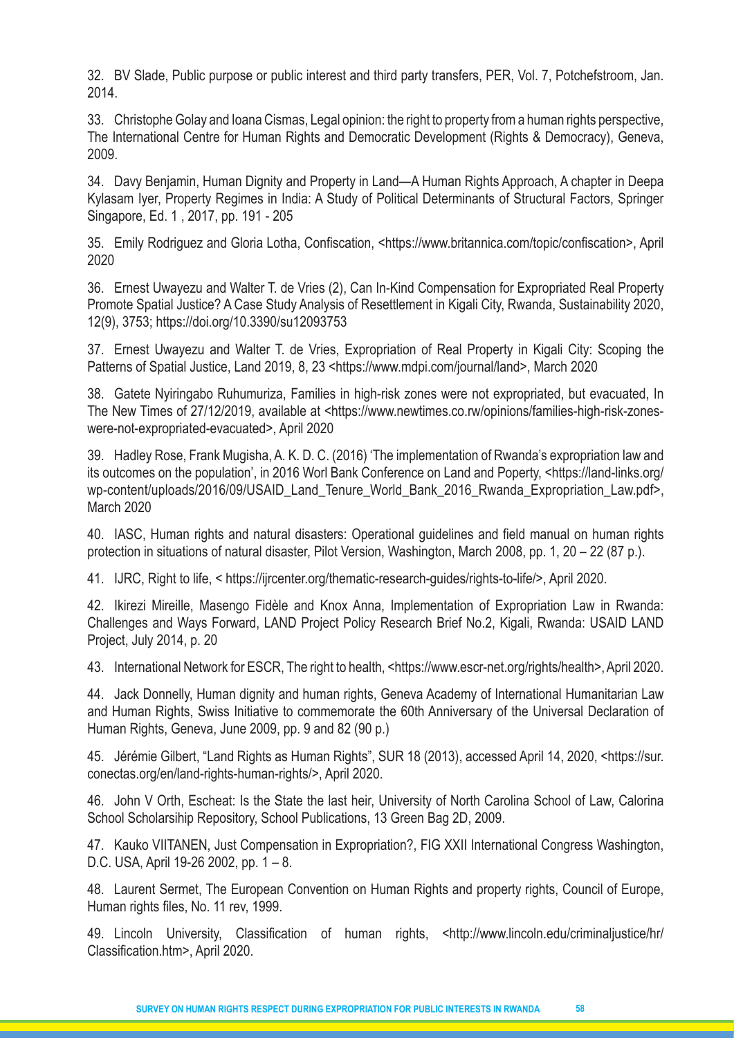32. BV Slade, Public purpose or public interest and third party transfers, PER, Vol. 7, Potchefstroom, Jan. 2014.

33. Christophe Golay and Ioana Cismas, Legal opinion: the right to property from a human rights perspective, The International Centre for Human Rights and Democratic Development (Rights & Democracy), Geneva, 2009.

34. Davy Benjamin, Human Dignity and Property in Land—A Human Rights Approach, A chapter in Deepa Kylasam Iyer, Property Regimes in India: A Study of Political Determinants of Structural Factors, Springer Singapore, Ed. 1 , 2017, pp. 191 - 205

35. Emily Rodriguez and Gloria Lotha, Confiscation, <https://www.britannica.com/topic/confiscation>, April 2020

36. Ernest Uwayezu and Walter T. de Vries (2), Can In-Kind Compensation for Expropriated Real Property Promote Spatial Justice? A Case Study Analysis of Resettlement in Kigali City, Rwanda, Sustainability 2020, 12(9), 3753; https://doi.org/10.3390/su12093753

37. Ernest Uwayezu and Walter T. de Vries, Expropriation of Real Property in Kigali City: Scoping the Patterns of Spatial Justice, Land 2019, 8, 23 <https://www.mdpi.com/journal/land>, March 2020

38. Gatete Nyiringabo Ruhumuriza, Families in high-risk zones were not expropriated, but evacuated, In The New Times of 27/12/2019, available at <https://www.newtimes.co.rw/opinions/families-high-risk-zones-were-not-expropriated-evacuated>, April 2020

39. Hadley Rose, Frank Mugisha, A. K. D. C. (2016) 'The implementation of Rwanda's expropriation law and its outcomes on the population', in 2016 Worl Bank Conference on Land and Poperty, <https://land-links.org/wp-content/uploads/2016/09/USAID_Land_Tenure_World_Bank_2016_Rwanda_Expropriation_Law.pdf>, March 2020

40. IASC, Human rights and natural disasters: Operational guidelines and field manual on human rights protection in situations of natural disaster, Pilot Version, Washington, March 2008, pp. 1, 20 – 22 (87 p.).

41. IJRC, Right to life, < https://ijrcenter.org/thematic-research-guides/rights-to-life/>, April 2020.

42. Ikirezi Mireille, Masengo Fidèle and Knox Anna, Implementation of Expropriation Law in Rwanda: Challenges and Ways Forward, LAND Project Policy Research Brief No.2, Kigali, Rwanda: USAID LAND Project, July 2014, p. 20

43. International Network for ESCR, The right to health, <https://www.escr-net.org/rights/health>, April 2020.

44. Jack Donnelly, Human dignity and human rights, Geneva Academy of International Humanitarian Law and Human Rights, Swiss Initiative to commemorate the 60th Anniversary of the Universal Declaration of Human Rights, Geneva, June 2009, pp. 9 and 82 (90 p.)

45. Jérémie Gilbert, "Land Rights as Human Rights", SUR 18 (2013), accessed April 14, 2020, <https://sur.conectas.org/en/land-rights-human-rights/>, April 2020.

46. John V Orth, Escheat: Is the State the last heir, University of North Carolina School of Law, Calorina School Scholarsihip Repository, School Publications, 13 Green Bag 2D, 2009.

47. Kauko VIITANEN, Just Compensation in Expropriation?, FIG XXII International Congress Washington, D.C. USA, April 19-26 2002, pp. 1 – 8.

48. Laurent Sermet, The European Convention on Human Rights and property rights, Council of Europe, Human rights files, No. 11 rev, 1999.

49. Lincoln University, Classification of human rights, <http://www.lincoln.edu/criminaljustice/hr/Classification.htm>, April 2020.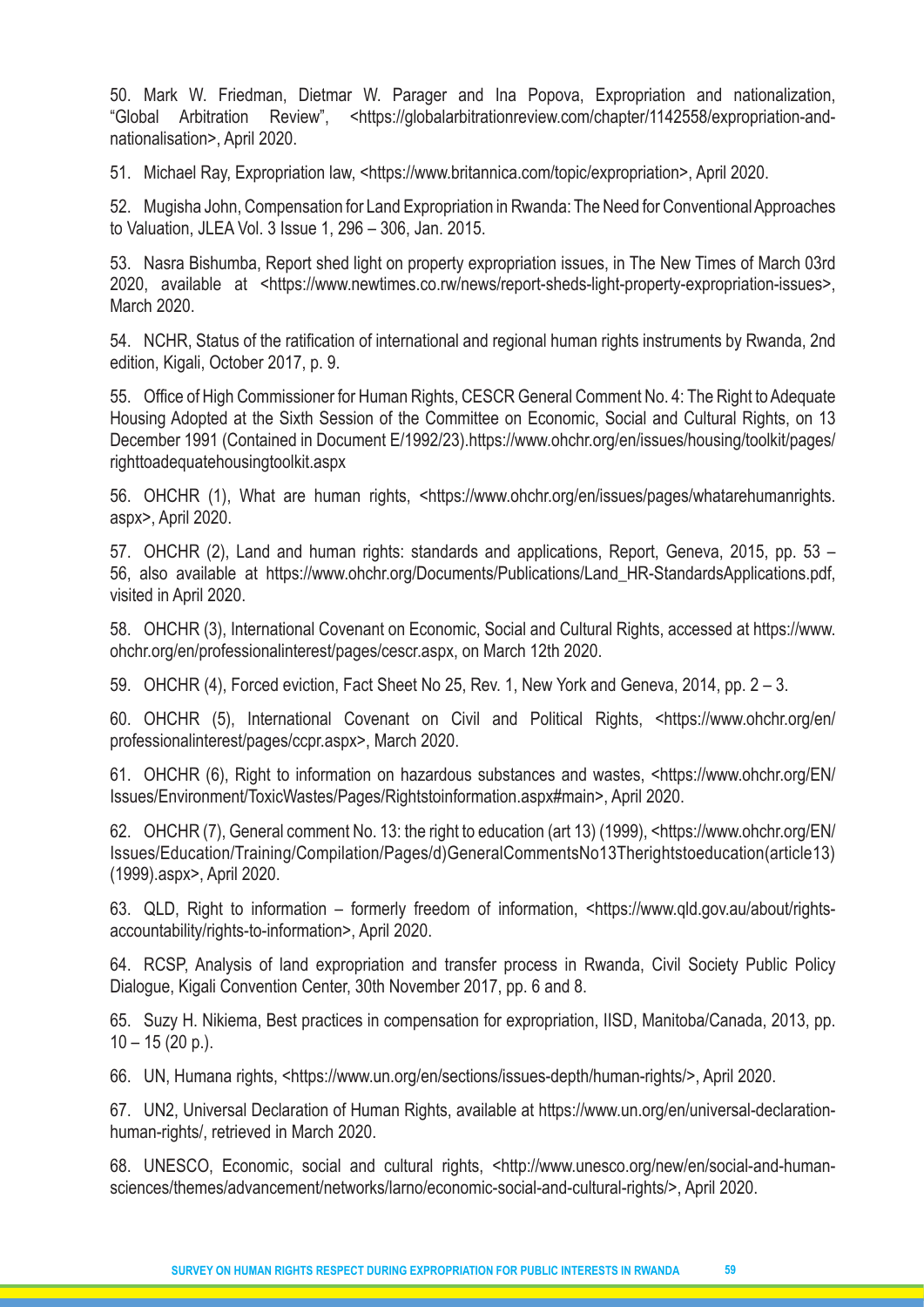50. Mark W. Friedman, Dietmar W. Parager and Ina Popova, Expropriation and nationalization, "Global Arbitration Review", <https://globalarbitrationreview.com/chapter/1142558/expropriation-and-nationalisation>, April 2020.

51. Michael Ray, Expropriation law, <https://www.britannica.com/topic/expropriation>, April 2020.

52. Mugisha John, Compensation for Land Expropriation in Rwanda: The Need for Conventional Approaches to Valuation, JLEA Vol. 3 Issue 1, 296 – 306, Jan. 2015.

53. Nasra Bishumba, Report shed light on property expropriation issues, in The New Times of March 03rd 2020, available at <https://www.newtimes.co.rw/news/report-sheds-light-property-expropriation-issues>, March 2020.

54. NCHR, Status of the ratification of international and regional human rights instruments by Rwanda, 2nd edition, Kigali, October 2017, p. 9.

55. Office of High Commissioner for Human Rights, CESCR General Comment No. 4: The Right to Adequate Housing Adopted at the Sixth Session of the Committee on Economic, Social and Cultural Rights, on 13 December 1991 (Contained in Document E/1992/23).https://www.ohchr.org/en/issues/housing/toolkit/pages/righttoadequatehousingtoolkit.aspx

56. OHCHR (1), What are human rights, <https://www.ohchr.org/en/issues/pages/whatarehumanrights.aspx>, April 2020.

57. OHCHR (2), Land and human rights: standards and applications, Report, Geneva, 2015, pp. 53 – 56, also available at https://www.ohchr.org/Documents/Publications/Land_HR-StandardsApplications.pdf, visited in April 2020.

58. OHCHR (3), International Covenant on Economic, Social and Cultural Rights, accessed at https://www.ohchr.org/en/professionalinterest/pages/cescr.aspx, on March 12th 2020.

59. OHCHR (4), Forced eviction, Fact Sheet No 25, Rev. 1, New York and Geneva, 2014, pp. 2 – 3.

60. OHCHR (5), International Covenant on Civil and Political Rights, <https://www.ohchr.org/en/professionalinterest/pages/ccpr.aspx>, March 2020.

61. OHCHR (6), Right to information on hazardous substances and wastes, <https://www.ohchr.org/EN/Issues/Environment/ToxicWastes/Pages/Rightstoinformation.aspx#main>, April 2020.

62. OHCHR (7), General comment No. 13: the right to education (art 13) (1999), <https://www.ohchr.org/EN/Issues/Education/Training/Compilation/Pages/d)GeneralCommentsNo13Therightstoeducation(article13)(1999).aspx>, April 2020.

63. QLD, Right to information – formerly freedom of information, <https://www.qld.gov.au/about/rights-accountability/rights-to-information>, April 2020.

64. RCSP, Analysis of land expropriation and transfer process in Rwanda, Civil Society Public Policy Dialogue, Kigali Convention Center, 30th November 2017, pp. 6 and 8.

65. Suzy H. Nikiema, Best practices in compensation for expropriation, IISD, Manitoba/Canada, 2013, pp. 10 – 15 (20 p.).

66. UN, Humana rights, <https://www.un.org/en/sections/issues-depth/human-rights/>, April 2020.

67. UN2, Universal Declaration of Human Rights, available at https://www.un.org/en/universal-declaration-human-rights/, retrieved in March 2020.

68. UNESCO, Economic, social and cultural rights, <http://www.unesco.org/new/en/social-and-human-sciences/themes/advancement/networks/larno/economic-social-and-cultural-rights/>, April 2020.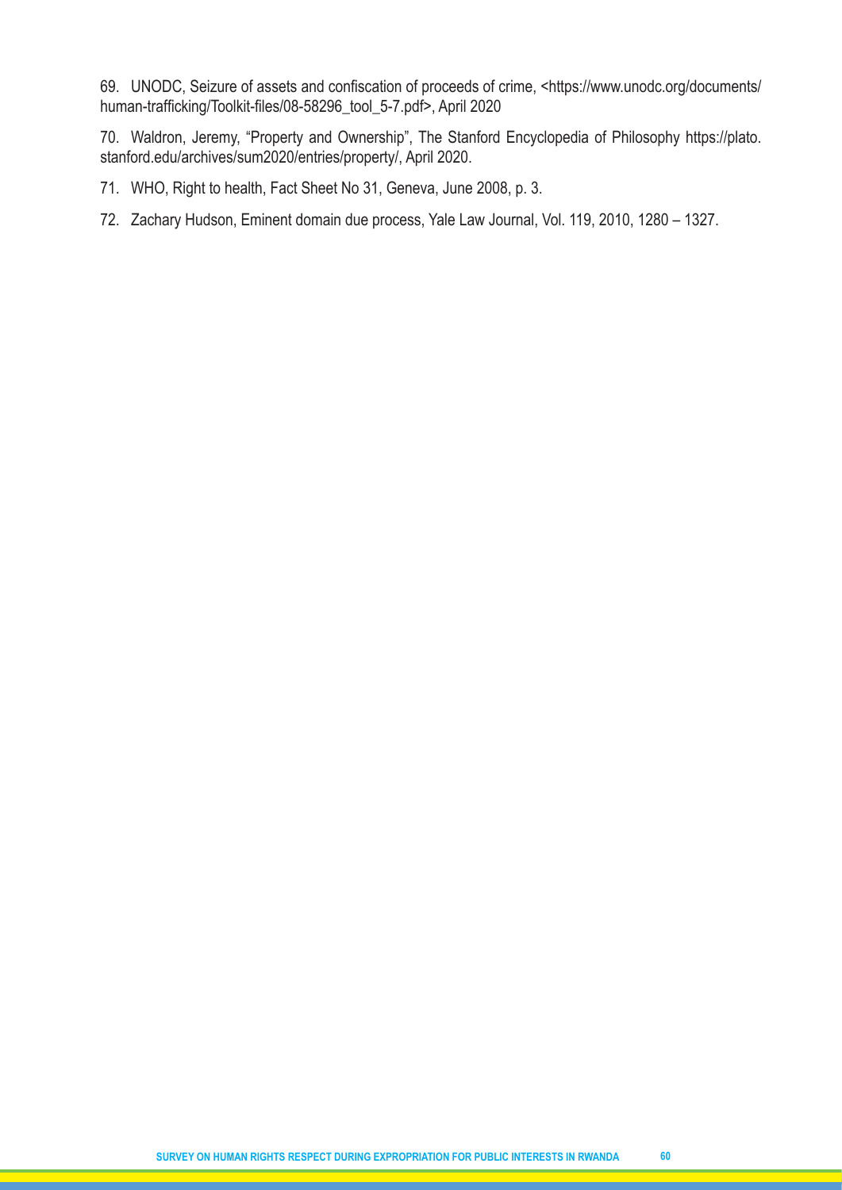69. UNODC, Seizure of assets and confiscation of proceeds of crime, <https://www.unodc.org/documents/human-trafficking/Toolkit-files/08-58296_tool_5-7.pdf>, April 2020

70. Waldron, Jeremy, "Property and Ownership", The Stanford Encyclopedia of Philosophy https://plato.stanford.edu/archives/sum2020/entries/property/, April 2020.

71. WHO, Right to health, Fact Sheet No 31, Geneva, June 2008, p. 3.

72. Zachary Hudson, Eminent domain due process, Yale Law Journal, Vol. 119, 2010, 1280 – 1327.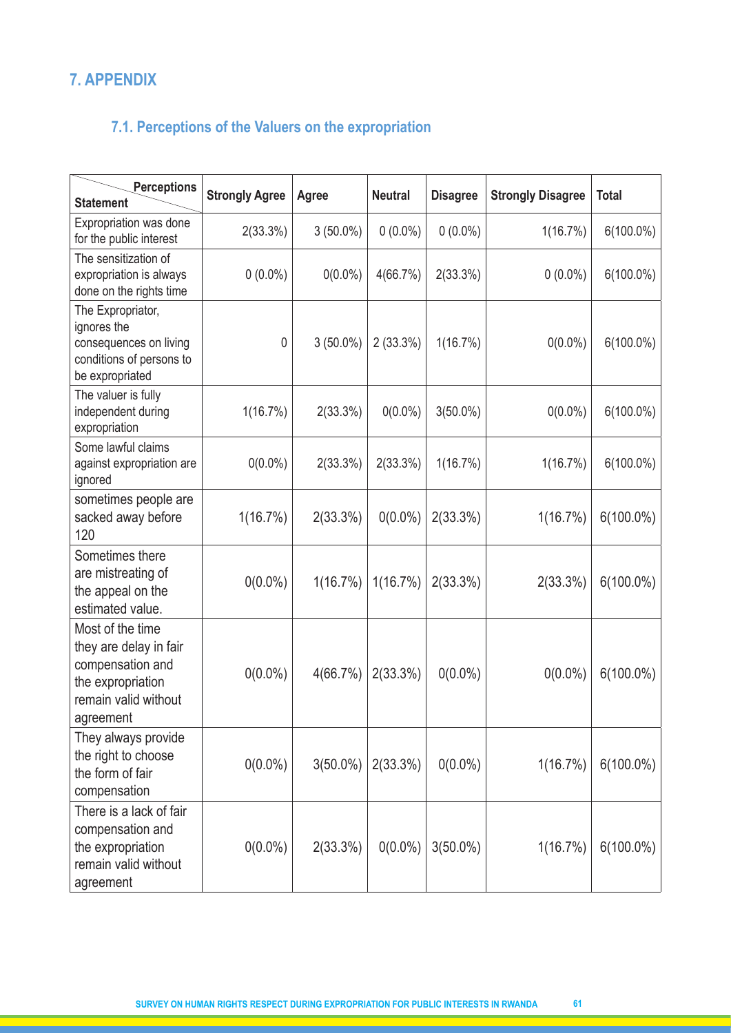# 7. APPENDIX

## 7.1. Perceptions of the Valuers on the expropriation

| Perceptions / Statement | Strongly Agree | Agree | Neutral | Disagree | Strongly Disagree | Total |
|---|---|---|---|---|---|---|
| Expropriation was done for the public interest | 2(33.3%) | 3 (50.0%) | 0 (0.0%) | 0 (0.0%) | 1(16.7%) | 6(100.0%) |
| The sensitization of expropriation is always done on the rights time | 0 (0.0%) | 0(0.0%) | 4(66.7%) | 2(33.3%) | 0 (0.0%) | 6(100.0%) |
| The Expropriator, ignores the consequences on living conditions of persons to be expropriated | 0 | 3 (50.0%) | 2 (33.3%) | 1(16.7%) | 0(0.0%) | 6(100.0%) |
| The valuer is fully independent during expropriation | 1(16.7%) | 2(33.3%) | 0(0.0%) | 3(50.0%) | 0(0.0%) | 6(100.0%) |
| Some lawful claims against expropriation are ignored | 0(0.0%) | 2(33.3%) | 2(33.3%) | 1(16.7%) | 1(16.7%) | 6(100.0%) |
| sometimes people are sacked away before 120 | 1(16.7%) | 2(33.3%) | 0(0.0%) | 2(33.3%) | 1(16.7%) | 6(100.0%) |
| Sometimes there are mistreating of the appeal on the estimated value. | 0(0.0%) | 1(16.7%) | 1(16.7%) | 2(33.3%) | 2(33.3%) | 6(100.0%) |
| Most of the time they are delay in fair compensation and the expropriation remain valid without agreement | 0(0.0%) | 4(66.7%) | 2(33.3%) | 0(0.0%) | 0(0.0%) | 6(100.0%) |
| They always provide the right to choose the form of fair compensation | 0(0.0%) | 3(50.0%) | 2(33.3%) | 0(0.0%) | 1(16.7%) | 6(100.0%) |
| There is a lack of fair compensation and the expropriation remain valid without agreement | 0(0.0%) | 2(33.3%) | 0(0.0%) | 3(50.0%) | 1(16.7%) | 6(100.0%) |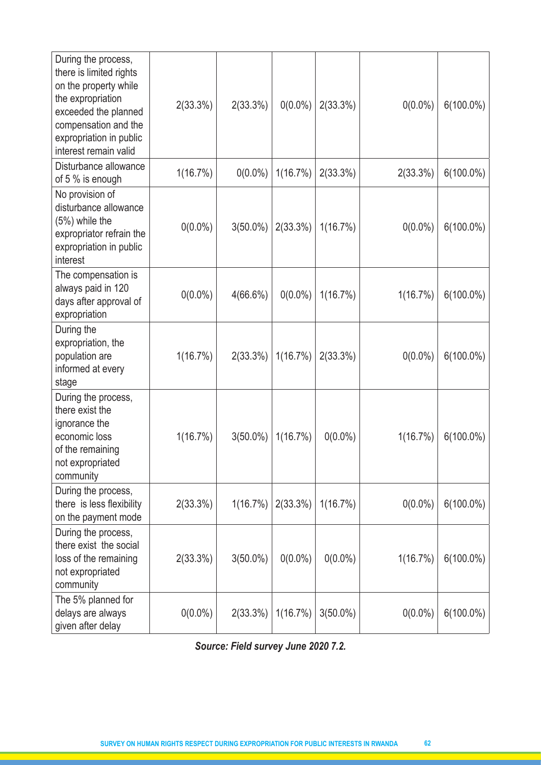| | | | | | | |
|---|---|---|---|---|---|---|
| During the process, there is limited rights on the property while the expropriation exceeded the planned compensation and the expropriation in public interest remain valid | 2(33.3%) | 2(33.3%) | 0(0.0%) | 2(33.3%) | 0(0.0%) | 6(100.0%) |
| Disturbance allowance of 5 % is enough | 1(16.7%) | 0(0.0%) | 1(16.7%) | 2(33.3%) | 2(33.3%) | 6(100.0%) |
| No provision of disturbance allowance (5%) while the expropriator refrain the expropriation in public interest | 0(0.0%) | 3(50.0%) | 2(33.3%) | 1(16.7%) | 0(0.0%) | 6(100.0%) |
| The compensation is always paid in 120 days after approval of expropriation | 0(0.0%) | 4(66.6%) | 0(0.0%) | 1(16.7%) | 1(16.7%) | 6(100.0%) |
| During the expropriation, the population are informed at every stage | 1(16.7%) | 2(33.3%) | 1(16.7%) | 2(33.3%) | 0(0.0%) | 6(100.0%) |
| During the process, there exist the ignorance the economic loss of the remaining not expropriated community | 1(16.7%) | 3(50.0%) | 1(16.7%) | 0(0.0%) | 1(16.7%) | 6(100.0%) |
| During the process, there is less flexibility on the payment mode | 2(33.3%) | 1(16.7%) | 2(33.3%) | 1(16.7%) | 0(0.0%) | 6(100.0%) |
| During the process, there exist the social loss of the remaining not expropriated community | 2(33.3%) | 3(50.0%) | 0(0.0%) | 0(0.0%) | 1(16.7%) | 6(100.0%) |
| The 5% planned for delays are always given after delay | 0(0.0%) | 2(33.3%) | 1(16.7%) | 3(50.0%) | 0(0.0%) | 6(100.0%) |

***Source: Field survey June 2020 7.2.***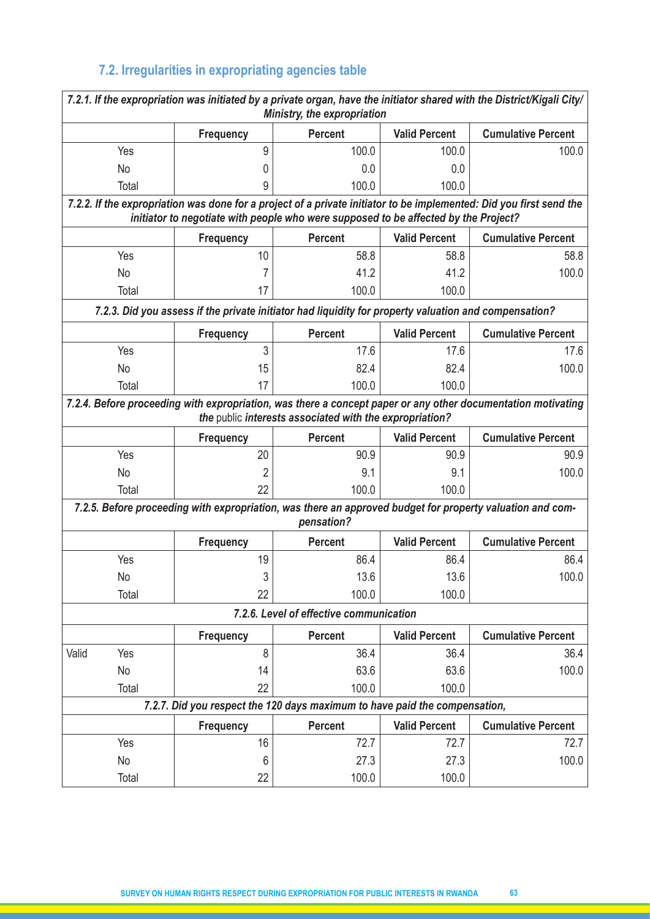## 7.2. Irregularities in expropriating agencies table

| *7.2.1. If the expropriation was initiated by a private organ, have the initiator shared with the District/Kigali City/ Ministry, the expropriation* | | | | | |
|---|---|---|---|---|---|
| | | **Frequency** | **Percent** | **Valid Percent** | **Cumulative Percent** |
| | Yes | 9 | 100.0 | 100.0 | 100.0 |
| | No | 0 | 0.0 | 0.0 | |
| | Total | 9 | 100.0 | 100.0 | |
| ***7.2.2. If the expropriation was done for a project of a private initiator to be implemented: Did you first send the initiator to negotiate with people who were supposed to be affected by the Project?*** | | | | | |
| | | **Frequency** | **Percent** | **Valid Percent** | **Cumulative Percent** |
| | Yes | 10 | 58.8 | 58.8 | 58.8 |
| | No | 7 | 41.2 | 41.2 | 100.0 |
| | Total | 17 | 100.0 | 100.0 | |
| ***7.2.3. Did you assess if the private initiator had liquidity for property valuation and compensation?*** | | | | | |
| | | **Frequency** | **Percent** | **Valid Percent** | **Cumulative Percent** |
| | Yes | 3 | 17.6 | 17.6 | 17.6 |
| | No | 15 | 82.4 | 82.4 | 100.0 |
| | Total | 17 | 100.0 | 100.0 | |
| ***7.2.4. Before proceeding with expropriation, was there a concept paper or any other documentation motivating the*** **public** ***interests associated with the expropriation?*** | | | | | |
| | | **Frequency** | **Percent** | **Valid Percent** | **Cumulative Percent** |
| | Yes | 20 | 90.9 | 90.9 | 90.9 |
| | No | 2 | 9.1 | 9.1 | 100.0 |
| | Total | 22 | 100.0 | 100.0 | |
| ***7.2.5. Before proceeding with expropriation, was there an approved budget for property valuation and compensation?*** | | | | | |
| | | **Frequency** | **Percent** | **Valid Percent** | **Cumulative Percent** |
| | Yes | 19 | 86.4 | 86.4 | 86.4 |
| | No | 3 | 13.6 | 13.6 | 100.0 |
| | Total | 22 | 100.0 | 100.0 | |
| ***7.2.6. Level of effective communication*** | | | | | |
| | | **Frequency** | **Percent** | **Valid Percent** | **Cumulative Percent** |
| Valid | Yes | 8 | 36.4 | 36.4 | 36.4 |
| | No | 14 | 63.6 | 63.6 | 100.0 |
| | Total | 22 | 100.0 | 100.0 | |
| ***7.2.7. Did you respect the 120 days maximum to have paid the compensation,*** | | | | | |
| | | **Frequency** | **Percent** | **Valid Percent** | **Cumulative Percent** |
| | Yes | 16 | 72.7 | 72.7 | 72.7 |
| | No | 6 | 27.3 | 27.3 | 100.0 |
| | Total | 22 | 100.0 | 100.0 | |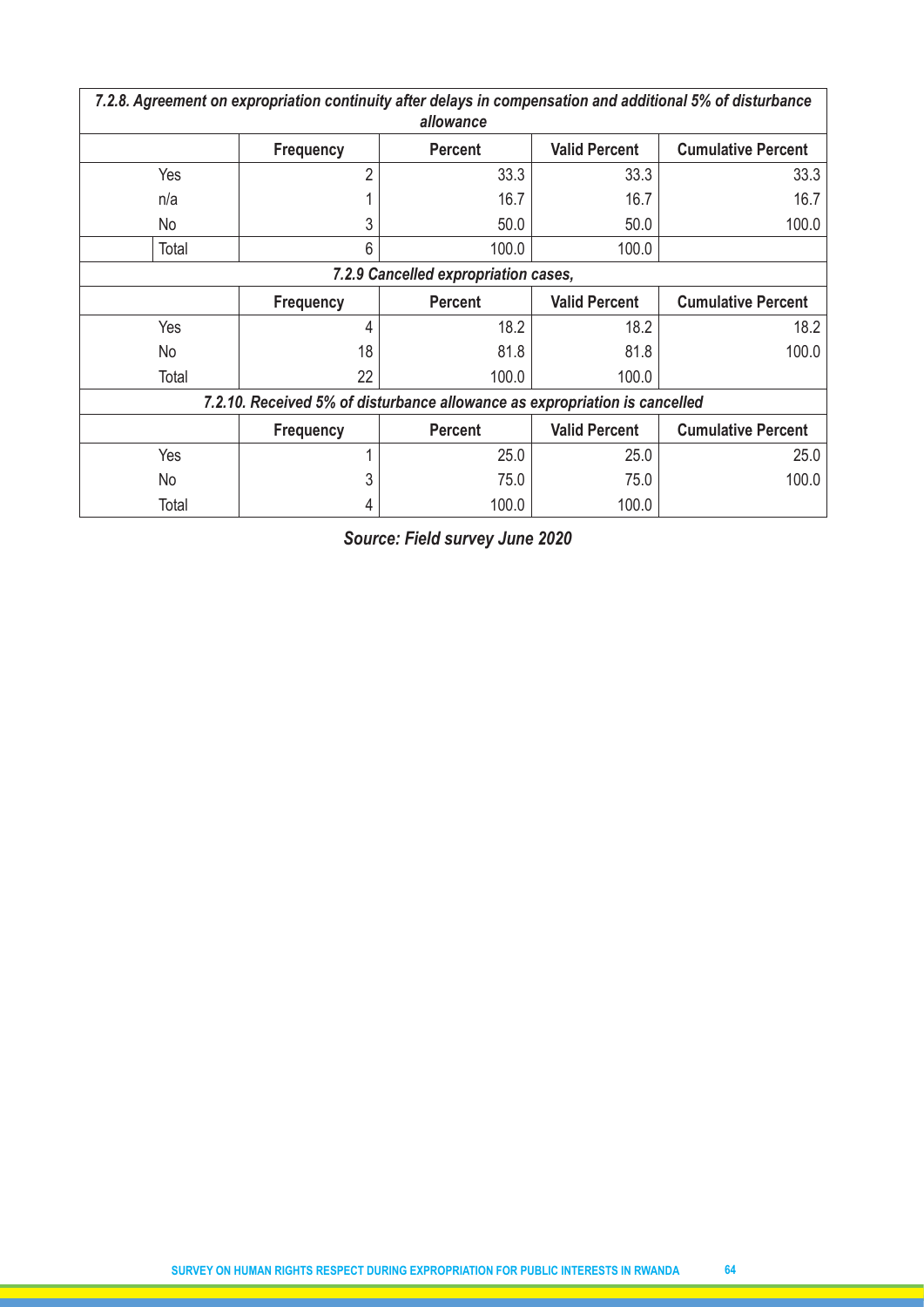| *7.2.8. Agreement on expropriation continuity after delays in compensation and additional 5% of disturbance allowance* | | | | |
|---|---|---|---|---|
| | **Frequency** | **Percent** | **Valid Percent** | **Cumulative Percent** |
| Yes | 2 | 33.3 | 33.3 | 33.3 |
| n/a | 1 | 16.7 | 16.7 | 16.7 |
| No | 3 | 50.0 | 50.0 | 100.0 |
| Total | 6 | 100.0 | 100.0 | |

| *7.2.9 Cancelled expropriation cases,* | | | | |
|---|---|---|---|---|
| | **Frequency** | **Percent** | **Valid Percent** | **Cumulative Percent** |
| Yes | 4 | 18.2 | 18.2 | 18.2 |
| No | 18 | 81.8 | 81.8 | 100.0 |
| Total | 22 | 100.0 | 100.0 | |

| *7.2.10. Received 5% of disturbance allowance as expropriation is cancelled* | | | | |
|---|---|---|---|---|
| | **Frequency** | **Percent** | **Valid Percent** | **Cumulative Percent** |
| Yes | 1 | 25.0 | 25.0 | 25.0 |
| No | 3 | 75.0 | 75.0 | 100.0 |
| Total | 4 | 100.0 | 100.0 | |

***Source: Field survey June 2020***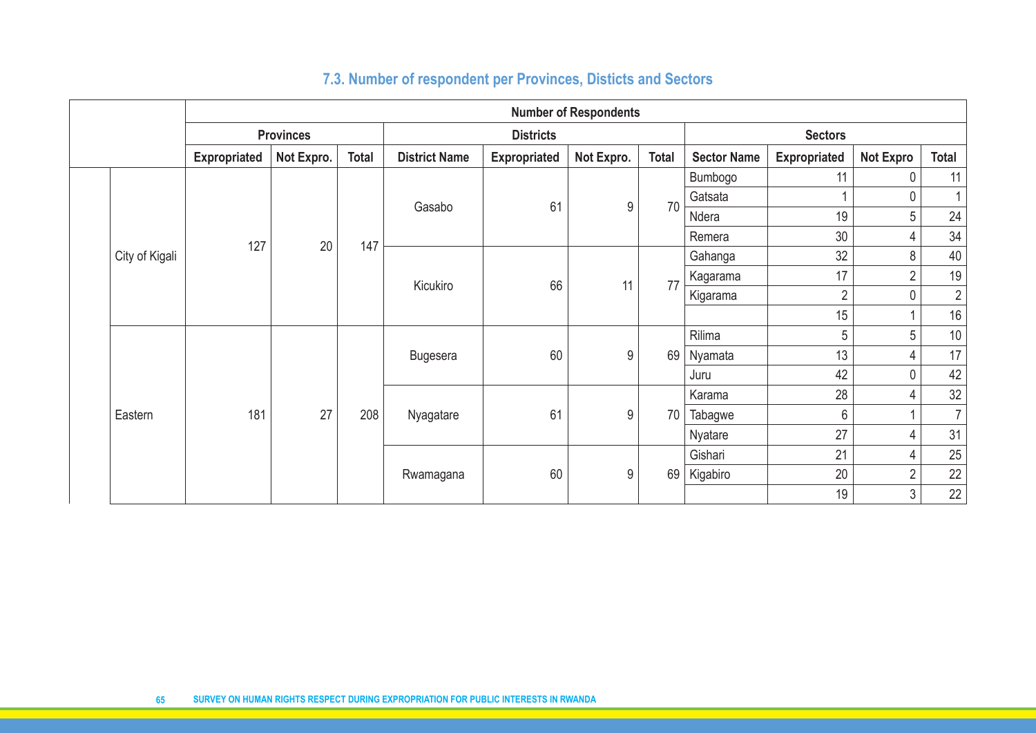## 7.3. Number of respondent per Provinces, Districts and Sectors

| | Number of Respondents | | | | | | | | | | |
|---|---|---|---|---|---|---|---|---|---|---|---|
| | Provinces | | | Districts | | | | Sectors | | | |
| | Expropriated | Not Expro. | Total | District Name | Expropriated | Not Expro. | Total | Sector Name | Expropriated | Not Expro | Total |
| City of Kigali | 127 | 20 | 147 | Gasabo | 61 | 9 | 70 | Bumbogo | 11 | 0 | 11 |
| | | | | | | | | Gatsata | 1 | 0 | 1 |
| | | | | | | | | Ndera | 19 | 5 | 24 |
| | | | | | | | | Remera | 30 | 4 | 34 |
| | | | | Kicukiro | 66 | 11 | 77 | Gahanga | 32 | 8 | 40 |
| | | | | | | | | Kagarama | 17 | 2 | 19 |
| | | | | | | | | Kigarama | 2 | 0 | 2 |
| | | | | | | | | | 15 | 1 | 16 |
| Eastern | 181 | 27 | 208 | Bugesera | 60 | 9 | 69 | Rilima | 5 | 5 | 10 |
| | | | | | | | | Nyamata | 13 | 4 | 17 |
| | | | | | | | | Juru | 42 | 0 | 42 |
| | | | | Nyagatare | 61 | 9 | 70 | Karama | 28 | 4 | 32 |
| | | | | | | | | Tabagwe | 6 | 1 | 7 |
| | | | | | | | | Nyatare | 27 | 4 | 31 |
| | | | | Rwamagana | 60 | 9 | 69 | Gishari | 21 | 4 | 25 |
| | | | | | | | | Kigabiro | 20 | 2 | 22 |
| | | | | | | | | | 19 | 3 | 22 |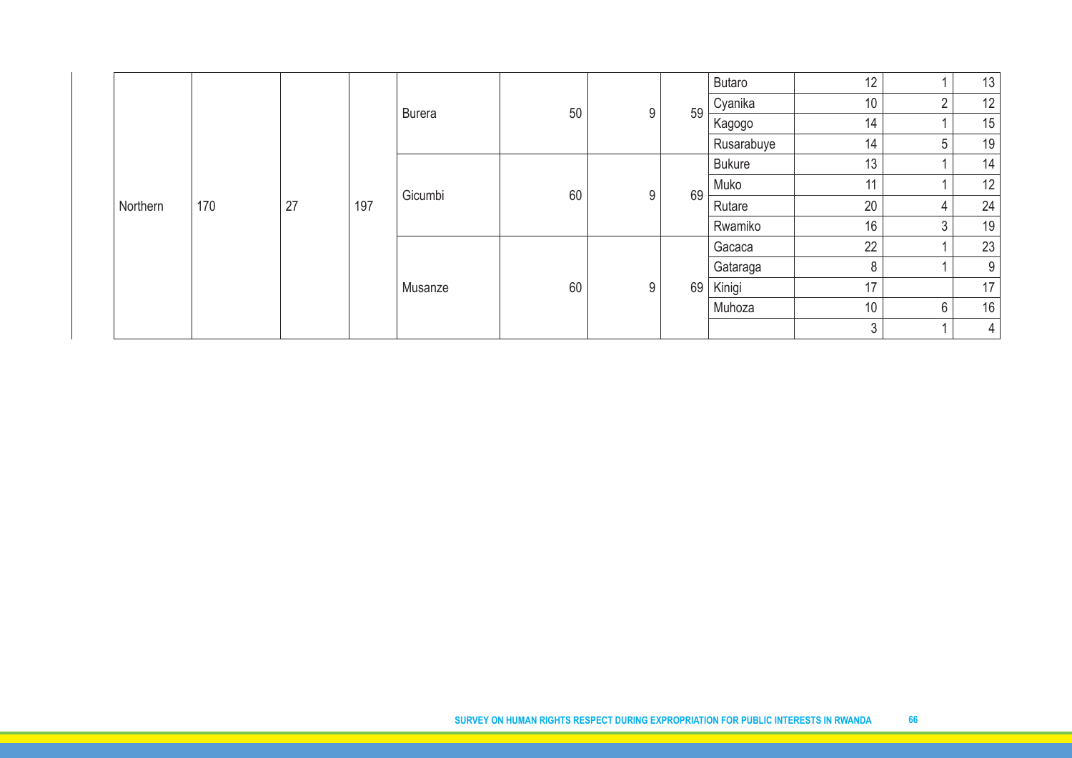| | | | | | | | | | | | |
|---|---|---|---|---|---|---|---|---|---|---|---|
| Northern | 170 | 27 | 197 | Burera | 50 | 9 | 59 | Butaro | 12 | 1 | 13 |
| | | | | | | | | Cyanika | 10 | 2 | 12 |
| | | | | | | | | Kagogo | 14 | 1 | 15 |
| | | | | | | | | Rusarabuye | 14 | 5 | 19 |
| | | | | Gicumbi | 60 | 9 | 69 | Bukure | 13 | 1 | 14 |
| | | | | | | | | Muko | 11 | 1 | 12 |
| | | | | | | | | Rutare | 20 | 4 | 24 |
| | | | | | | | | Rwamiko | 16 | 3 | 19 |
| | | | | Musanze | 60 | 9 | 69 | Gacaca | 22 | 1 | 23 |
| | | | | | | | | Gataraga | 8 | 1 | 9 |
| | | | | | | | | Kinigi | 17 | | 17 |
| | | | | | | | | Muhoza | 10 | 6 | 16 |
| | | | | | | | | | 3 | 1 | 4 |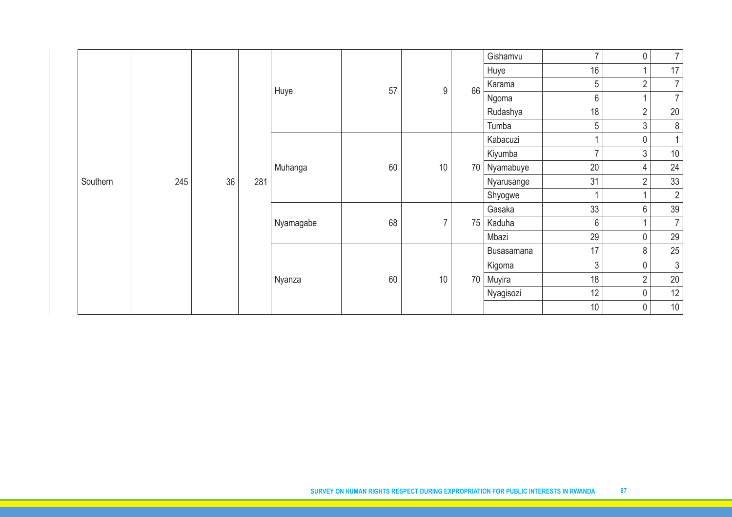| | | | | | | | | | | | |
|---|---|---|---|---|---|---|---|---|---|---|---|
| Southern | 245 | 36 | 281 | Huye | 57 | 9 | 66 | Gishamvu | 7 | 0 | 7 |
| | | | | | | | | Huye | 16 | 1 | 17 |
| | | | | | | | | Karama | 5 | 2 | 7 |
| | | | | | | | | Ngoma | 6 | 1 | 7 |
| | | | | | | | | Rudashya | 18 | 2 | 20 |
| | | | | | | | | Tumba | 5 | 3 | 8 |
| | | | | Muhanga | 60 | 10 | 70 | Kabacuzi | 1 | 0 | 1 |
| | | | | | | | | Kiyumba | 7 | 3 | 10 |
| | | | | | | | | Nyamabuye | 20 | 4 | 24 |
| | | | | | | | | Nyarusange | 31 | 2 | 33 |
| | | | | | | | | Shyogwe | 1 | 1 | 2 |
| | | | | Nyamagabe | 68 | 7 | 75 | Gasaka | 33 | 6 | 39 |
| | | | | | | | | Kaduha | 6 | 1 | 7 |
| | | | | | | | | Mbazi | 29 | 0 | 29 |
| | | | | Nyanza | 60 | 10 | 70 | Busasamana | 17 | 8 | 25 |
| | | | | | | | | Kigoma | 3 | 0 | 3 |
| | | | | | | | | Muyira | 18 | 2 | 20 |
| | | | | | | | | Nyagisozi | 12 | 0 | 12 |
| | | | | | | | | | 10 | 0 | 10 |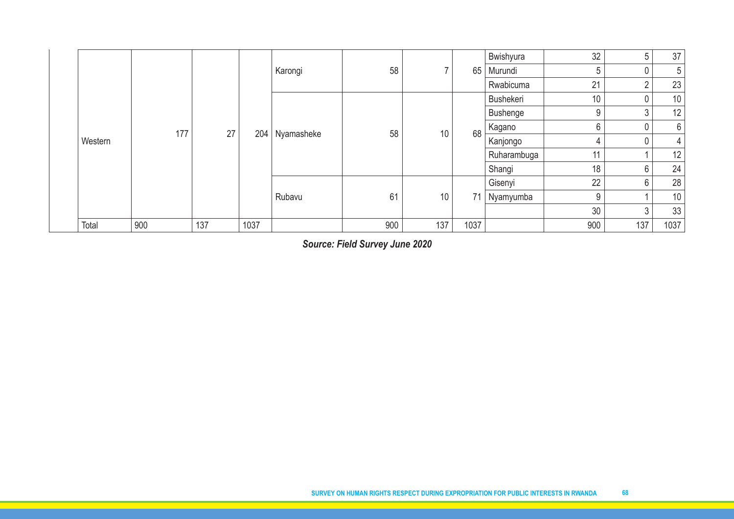| | | | | | | | | | | | |
|---|---|---|---|---|---|---|---|---|---|---|---|
| Western | 177 | 27 | 204 | Karongi | 58 | 7 | 65 | Bwishyura | 32 | 5 | 37 |
| | | | | | | | | Murundi | 5 | 0 | 5 |
| | | | | | | | | Rwabicuma | 21 | 2 | 23 |
| | | | | Nyamasheke | 58 | 10 | 68 | Bushekeri | 10 | 0 | 10 |
| | | | | | | | | Bushenge | 9 | 3 | 12 |
| | | | | | | | | Kagano | 6 | 0 | 6 |
| | | | | | | | | Kanjongo | 4 | 0 | 4 |
| | | | | | | | | Ruharambuga | 11 | 1 | 12 |
| | | | | | | | | Shangi | 18 | 6 | 24 |
| | | | | Rubavu | 61 | 10 | 71 | Gisenyi | 22 | 6 | 28 |
| | | | | | | | | Nyamyumba | 9 | 1 | 10 |
| | | | | | | | | | 30 | 3 | 33 |
| Total | 900 | 137 | 1037 | | 900 | 137 | 1037 | | 900 | 137 | 1037 |

***Source: Field Survey June 2020***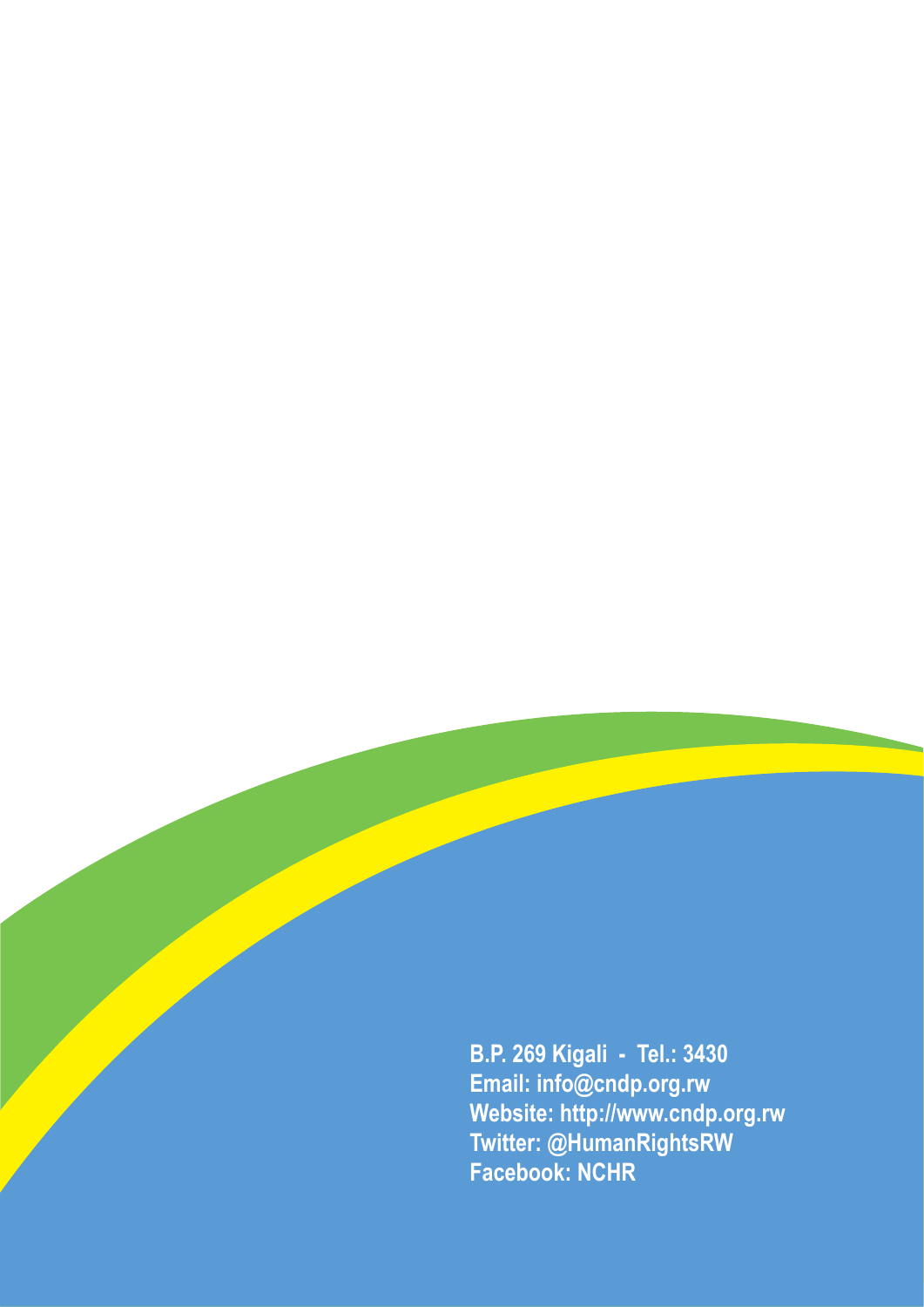**B.P. 269 Kigali - Tel.: 3430**
**Email: info@cndp.org.rw**
**Website: http://www.cndp.org.rw**
**Twitter: @HumanRightsRW**
**Facebook: NCHR**